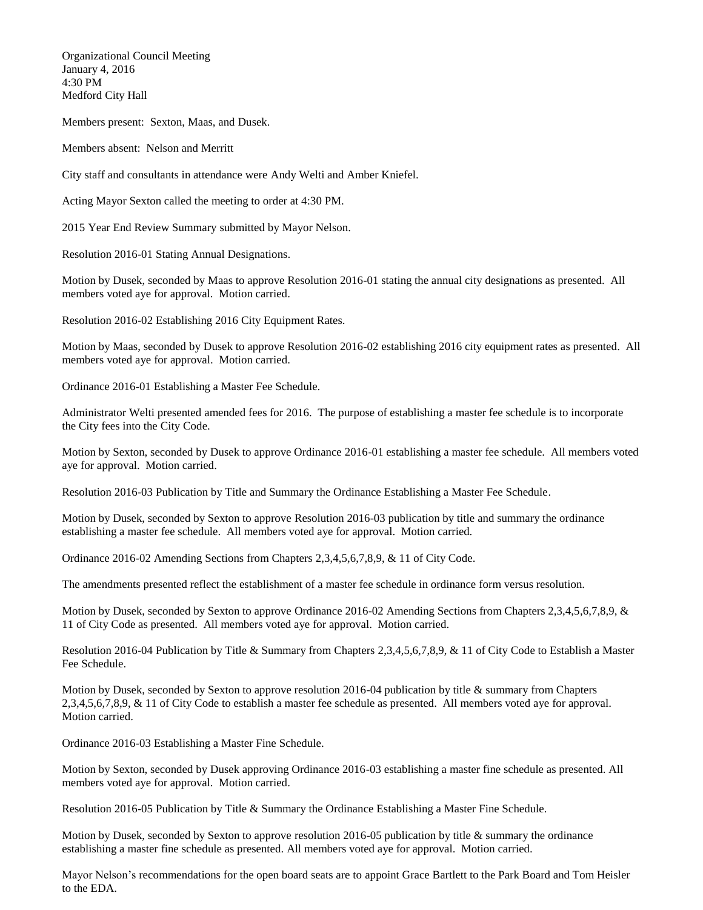Organizational Council Meeting
January 4, 2016
4:30 PM
Medford City Hall

Members present: Sexton, Maas, and Dusek.

Members absent: Nelson and Merritt

City staff and consultants in attendance were Andy Welti and Amber Kniefel.

Acting Mayor Sexton called the meeting to order at 4:30 PM.

2015 Year End Review Summary submitted by Mayor Nelson.

Resolution 2016-01 Stating Annual Designations.

Motion by Dusek, seconded by Maas to approve Resolution 2016-01 stating the annual city designations as presented. All members voted aye for approval. Motion carried.

Resolution 2016-02 Establishing 2016 City Equipment Rates.

Motion by Maas, seconded by Dusek to approve Resolution 2016-02 establishing 2016 city equipment rates as presented. All members voted aye for approval. Motion carried.

Ordinance 2016-01 Establishing a Master Fee Schedule.

Administrator Welti presented amended fees for 2016. The purpose of establishing a master fee schedule is to incorporate the City fees into the City Code.

Motion by Sexton, seconded by Dusek to approve Ordinance 2016-01 establishing a master fee schedule. All members voted aye for approval. Motion carried.

Resolution 2016-03 Publication by Title and Summary the Ordinance Establishing a Master Fee Schedule.

Motion by Dusek, seconded by Sexton to approve Resolution 2016-03 publication by title and summary the ordinance establishing a master fee schedule. All members voted aye for approval. Motion carried.

Ordinance 2016-02 Amending Sections from Chapters 2,3,4,5,6,7,8,9, & 11 of City Code.

The amendments presented reflect the establishment of a master fee schedule in ordinance form versus resolution.

Motion by Dusek, seconded by Sexton to approve Ordinance 2016-02 Amending Sections from Chapters 2,3,4,5,6,7,8,9, & 11 of City Code as presented. All members voted aye for approval. Motion carried.

Resolution 2016-04 Publication by Title & Summary from Chapters 2,3,4,5,6,7,8,9, & 11 of City Code to Establish a Master Fee Schedule.

Motion by Dusek, seconded by Sexton to approve resolution 2016-04 publication by title & summary from Chapters 2,3,4,5,6,7,8,9, & 11 of City Code to establish a master fee schedule as presented. All members voted aye for approval. Motion carried.

Ordinance 2016-03 Establishing a Master Fine Schedule.

Motion by Sexton, seconded by Dusek approving Ordinance 2016-03 establishing a master fine schedule as presented. All members voted aye for approval. Motion carried.

Resolution 2016-05 Publication by Title & Summary the Ordinance Establishing a Master Fine Schedule.

Motion by Dusek, seconded by Sexton to approve resolution 2016-05 publication by title & summary the ordinance establishing a master fine schedule as presented. All members voted aye for approval. Motion carried.

Mayor Nelson's recommendations for the open board seats are to appoint Grace Bartlett to the Park Board and Tom Heisler to the EDA.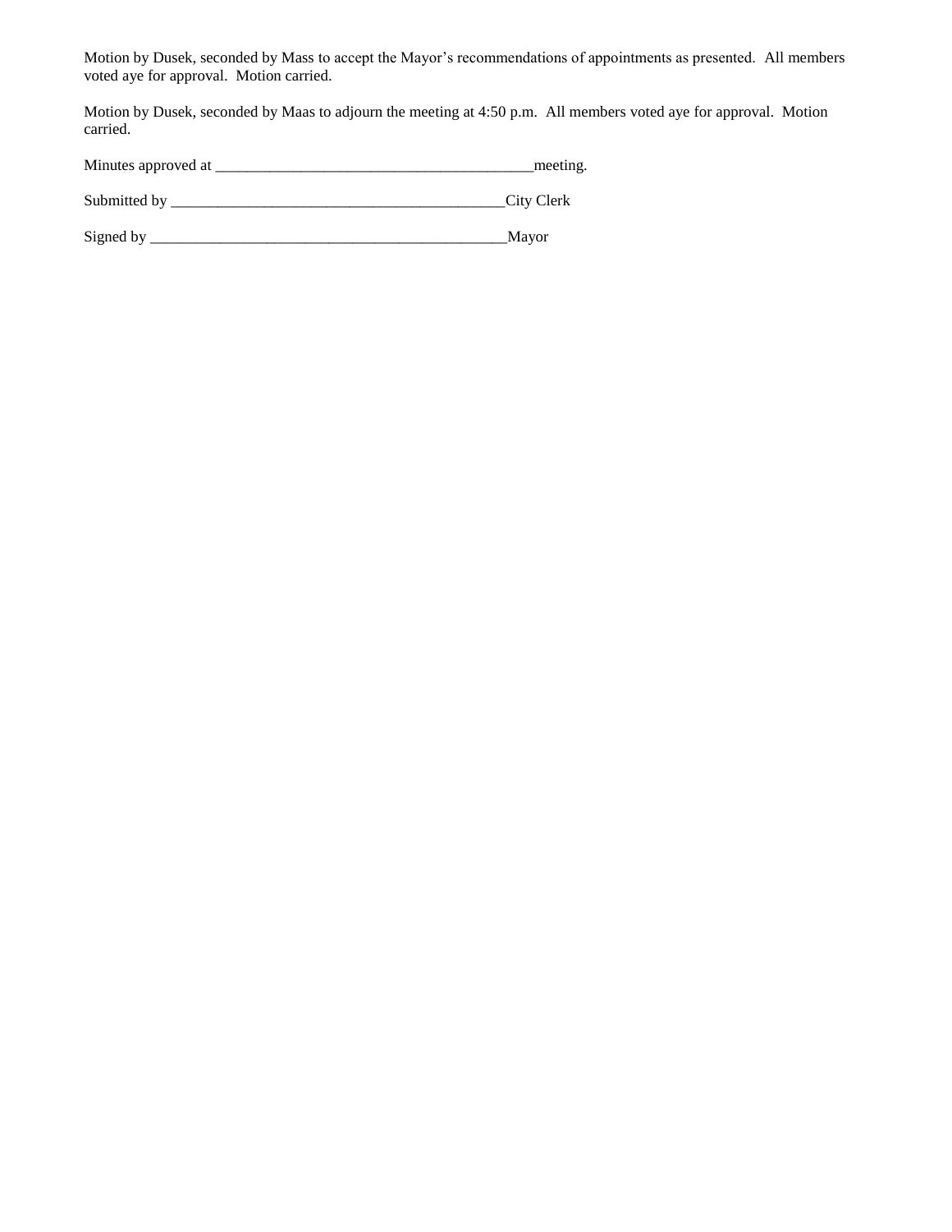Motion by Dusek, seconded by Mass to accept the Mayor's recommendations of appointments as presented. All members voted aye for approval. Motion carried.

Motion by Dusek, seconded by Maas to adjourn the meeting at 4:50 p.m. All members voted aye for approval. Motion carried.

Minutes approved at ___________________________________________meeting.

Submitted by ____________________________________________City Clerk

Signed by ________________________________________________Mayor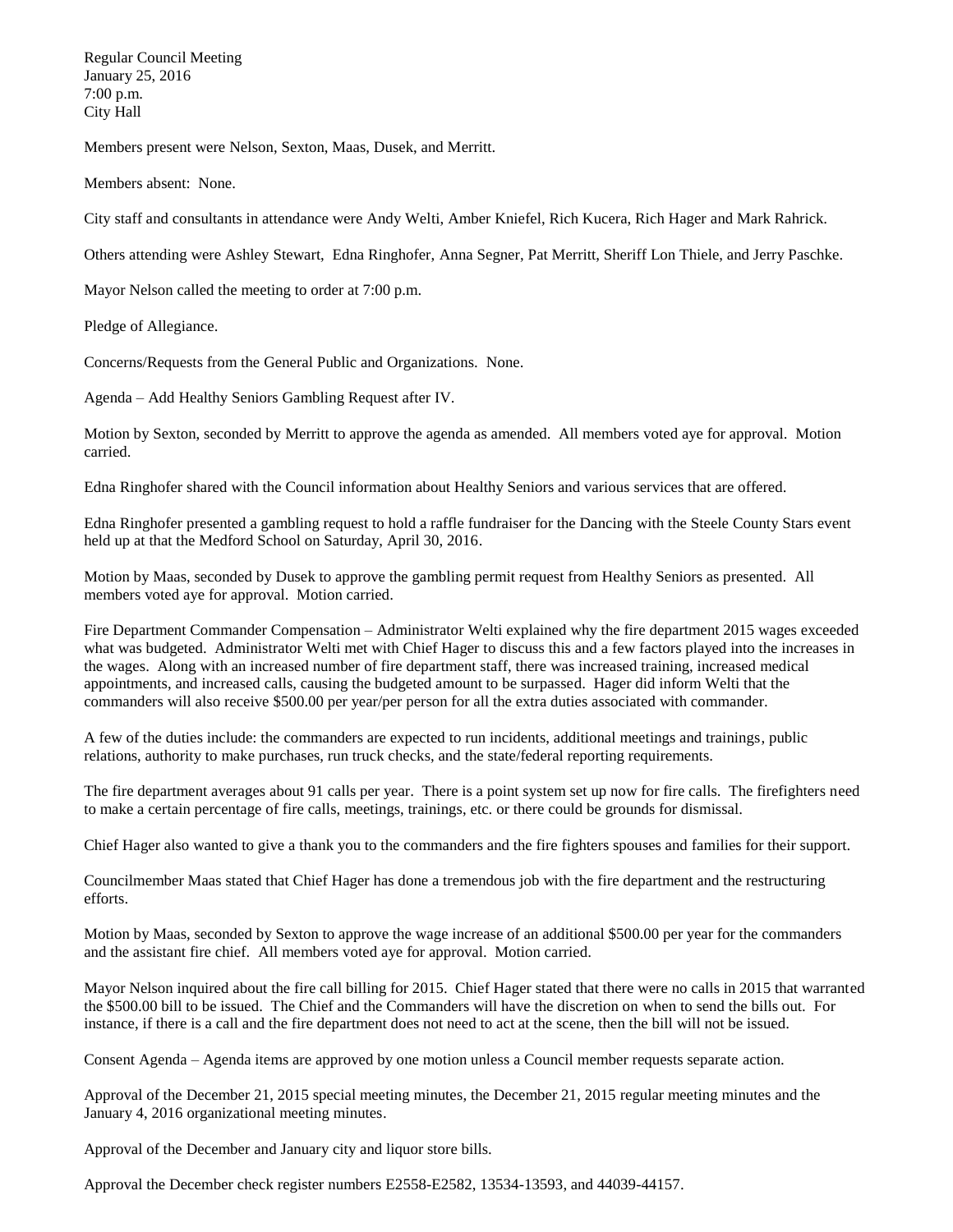Regular Council Meeting
January 25, 2016
7:00 p.m.
City Hall

Members present were Nelson, Sexton, Maas, Dusek, and Merritt.

Members absent: None.

City staff and consultants in attendance were Andy Welti, Amber Kniefel, Rich Kucera, Rich Hager and Mark Rahrick.

Others attending were Ashley Stewart, Edna Ringhofer, Anna Segner, Pat Merritt, Sheriff Lon Thiele, and Jerry Paschke.

Mayor Nelson called the meeting to order at 7:00 p.m.

Pledge of Allegiance.

Concerns/Requests from the General Public and Organizations. None.

Agenda – Add Healthy Seniors Gambling Request after IV.

Motion by Sexton, seconded by Merritt to approve the agenda as amended. All members voted aye for approval. Motion carried.

Edna Ringhofer shared with the Council information about Healthy Seniors and various services that are offered.

Edna Ringhofer presented a gambling request to hold a raffle fundraiser for the Dancing with the Steele County Stars event held up at that the Medford School on Saturday, April 30, 2016.

Motion by Maas, seconded by Dusek to approve the gambling permit request from Healthy Seniors as presented. All members voted aye for approval. Motion carried.

Fire Department Commander Compensation – Administrator Welti explained why the fire department 2015 wages exceeded what was budgeted. Administrator Welti met with Chief Hager to discuss this and a few factors played into the increases in the wages. Along with an increased number of fire department staff, there was increased training, increased medical appointments, and increased calls, causing the budgeted amount to be surpassed. Hager did inform Welti that the commanders will also receive $500.00 per year/per person for all the extra duties associated with commander.

A few of the duties include: the commanders are expected to run incidents, additional meetings and trainings, public relations, authority to make purchases, run truck checks, and the state/federal reporting requirements.

The fire department averages about 91 calls per year. There is a point system set up now for fire calls. The firefighters need to make a certain percentage of fire calls, meetings, trainings, etc. or there could be grounds for dismissal.

Chief Hager also wanted to give a thank you to the commanders and the fire fighters spouses and families for their support.

Councilmember Maas stated that Chief Hager has done a tremendous job with the fire department and the restructuring efforts.

Motion by Maas, seconded by Sexton to approve the wage increase of an additional $500.00 per year for the commanders and the assistant fire chief. All members voted aye for approval. Motion carried.

Mayor Nelson inquired about the fire call billing for 2015. Chief Hager stated that there were no calls in 2015 that warranted the $500.00 bill to be issued. The Chief and the Commanders will have the discretion on when to send the bills out. For instance, if there is a call and the fire department does not need to act at the scene, then the bill will not be issued.

Consent Agenda – Agenda items are approved by one motion unless a Council member requests separate action.

Approval of the December 21, 2015 special meeting minutes, the December 21, 2015 regular meeting minutes and the January 4, 2016 organizational meeting minutes.

Approval of the December and January city and liquor store bills.

Approval the December check register numbers E2558-E2582, 13534-13593, and 44039-44157.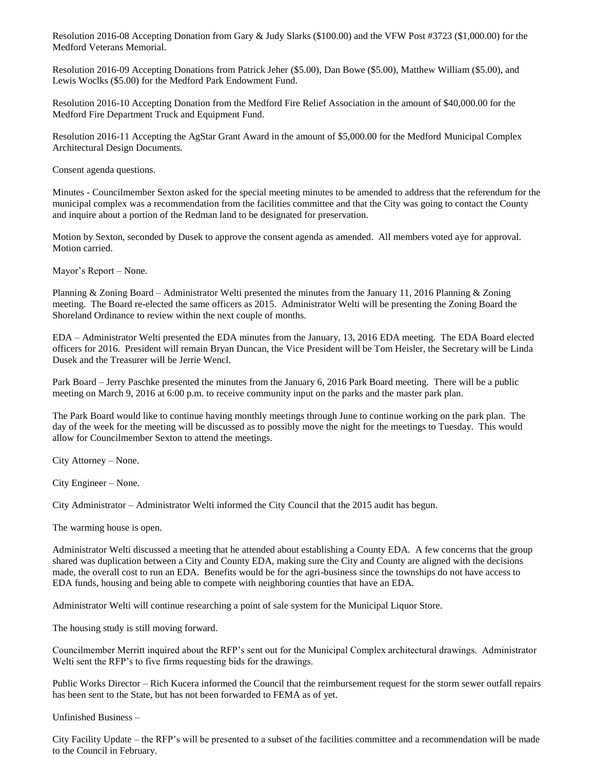Resolution 2016-08 Accepting Donation from Gary & Judy Slarks ($100.00) and the VFW Post #3723 ($1,000.00) for the Medford Veterans Memorial.

Resolution 2016-09 Accepting Donations from Patrick Jeher ($5.00), Dan Bowe ($5.00), Matthew William ($5.00), and Lewis Woclks ($5.00) for the Medford Park Endowment Fund.

Resolution 2016-10 Accepting Donation from the Medford Fire Relief Association in the amount of $40,000.00 for the Medford Fire Department Truck and Equipment Fund.

Resolution 2016-11 Accepting the AgStar Grant Award in the amount of $5,000.00 for the Medford Municipal Complex Architectural Design Documents.

Consent agenda questions.

Minutes - Councilmember Sexton asked for the special meeting minutes to be amended to address that the referendum for the municipal complex was a recommendation from the facilities committee and that the City was going to contact the County and inquire about a portion of the Redman land to be designated for preservation.

Motion by Sexton, seconded by Dusek to approve the consent agenda as amended. All members voted aye for approval. Motion carried.

Mayor's Report – None.

Planning & Zoning Board – Administrator Welti presented the minutes from the January 11, 2016 Planning & Zoning meeting. The Board re-elected the same officers as 2015. Administrator Welti will be presenting the Zoning Board the Shoreland Ordinance to review within the next couple of months.

EDA – Administrator Welti presented the EDA minutes from the January, 13, 2016 EDA meeting. The EDA Board elected officers for 2016. President will remain Bryan Duncan, the Vice President will be Tom Heisler, the Secretary will be Linda Dusek and the Treasurer will be Jerrie Wencl.

Park Board – Jerry Paschke presented the minutes from the January 6, 2016 Park Board meeting. There will be a public meeting on March 9, 2016 at 6:00 p.m. to receive community input on the parks and the master park plan.

The Park Board would like to continue having monthly meetings through June to continue working on the park plan. The day of the week for the meeting will be discussed as to possibly move the night for the meetings to Tuesday. This would allow for Councilmember Sexton to attend the meetings.

City Attorney – None.

City Engineer – None.

City Administrator – Administrator Welti informed the City Council that the 2015 audit has begun.

The warming house is open.

Administrator Welti discussed a meeting that he attended about establishing a County EDA. A few concerns that the group shared was duplication between a City and County EDA, making sure the City and County are aligned with the decisions made, the overall cost to run an EDA. Benefits would be for the agri-business since the townships do not have access to EDA funds, housing and being able to compete with neighboring counties that have an EDA.

Administrator Welti will continue researching a point of sale system for the Municipal Liquor Store.

The housing study is still moving forward.

Councilmember Merritt inquired about the RFP's sent out for the Municipal Complex architectural drawings. Administrator Welti sent the RFP's to five firms requesting bids for the drawings.

Public Works Director – Rich Kucera informed the Council that the reimbursement request for the storm sewer outfall repairs has been sent to the State, but has not been forwarded to FEMA as of yet.

Unfinished Business –

City Facility Update – the RFP's will be presented to a subset of the facilities committee and a recommendation will be made to the Council in February.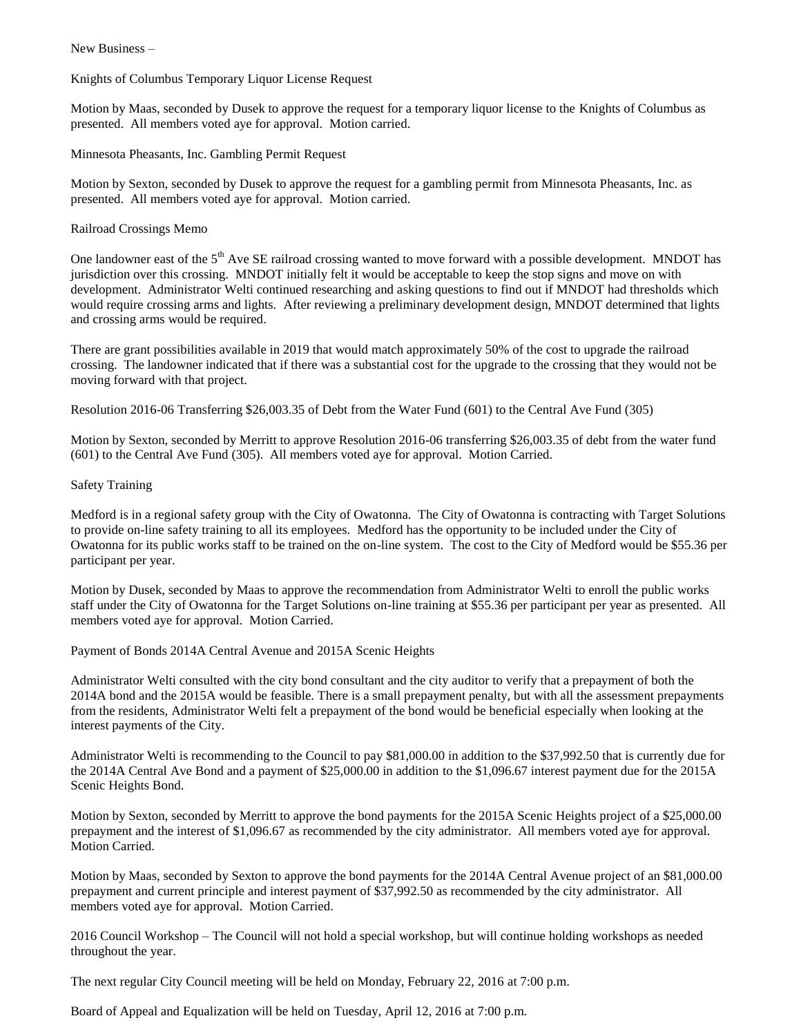New Business –

Knights of Columbus Temporary Liquor License Request

Motion by Maas, seconded by Dusek to approve the request for a temporary liquor license to the Knights of Columbus as presented. All members voted aye for approval. Motion carried.

Minnesota Pheasants, Inc. Gambling Permit Request

Motion by Sexton, seconded by Dusek to approve the request for a gambling permit from Minnesota Pheasants, Inc. as presented. All members voted aye for approval. Motion carried.

Railroad Crossings Memo

One landowner east of the 5th Ave SE railroad crossing wanted to move forward with a possible development. MNDOT has jurisdiction over this crossing. MNDOT initially felt it would be acceptable to keep the stop signs and move on with development. Administrator Welti continued researching and asking questions to find out if MNDOT had thresholds which would require crossing arms and lights. After reviewing a preliminary development design, MNDOT determined that lights and crossing arms would be required.

There are grant possibilities available in 2019 that would match approximately 50% of the cost to upgrade the railroad crossing. The landowner indicated that if there was a substantial cost for the upgrade to the crossing that they would not be moving forward with that project.

Resolution 2016-06 Transferring $26,003.35 of Debt from the Water Fund (601) to the Central Ave Fund (305)

Motion by Sexton, seconded by Merritt to approve Resolution 2016-06 transferring $26,003.35 of debt from the water fund (601) to the Central Ave Fund (305). All members voted aye for approval. Motion Carried.

Safety Training

Medford is in a regional safety group with the City of Owatonna. The City of Owatonna is contracting with Target Solutions to provide on-line safety training to all its employees. Medford has the opportunity to be included under the City of Owatonna for its public works staff to be trained on the on-line system. The cost to the City of Medford would be $55.36 per participant per year.

Motion by Dusek, seconded by Maas to approve the recommendation from Administrator Welti to enroll the public works staff under the City of Owatonna for the Target Solutions on-line training at $55.36 per participant per year as presented. All members voted aye for approval. Motion Carried.

Payment of Bonds 2014A Central Avenue and 2015A Scenic Heights

Administrator Welti consulted with the city bond consultant and the city auditor to verify that a prepayment of both the 2014A bond and the 2015A would be feasible. There is a small prepayment penalty, but with all the assessment prepayments from the residents, Administrator Welti felt a prepayment of the bond would be beneficial especially when looking at the interest payments of the City.

Administrator Welti is recommending to the Council to pay $81,000.00 in addition to the $37,992.50 that is currently due for the 2014A Central Ave Bond and a payment of $25,000.00 in addition to the $1,096.67 interest payment due for the 2015A Scenic Heights Bond.

Motion by Sexton, seconded by Merritt to approve the bond payments for the 2015A Scenic Heights project of a $25,000.00 prepayment and the interest of $1,096.67 as recommended by the city administrator. All members voted aye for approval. Motion Carried.

Motion by Maas, seconded by Sexton to approve the bond payments for the 2014A Central Avenue project of an $81,000.00 prepayment and current principle and interest payment of $37,992.50 as recommended by the city administrator. All members voted aye for approval. Motion Carried.

2016 Council Workshop – The Council will not hold a special workshop, but will continue holding workshops as needed throughout the year.

The next regular City Council meeting will be held on Monday, February 22, 2016 at 7:00 p.m.

Board of Appeal and Equalization will be held on Tuesday, April 12, 2016 at 7:00 p.m.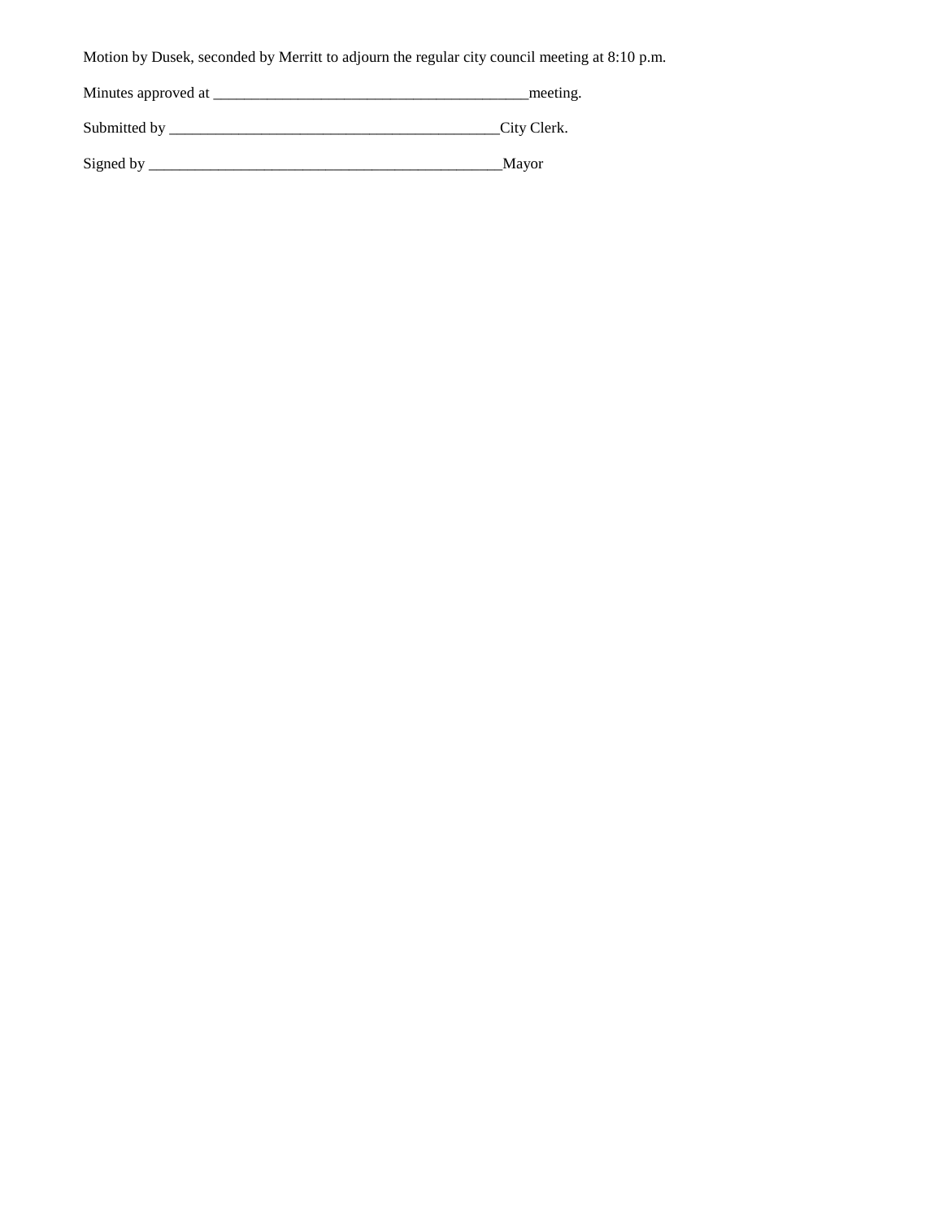Motion by Dusek, seconded by Merritt to adjourn the regular city council meeting at 8:10 p.m.

Minutes approved at ________________________________________meeting.

Submitted by ___________________________________________City Clerk.

Signed by _______________________________________________Mayor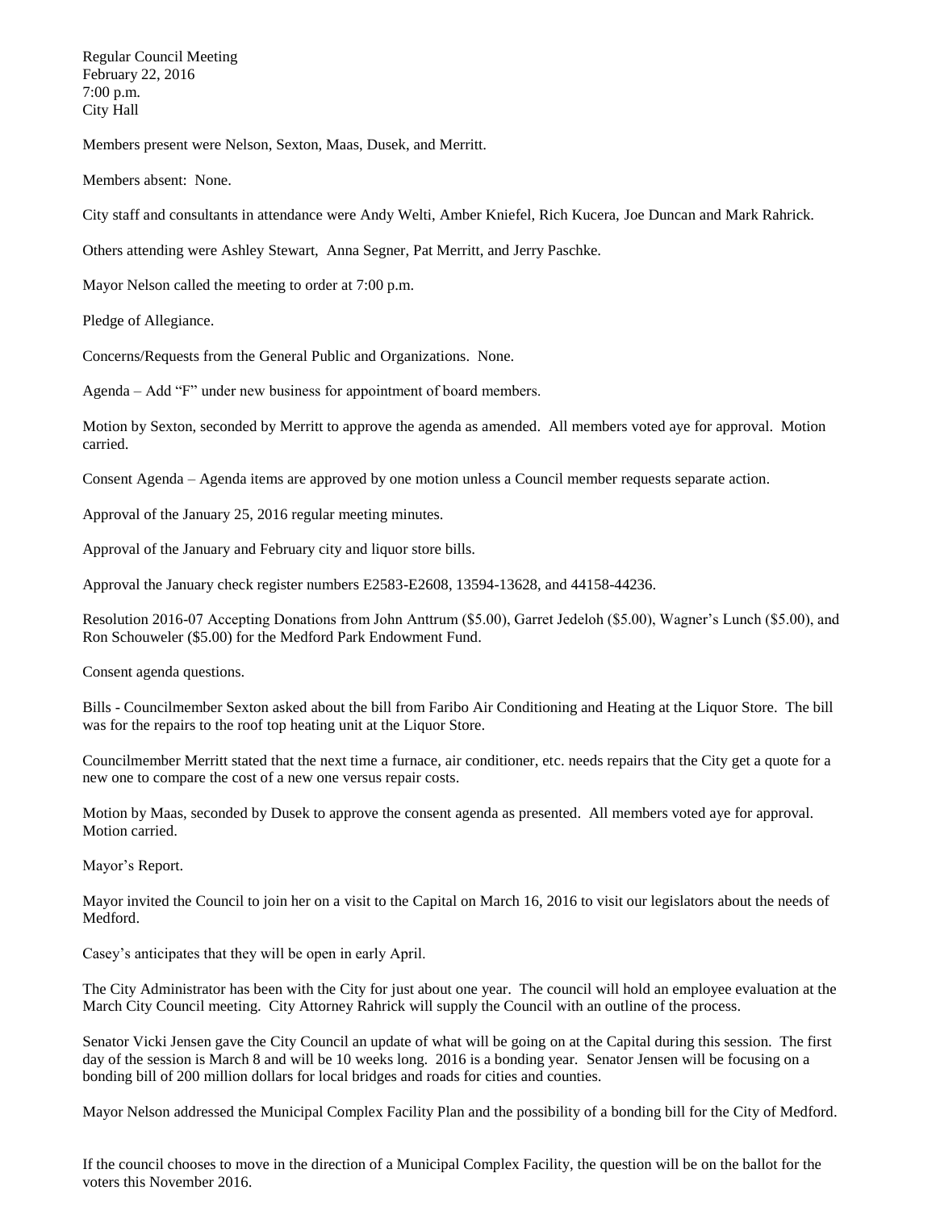Regular Council Meeting
February 22, 2016
7:00 p.m.
City Hall

Members present were Nelson, Sexton, Maas, Dusek, and Merritt.

Members absent: None.

City staff and consultants in attendance were Andy Welti, Amber Kniefel, Rich Kucera, Joe Duncan and Mark Rahrick.

Others attending were Ashley Stewart, Anna Segner, Pat Merritt, and Jerry Paschke.

Mayor Nelson called the meeting to order at 7:00 p.m.

Pledge of Allegiance.

Concerns/Requests from the General Public and Organizations. None.

Agenda – Add "F" under new business for appointment of board members.

Motion by Sexton, seconded by Merritt to approve the agenda as amended. All members voted aye for approval. Motion carried.

Consent Agenda – Agenda items are approved by one motion unless a Council member requests separate action.

Approval of the January 25, 2016 regular meeting minutes.

Approval of the January and February city and liquor store bills.

Approval the January check register numbers E2583-E2608, 13594-13628, and 44158-44236.

Resolution 2016-07 Accepting Donations from John Anttrum ($5.00), Garret Jedeloh ($5.00), Wagner's Lunch ($5.00), and Ron Schouweler ($5.00) for the Medford Park Endowment Fund.

Consent agenda questions.

Bills - Councilmember Sexton asked about the bill from Faribo Air Conditioning and Heating at the Liquor Store. The bill was for the repairs to the roof top heating unit at the Liquor Store.

Councilmember Merritt stated that the next time a furnace, air conditioner, etc. needs repairs that the City get a quote for a new one to compare the cost of a new one versus repair costs.

Motion by Maas, seconded by Dusek to approve the consent agenda as presented. All members voted aye for approval. Motion carried.

Mayor's Report.

Mayor invited the Council to join her on a visit to the Capital on March 16, 2016 to visit our legislators about the needs of Medford.

Casey's anticipates that they will be open in early April.

The City Administrator has been with the City for just about one year. The council will hold an employee evaluation at the March City Council meeting. City Attorney Rahrick will supply the Council with an outline of the process.

Senator Vicki Jensen gave the City Council an update of what will be going on at the Capital during this session. The first day of the session is March 8 and will be 10 weeks long. 2016 is a bonding year. Senator Jensen will be focusing on a bonding bill of 200 million dollars for local bridges and roads for cities and counties.

Mayor Nelson addressed the Municipal Complex Facility Plan and the possibility of a bonding bill for the City of Medford.

If the council chooses to move in the direction of a Municipal Complex Facility, the question will be on the ballot for the voters this November 2016.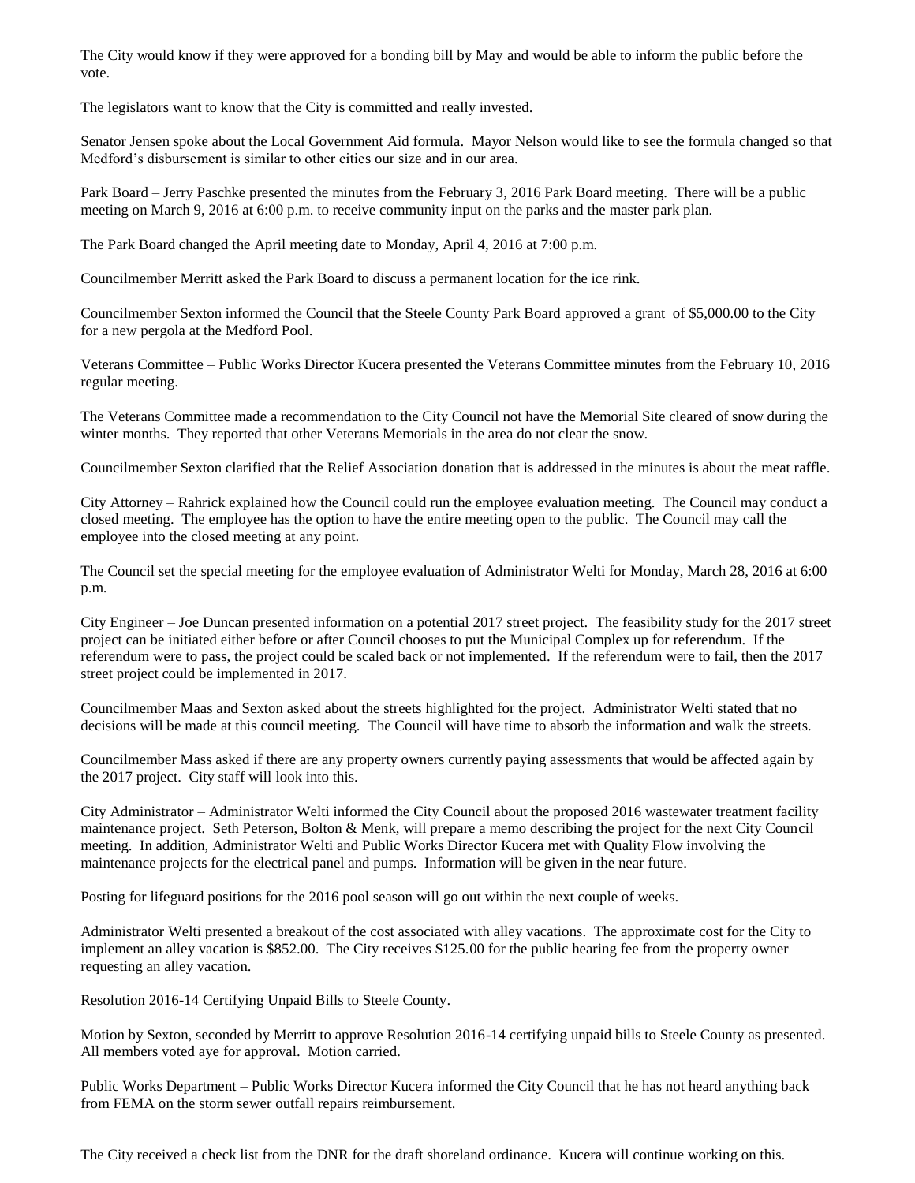The City would know if they were approved for a bonding bill by May and would be able to inform the public before the vote.

The legislators want to know that the City is committed and really invested.

Senator Jensen spoke about the Local Government Aid formula. Mayor Nelson would like to see the formula changed so that Medford's disbursement is similar to other cities our size and in our area.

Park Board – Jerry Paschke presented the minutes from the February 3, 2016 Park Board meeting. There will be a public meeting on March 9, 2016 at 6:00 p.m. to receive community input on the parks and the master park plan.

The Park Board changed the April meeting date to Monday, April 4, 2016 at 7:00 p.m.

Councilmember Merritt asked the Park Board to discuss a permanent location for the ice rink.

Councilmember Sexton informed the Council that the Steele County Park Board approved a grant of $5,000.00 to the City for a new pergola at the Medford Pool.

Veterans Committee – Public Works Director Kucera presented the Veterans Committee minutes from the February 10, 2016 regular meeting.

The Veterans Committee made a recommendation to the City Council not have the Memorial Site cleared of snow during the winter months. They reported that other Veterans Memorials in the area do not clear the snow.

Councilmember Sexton clarified that the Relief Association donation that is addressed in the minutes is about the meat raffle.

City Attorney – Rahrick explained how the Council could run the employee evaluation meeting. The Council may conduct a closed meeting. The employee has the option to have the entire meeting open to the public. The Council may call the employee into the closed meeting at any point.

The Council set the special meeting for the employee evaluation of Administrator Welti for Monday, March 28, 2016 at 6:00 p.m.

City Engineer – Joe Duncan presented information on a potential 2017 street project. The feasibility study for the 2017 street project can be initiated either before or after Council chooses to put the Municipal Complex up for referendum. If the referendum were to pass, the project could be scaled back or not implemented. If the referendum were to fail, then the 2017 street project could be implemented in 2017.

Councilmember Maas and Sexton asked about the streets highlighted for the project. Administrator Welti stated that no decisions will be made at this council meeting. The Council will have time to absorb the information and walk the streets.

Councilmember Mass asked if there are any property owners currently paying assessments that would be affected again by the 2017 project. City staff will look into this.

City Administrator – Administrator Welti informed the City Council about the proposed 2016 wastewater treatment facility maintenance project. Seth Peterson, Bolton & Menk, will prepare a memo describing the project for the next City Council meeting. In addition, Administrator Welti and Public Works Director Kucera met with Quality Flow involving the maintenance projects for the electrical panel and pumps. Information will be given in the near future.

Posting for lifeguard positions for the 2016 pool season will go out within the next couple of weeks.

Administrator Welti presented a breakout of the cost associated with alley vacations. The approximate cost for the City to implement an alley vacation is $852.00. The City receives $125.00 for the public hearing fee from the property owner requesting an alley vacation.

Resolution 2016-14 Certifying Unpaid Bills to Steele County.

Motion by Sexton, seconded by Merritt to approve Resolution 2016-14 certifying unpaid bills to Steele County as presented. All members voted aye for approval. Motion carried.

Public Works Department – Public Works Director Kucera informed the City Council that he has not heard anything back from FEMA on the storm sewer outfall repairs reimbursement.

The City received a check list from the DNR for the draft shoreland ordinance. Kucera will continue working on this.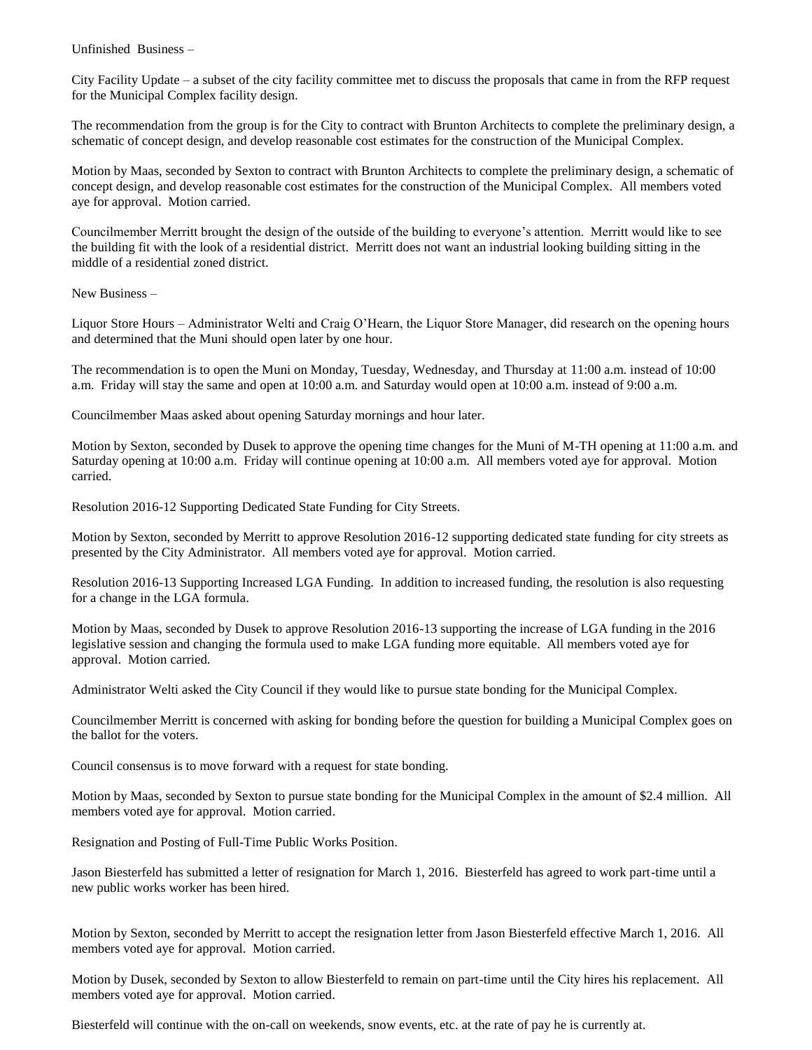Unfinished Business –

City Facility Update – a subset of the city facility committee met to discuss the proposals that came in from the RFP request for the Municipal Complex facility design.

The recommendation from the group is for the City to contract with Brunton Architects to complete the preliminary design, a schematic of concept design, and develop reasonable cost estimates for the construction of the Municipal Complex.

Motion by Maas, seconded by Sexton to contract with Brunton Architects to complete the preliminary design, a schematic of concept design, and develop reasonable cost estimates for the construction of the Municipal Complex. All members voted aye for approval. Motion carried.

Councilmember Merritt brought the design of the outside of the building to everyone's attention. Merritt would like to see the building fit with the look of a residential district. Merritt does not want an industrial looking building sitting in the middle of a residential zoned district.

New Business –

Liquor Store Hours – Administrator Welti and Craig O'Hearn, the Liquor Store Manager, did research on the opening hours and determined that the Muni should open later by one hour.

The recommendation is to open the Muni on Monday, Tuesday, Wednesday, and Thursday at 11:00 a.m. instead of 10:00 a.m. Friday will stay the same and open at 10:00 a.m. and Saturday would open at 10:00 a.m. instead of 9:00 a.m.

Councilmember Maas asked about opening Saturday mornings and hour later.

Motion by Sexton, seconded by Dusek to approve the opening time changes for the Muni of M-TH opening at 11:00 a.m. and Saturday opening at 10:00 a.m. Friday will continue opening at 10:00 a.m. All members voted aye for approval. Motion carried.

Resolution 2016-12 Supporting Dedicated State Funding for City Streets.

Motion by Sexton, seconded by Merritt to approve Resolution 2016-12 supporting dedicated state funding for city streets as presented by the City Administrator. All members voted aye for approval. Motion carried.

Resolution 2016-13 Supporting Increased LGA Funding. In addition to increased funding, the resolution is also requesting for a change in the LGA formula.

Motion by Maas, seconded by Dusek to approve Resolution 2016-13 supporting the increase of LGA funding in the 2016 legislative session and changing the formula used to make LGA funding more equitable. All members voted aye for approval. Motion carried.

Administrator Welti asked the City Council if they would like to pursue state bonding for the Municipal Complex.

Councilmember Merritt is concerned with asking for bonding before the question for building a Municipal Complex goes on the ballot for the voters.

Council consensus is to move forward with a request for state bonding.

Motion by Maas, seconded by Sexton to pursue state bonding for the Municipal Complex in the amount of $2.4 million. All members voted aye for approval. Motion carried.

Resignation and Posting of Full-Time Public Works Position.

Jason Biesterfeld has submitted a letter of resignation for March 1, 2016. Biesterfeld has agreed to work part-time until a new public works worker has been hired.

Motion by Sexton, seconded by Merritt to accept the resignation letter from Jason Biesterfeld effective March 1, 2016. All members voted aye for approval. Motion carried.

Motion by Dusek, seconded by Sexton to allow Biesterfeld to remain on part-time until the City hires his replacement. All members voted aye for approval. Motion carried.

Biesterfeld will continue with the on-call on weekends, snow events, etc. at the rate of pay he is currently at.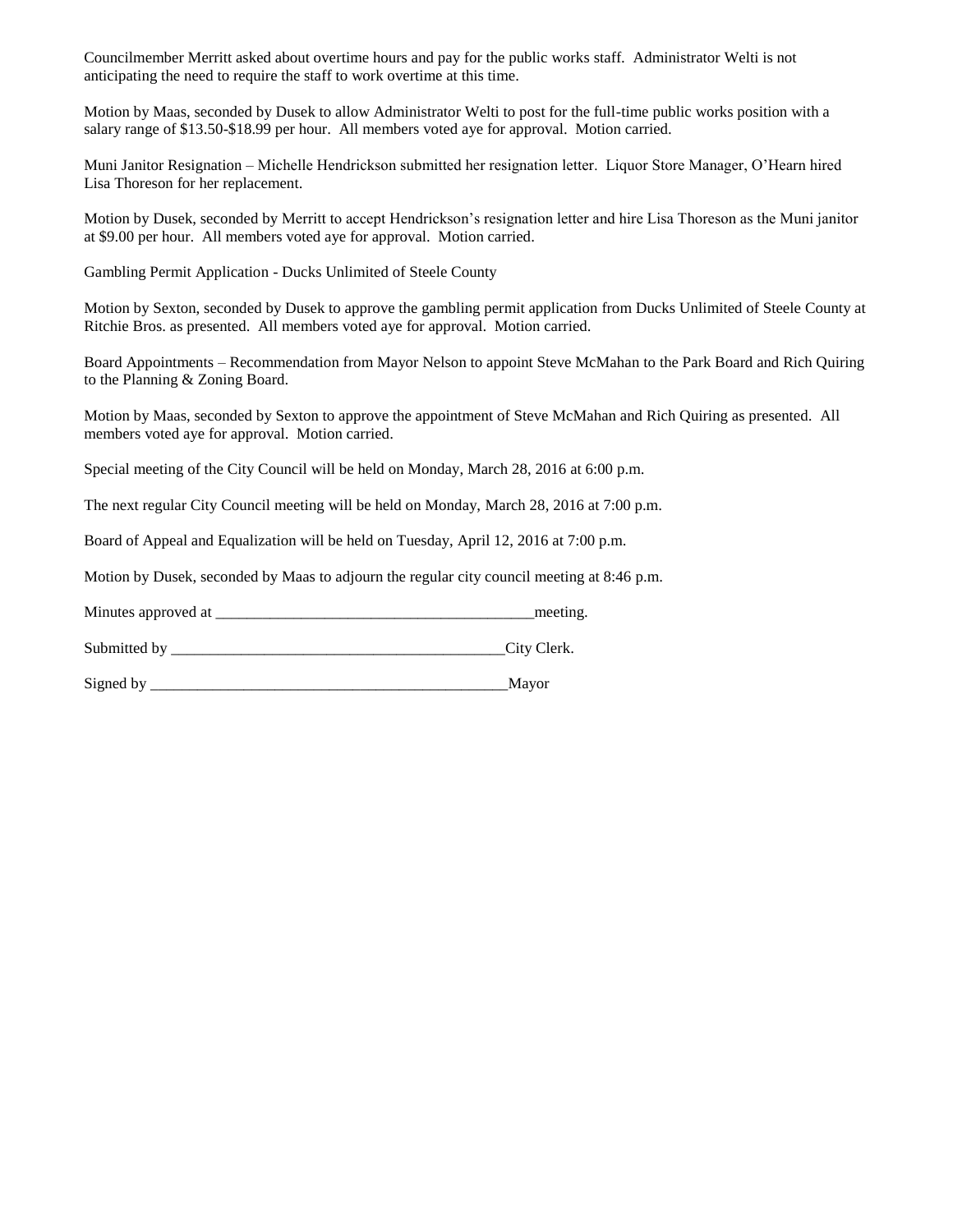Councilmember Merritt asked about overtime hours and pay for the public works staff. Administrator Welti is not anticipating the need to require the staff to work overtime at this time.

Motion by Maas, seconded by Dusek to allow Administrator Welti to post for the full-time public works position with a salary range of $13.50-$18.99 per hour. All members voted aye for approval. Motion carried.

Muni Janitor Resignation – Michelle Hendrickson submitted her resignation letter. Liquor Store Manager, O'Hearn hired Lisa Thoreson for her replacement.

Motion by Dusek, seconded by Merritt to accept Hendrickson's resignation letter and hire Lisa Thoreson as the Muni janitor at $9.00 per hour. All members voted aye for approval. Motion carried.

Gambling Permit Application - Ducks Unlimited of Steele County

Motion by Sexton, seconded by Dusek to approve the gambling permit application from Ducks Unlimited of Steele County at Ritchie Bros. as presented. All members voted aye for approval. Motion carried.

Board Appointments – Recommendation from Mayor Nelson to appoint Steve McMahan to the Park Board and Rich Quiring to the Planning & Zoning Board.

Motion by Maas, seconded by Sexton to approve the appointment of Steve McMahan and Rich Quiring as presented. All members voted aye for approval. Motion carried.

Special meeting of the City Council will be held on Monday, March 28, 2016 at 6:00 p.m.

The next regular City Council meeting will be held on Monday, March 28, 2016 at 7:00 p.m.

Board of Appeal and Equalization will be held on Tuesday, April 12, 2016 at 7:00 p.m.

Motion by Dusek, seconded by Maas to adjourn the regular city council meeting at 8:46 p.m.

Minutes approved at __________________________________________meeting.

Submitted by ____________________________________________City Clerk.

Signed by _______________________________________________Mayor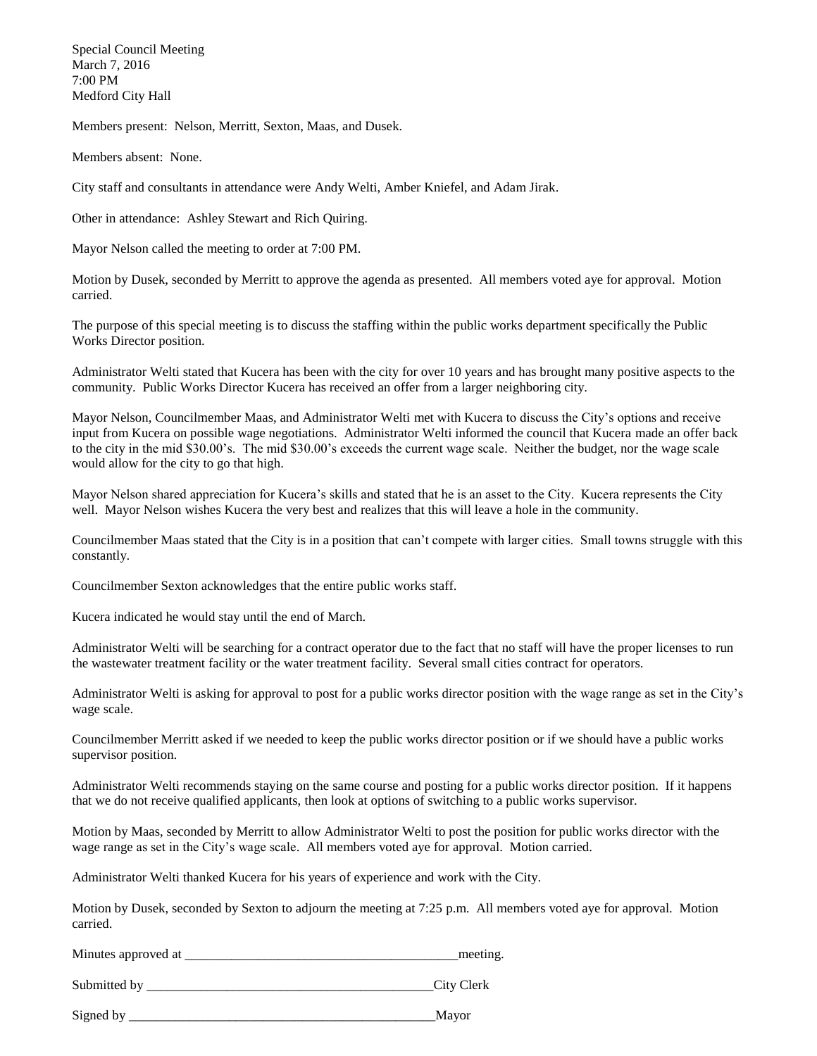Special Council Meeting
March 7, 2016
7:00 PM
Medford City Hall

Members present: Nelson, Merritt, Sexton, Maas, and Dusek.

Members absent: None.

City staff and consultants in attendance were Andy Welti, Amber Kniefel, and Adam Jirak.

Other in attendance: Ashley Stewart and Rich Quiring.

Mayor Nelson called the meeting to order at 7:00 PM.

Motion by Dusek, seconded by Merritt to approve the agenda as presented. All members voted aye for approval. Motion carried.

The purpose of this special meeting is to discuss the staffing within the public works department specifically the Public Works Director position.

Administrator Welti stated that Kucera has been with the city for over 10 years and has brought many positive aspects to the community. Public Works Director Kucera has received an offer from a larger neighboring city.

Mayor Nelson, Councilmember Maas, and Administrator Welti met with Kucera to discuss the City's options and receive input from Kucera on possible wage negotiations. Administrator Welti informed the council that Kucera made an offer back to the city in the mid $30.00's. The mid $30.00's exceeds the current wage scale. Neither the budget, nor the wage scale would allow for the city to go that high.

Mayor Nelson shared appreciation for Kucera's skills and stated that he is an asset to the City. Kucera represents the City well. Mayor Nelson wishes Kucera the very best and realizes that this will leave a hole in the community.

Councilmember Maas stated that the City is in a position that can't compete with larger cities. Small towns struggle with this constantly.

Councilmember Sexton acknowledges that the entire public works staff.

Kucera indicated he would stay until the end of March.

Administrator Welti will be searching for a contract operator due to the fact that no staff will have the proper licenses to run the wastewater treatment facility or the water treatment facility. Several small cities contract for operators.

Administrator Welti is asking for approval to post for a public works director position with the wage range as set in the City's wage scale.

Councilmember Merritt asked if we needed to keep the public works director position or if we should have a public works supervisor position.

Administrator Welti recommends staying on the same course and posting for a public works director position. If it happens that we do not receive qualified applicants, then look at options of switching to a public works supervisor.

Motion by Maas, seconded by Merritt to allow Administrator Welti to post the position for public works director with the wage range as set in the City's wage scale. All members voted aye for approval. Motion carried.

Administrator Welti thanked Kucera for his years of experience and work with the City.

Motion by Dusek, seconded by Sexton to adjourn the meeting at 7:25 p.m. All members voted aye for approval. Motion carried.

Minutes approved at ________________________________________meeting.

Submitted by __________________________________________City Clerk

Signed by _____________________________________________Mayor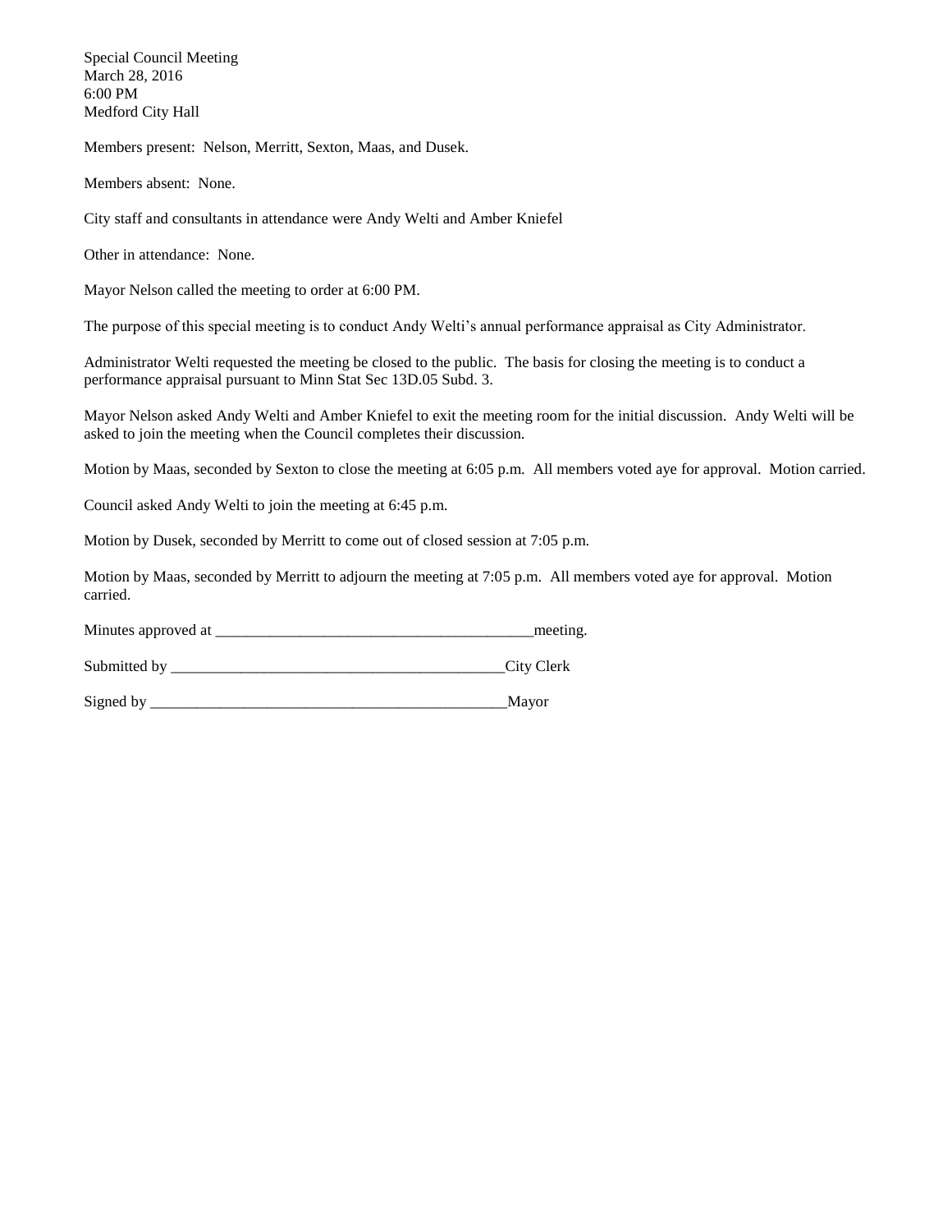Special Council Meeting
March 28, 2016
6:00 PM
Medford City Hall

Members present: Nelson, Merritt, Sexton, Maas, and Dusek.

Members absent: None.

City staff and consultants in attendance were Andy Welti and Amber Kniefel

Other in attendance: None.

Mayor Nelson called the meeting to order at 6:00 PM.

The purpose of this special meeting is to conduct Andy Welti's annual performance appraisal as City Administrator.

Administrator Welti requested the meeting be closed to the public. The basis for closing the meeting is to conduct a performance appraisal pursuant to Minn Stat Sec 13D.05 Subd. 3.

Mayor Nelson asked Andy Welti and Amber Kniefel to exit the meeting room for the initial discussion. Andy Welti will be asked to join the meeting when the Council completes their discussion.

Motion by Maas, seconded by Sexton to close the meeting at 6:05 p.m. All members voted aye for approval. Motion carried.

Council asked Andy Welti to join the meeting at 6:45 p.m.

Motion by Dusek, seconded by Merritt to come out of closed session at 7:05 p.m.

Motion by Maas, seconded by Merritt to adjourn the meeting at 7:05 p.m. All members voted aye for approval. Motion carried.

Minutes approved at ________________________________________meeting.

Submitted by __________________________________________City Clerk

Signed by ______________________________________________Mayor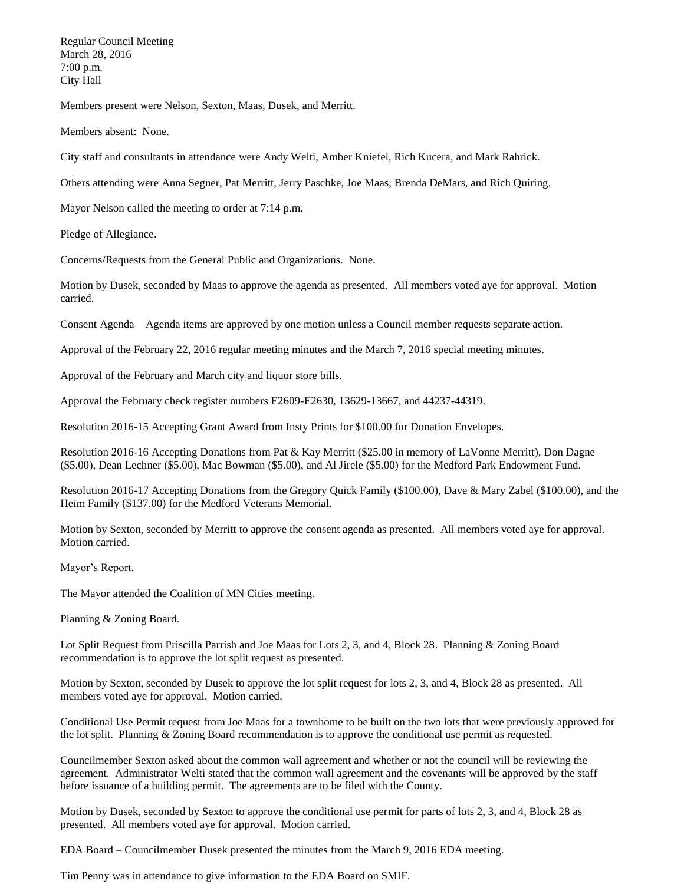Regular Council Meeting
March 28, 2016
7:00 p.m.
City Hall

Members present were Nelson, Sexton, Maas, Dusek, and Merritt.

Members absent: None.

City staff and consultants in attendance were Andy Welti, Amber Kniefel, Rich Kucera, and Mark Rahrick.

Others attending were Anna Segner, Pat Merritt, Jerry Paschke, Joe Maas, Brenda DeMars, and Rich Quiring.

Mayor Nelson called the meeting to order at 7:14 p.m.

Pledge of Allegiance.

Concerns/Requests from the General Public and Organizations. None.

Motion by Dusek, seconded by Maas to approve the agenda as presented. All members voted aye for approval. Motion carried.

Consent Agenda – Agenda items are approved by one motion unless a Council member requests separate action.

Approval of the February 22, 2016 regular meeting minutes and the March 7, 2016 special meeting minutes.

Approval of the February and March city and liquor store bills.

Approval the February check register numbers E2609-E2630, 13629-13667, and 44237-44319.

Resolution 2016-15 Accepting Grant Award from Insty Prints for $100.00 for Donation Envelopes.

Resolution 2016-16 Accepting Donations from Pat & Kay Merritt ($25.00 in memory of LaVonne Merritt), Don Dagne ($5.00), Dean Lechner ($5.00), Mac Bowman ($5.00), and Al Jirele ($5.00) for the Medford Park Endowment Fund.

Resolution 2016-17 Accepting Donations from the Gregory Quick Family ($100.00), Dave & Mary Zabel ($100.00), and the Heim Family ($137.00) for the Medford Veterans Memorial.

Motion by Sexton, seconded by Merritt to approve the consent agenda as presented. All members voted aye for approval. Motion carried.

Mayor's Report.

The Mayor attended the Coalition of MN Cities meeting.

Planning & Zoning Board.

Lot Split Request from Priscilla Parrish and Joe Maas for Lots 2, 3, and 4, Block 28. Planning & Zoning Board recommendation is to approve the lot split request as presented.

Motion by Sexton, seconded by Dusek to approve the lot split request for lots 2, 3, and 4, Block 28 as presented. All members voted aye for approval. Motion carried.

Conditional Use Permit request from Joe Maas for a townhome to be built on the two lots that were previously approved for the lot split. Planning & Zoning Board recommendation is to approve the conditional use permit as requested.

Councilmember Sexton asked about the common wall agreement and whether or not the council will be reviewing the agreement. Administrator Welti stated that the common wall agreement and the covenants will be approved by the staff before issuance of a building permit. The agreements are to be filed with the County.

Motion by Dusek, seconded by Sexton to approve the conditional use permit for parts of lots 2, 3, and 4, Block 28 as presented. All members voted aye for approval. Motion carried.

EDA Board – Councilmember Dusek presented the minutes from the March 9, 2016 EDA meeting.

Tim Penny was in attendance to give information to the EDA Board on SMIF.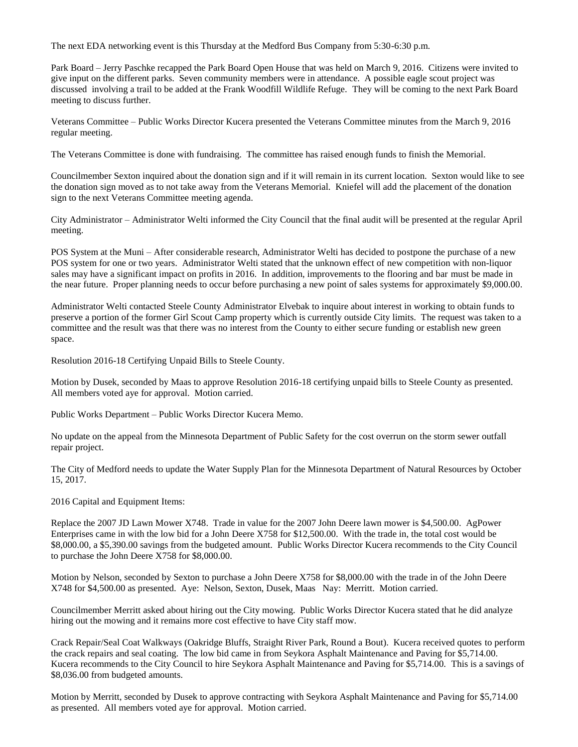The next EDA networking event is this Thursday at the Medford Bus Company from 5:30-6:30 p.m.

Park Board – Jerry Paschke recapped the Park Board Open House that was held on March 9, 2016. Citizens were invited to give input on the different parks. Seven community members were in attendance. A possible eagle scout project was discussed involving a trail to be added at the Frank Woodfill Wildlife Refuge. They will be coming to the next Park Board meeting to discuss further.

Veterans Committee – Public Works Director Kucera presented the Veterans Committee minutes from the March 9, 2016 regular meeting.

The Veterans Committee is done with fundraising. The committee has raised enough funds to finish the Memorial.

Councilmember Sexton inquired about the donation sign and if it will remain in its current location. Sexton would like to see the donation sign moved as to not take away from the Veterans Memorial. Kniefel will add the placement of the donation sign to the next Veterans Committee meeting agenda.

City Administrator – Administrator Welti informed the City Council that the final audit will be presented at the regular April meeting.

POS System at the Muni – After considerable research, Administrator Welti has decided to postpone the purchase of a new POS system for one or two years. Administrator Welti stated that the unknown effect of new competition with non-liquor sales may have a significant impact on profits in 2016. In addition, improvements to the flooring and bar must be made in the near future. Proper planning needs to occur before purchasing a new point of sales systems for approximately $9,000.00.

Administrator Welti contacted Steele County Administrator Elvebak to inquire about interest in working to obtain funds to preserve a portion of the former Girl Scout Camp property which is currently outside City limits. The request was taken to a committee and the result was that there was no interest from the County to either secure funding or establish new green space.

Resolution 2016-18 Certifying Unpaid Bills to Steele County.

Motion by Dusek, seconded by Maas to approve Resolution 2016-18 certifying unpaid bills to Steele County as presented. All members voted aye for approval. Motion carried.

Public Works Department – Public Works Director Kucera Memo.

No update on the appeal from the Minnesota Department of Public Safety for the cost overrun on the storm sewer outfall repair project.

The City of Medford needs to update the Water Supply Plan for the Minnesota Department of Natural Resources by October 15, 2017.

2016 Capital and Equipment Items:

Replace the 2007 JD Lawn Mower X748. Trade in value for the 2007 John Deere lawn mower is $4,500.00. AgPower Enterprises came in with the low bid for a John Deere X758 for $12,500.00. With the trade in, the total cost would be $8,000.00, a $5,390.00 savings from the budgeted amount. Public Works Director Kucera recommends to the City Council to purchase the John Deere X758 for $8,000.00.

Motion by Nelson, seconded by Sexton to purchase a John Deere X758 for $8,000.00 with the trade in of the John Deere X748 for $4,500.00 as presented. Aye: Nelson, Sexton, Dusek, Maas Nay: Merritt. Motion carried.

Councilmember Merritt asked about hiring out the City mowing. Public Works Director Kucera stated that he did analyze hiring out the mowing and it remains more cost effective to have City staff mow.

Crack Repair/Seal Coat Walkways (Oakridge Bluffs, Straight River Park, Round a Bout). Kucera received quotes to perform the crack repairs and seal coating. The low bid came in from Seykora Asphalt Maintenance and Paving for $5,714.00. Kucera recommends to the City Council to hire Seykora Asphalt Maintenance and Paving for $5,714.00. This is a savings of $8,036.00 from budgeted amounts.

Motion by Merritt, seconded by Dusek to approve contracting with Seykora Asphalt Maintenance and Paving for $5,714.00 as presented. All members voted aye for approval. Motion carried.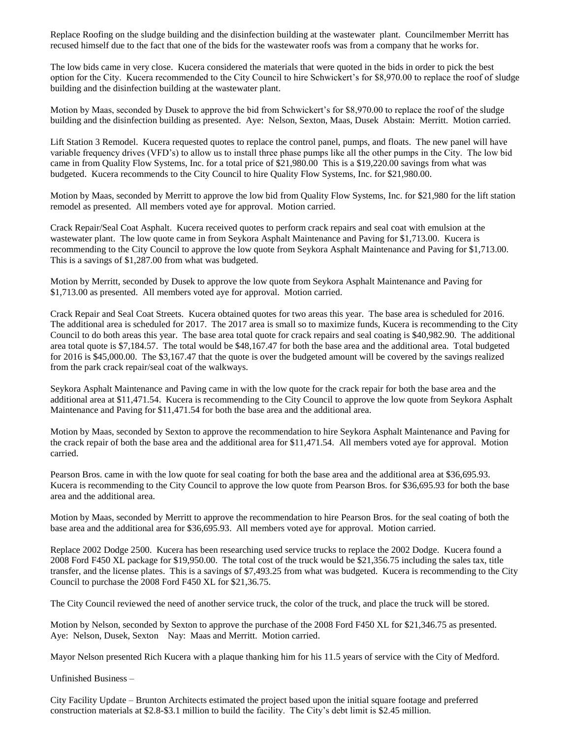Replace Roofing on the sludge building and the disinfection building at the wastewater plant. Councilmember Merritt has recused himself due to the fact that one of the bids for the wastewater roofs was from a company that he works for.

The low bids came in very close. Kucera considered the materials that were quoted in the bids in order to pick the best option for the City. Kucera recommended to the City Council to hire Schwickert's for $8,970.00 to replace the roof of sludge building and the disinfection building at the wastewater plant.

Motion by Maas, seconded by Dusek to approve the bid from Schwickert's for $8,970.00 to replace the roof of the sludge building and the disinfection building as presented. Aye: Nelson, Sexton, Maas, Dusek Abstain: Merritt. Motion carried.

Lift Station 3 Remodel. Kucera requested quotes to replace the control panel, pumps, and floats. The new panel will have variable frequency drives (VFD's) to allow us to install three phase pumps like all the other pumps in the City. The low bid came in from Quality Flow Systems, Inc. for a total price of $21,980.00 This is a $19,220.00 savings from what was budgeted. Kucera recommends to the City Council to hire Quality Flow Systems, Inc. for $21,980.00.

Motion by Maas, seconded by Merritt to approve the low bid from Quality Flow Systems, Inc. for $21,980 for the lift station remodel as presented. All members voted aye for approval. Motion carried.

Crack Repair/Seal Coat Asphalt. Kucera received quotes to perform crack repairs and seal coat with emulsion at the wastewater plant. The low quote came in from Seykora Asphalt Maintenance and Paving for $1,713.00. Kucera is recommending to the City Council to approve the low quote from Seykora Asphalt Maintenance and Paving for $1,713.00. This is a savings of $1,287.00 from what was budgeted.

Motion by Merritt, seconded by Dusek to approve the low quote from Seykora Asphalt Maintenance and Paving for $1,713.00 as presented. All members voted aye for approval. Motion carried.

Crack Repair and Seal Coat Streets. Kucera obtained quotes for two areas this year. The base area is scheduled for 2016. The additional area is scheduled for 2017. The 2017 area is small so to maximize funds, Kucera is recommending to the City Council to do both areas this year. The base area total quote for crack repairs and seal coating is $40,982.90. The additional area total quote is $7,184.57. The total would be $48,167.47 for both the base area and the additional area. Total budgeted for 2016 is $45,000.00. The $3,167.47 that the quote is over the budgeted amount will be covered by the savings realized from the park crack repair/seal coat of the walkways.

Seykora Asphalt Maintenance and Paving came in with the low quote for the crack repair for both the base area and the additional area at $11,471.54. Kucera is recommending to the City Council to approve the low quote from Seykora Asphalt Maintenance and Paving for $11,471.54 for both the base area and the additional area.

Motion by Maas, seconded by Sexton to approve the recommendation to hire Seykora Asphalt Maintenance and Paving for the crack repair of both the base area and the additional area for $11,471.54. All members voted aye for approval. Motion carried.

Pearson Bros. came in with the low quote for seal coating for both the base area and the additional area at $36,695.93. Kucera is recommending to the City Council to approve the low quote from Pearson Bros. for $36,695.93 for both the base area and the additional area.

Motion by Maas, seconded by Merritt to approve the recommendation to hire Pearson Bros. for the seal coating of both the base area and the additional area for $36,695.93. All members voted aye for approval. Motion carried.

Replace 2002 Dodge 2500. Kucera has been researching used service trucks to replace the 2002 Dodge. Kucera found a 2008 Ford F450 XL package for $19,950.00. The total cost of the truck would be $21,356.75 including the sales tax, title transfer, and the license plates. This is a savings of $7,493.25 from what was budgeted. Kucera is recommending to the City Council to purchase the 2008 Ford F450 XL for $21,36.75.

The City Council reviewed the need of another service truck, the color of the truck, and place the truck will be stored.

Motion by Nelson, seconded by Sexton to approve the purchase of the 2008 Ford F450 XL for $21,346.75 as presented. Aye: Nelson, Dusek, Sexton Nay: Maas and Merritt. Motion carried.

Mayor Nelson presented Rich Kucera with a plaque thanking him for his 11.5 years of service with the City of Medford.

Unfinished Business –

City Facility Update – Brunton Architects estimated the project based upon the initial square footage and preferred construction materials at $2.8-$3.1 million to build the facility. The City's debt limit is $2.45 million.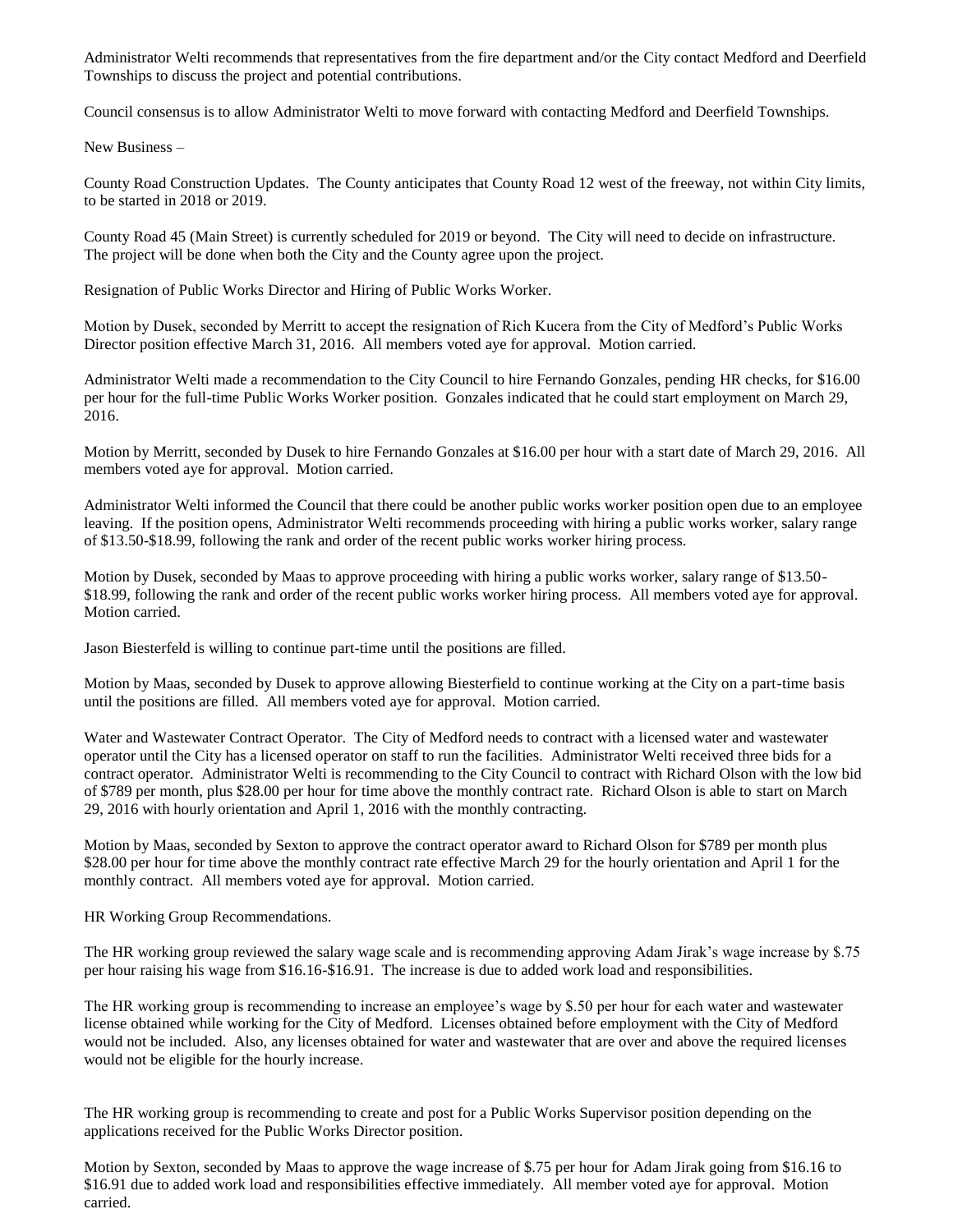Administrator Welti recommends that representatives from the fire department and/or the City contact Medford and Deerfield Townships to discuss the project and potential contributions.

Council consensus is to allow Administrator Welti to move forward with contacting Medford and Deerfield Townships.

New Business –

County Road Construction Updates. The County anticipates that County Road 12 west of the freeway, not within City limits, to be started in 2018 or 2019.

County Road 45 (Main Street) is currently scheduled for 2019 or beyond. The City will need to decide on infrastructure. The project will be done when both the City and the County agree upon the project.

Resignation of Public Works Director and Hiring of Public Works Worker.

Motion by Dusek, seconded by Merritt to accept the resignation of Rich Kucera from the City of Medford's Public Works Director position effective March 31, 2016. All members voted aye for approval. Motion carried.

Administrator Welti made a recommendation to the City Council to hire Fernando Gonzales, pending HR checks, for $16.00 per hour for the full-time Public Works Worker position. Gonzales indicated that he could start employment on March 29, 2016.

Motion by Merritt, seconded by Dusek to hire Fernando Gonzales at $16.00 per hour with a start date of March 29, 2016. All members voted aye for approval. Motion carried.

Administrator Welti informed the Council that there could be another public works worker position open due to an employee leaving. If the position opens, Administrator Welti recommends proceeding with hiring a public works worker, salary range of $13.50-$18.99, following the rank and order of the recent public works worker hiring process.

Motion by Dusek, seconded by Maas to approve proceeding with hiring a public works worker, salary range of $13.50-$18.99, following the rank and order of the recent public works worker hiring process. All members voted aye for approval. Motion carried.

Jason Biesterfeld is willing to continue part-time until the positions are filled.

Motion by Maas, seconded by Dusek to approve allowing Biesterfeld to continue working at the City on a part-time basis until the positions are filled. All members voted aye for approval. Motion carried.

Water and Wastewater Contract Operator. The City of Medford needs to contract with a licensed water and wastewater operator until the City has a licensed operator on staff to run the facilities. Administrator Welti received three bids for a contract operator. Administrator Welti is recommending to the City Council to contract with Richard Olson with the low bid of $789 per month, plus $28.00 per hour for time above the monthly contract rate. Richard Olson is able to start on March 29, 2016 with hourly orientation and April 1, 2016 with the monthly contracting.

Motion by Maas, seconded by Sexton to approve the contract operator award to Richard Olson for $789 per month plus $28.00 per hour for time above the monthly contract rate effective March 29 for the hourly orientation and April 1 for the monthly contract. All members voted aye for approval. Motion carried.

HR Working Group Recommendations.

The HR working group reviewed the salary wage scale and is recommending approving Adam Jirak's wage increase by $.75 per hour raising his wage from $16.16-$16.91. The increase is due to added work load and responsibilities.

The HR working group is recommending to increase an employee's wage by $.50 per hour for each water and wastewater license obtained while working for the City of Medford. Licenses obtained before employment with the City of Medford would not be included. Also, any licenses obtained for water and wastewater that are over and above the required licenses would not be eligible for the hourly increase.

The HR working group is recommending to create and post for a Public Works Supervisor position depending on the applications received for the Public Works Director position.

Motion by Sexton, seconded by Maas to approve the wage increase of $.75 per hour for Adam Jirak going from $16.16 to $16.91 due to added work load and responsibilities effective immediately. All member voted aye for approval. Motion carried.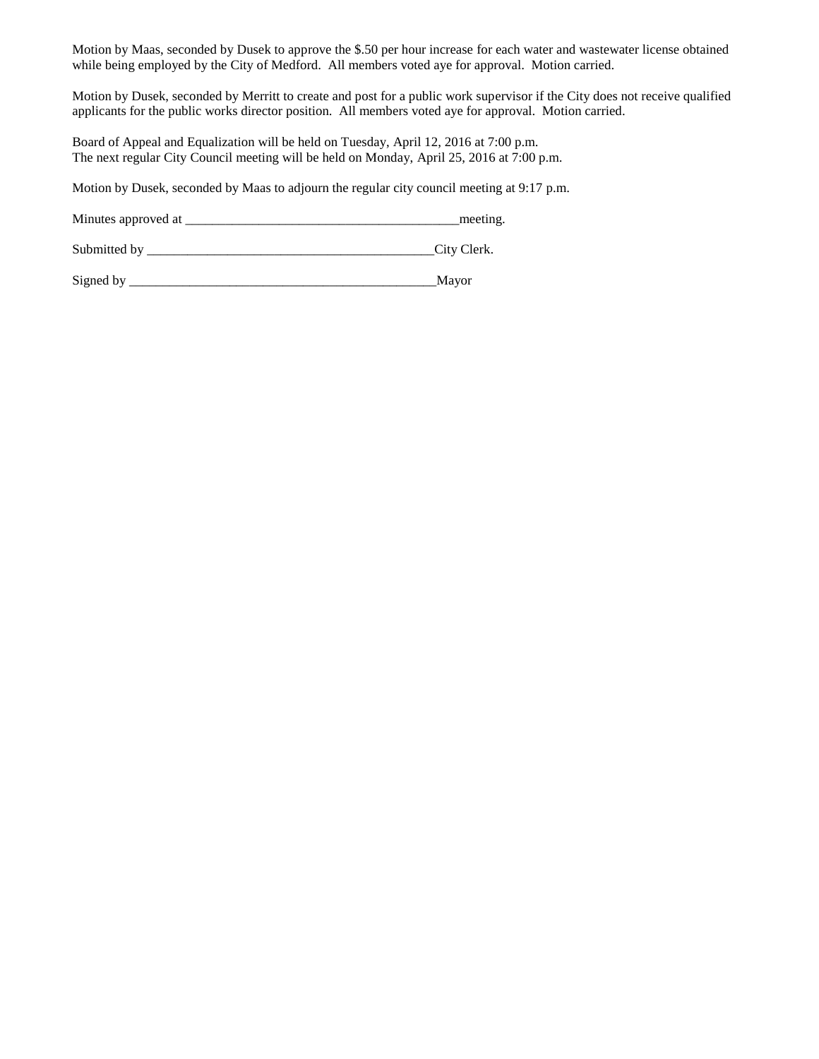Motion by Maas, seconded by Dusek to approve the $.50 per hour increase for each water and wastewater license obtained while being employed by the City of Medford. All members voted aye for approval. Motion carried.

Motion by Dusek, seconded by Merritt to create and post for a public work supervisor if the City does not receive qualified applicants for the public works director position. All members voted aye for approval. Motion carried.

Board of Appeal and Equalization will be held on Tuesday, April 12, 2016 at 7:00 p.m.
The next regular City Council meeting will be held on Monday, April 25, 2016 at 7:00 p.m.

Motion by Dusek, seconded by Maas to adjourn the regular city council meeting at 9:17 p.m.

Minutes approved at _________________________________________meeting.

Submitted by ___________________________________________City Clerk.

Signed by ______________________________________________Mayor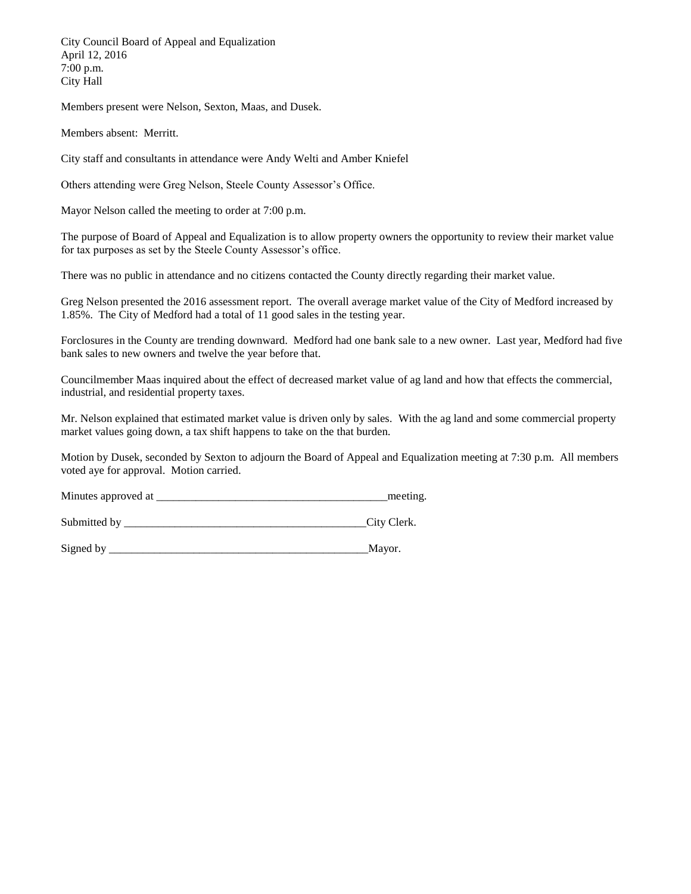City Council Board of Appeal and Equalization
April 12, 2016
7:00 p.m.
City Hall

Members present were Nelson, Sexton, Maas, and Dusek.

Members absent: Merritt.

City staff and consultants in attendance were Andy Welti and Amber Kniefel

Others attending were Greg Nelson, Steele County Assessor's Office.

Mayor Nelson called the meeting to order at 7:00 p.m.

The purpose of Board of Appeal and Equalization is to allow property owners the opportunity to review their market value for tax purposes as set by the Steele County Assessor's office.

There was no public in attendance and no citizens contacted the County directly regarding their market value.

Greg Nelson presented the 2016 assessment report. The overall average market value of the City of Medford increased by 1.85%. The City of Medford had a total of 11 good sales in the testing year.

Forclosures in the County are trending downward. Medford had one bank sale to a new owner. Last year, Medford had five bank sales to new owners and twelve the year before that.

Councilmember Maas inquired about the effect of decreased market value of ag land and how that effects the commercial, industrial, and residential property taxes.

Mr. Nelson explained that estimated market value is driven only by sales. With the ag land and some commercial property market values going down, a tax shift happens to take on the that burden.

Motion by Dusek, seconded by Sexton to adjourn the Board of Appeal and Equalization meeting at 7:30 p.m. All members voted aye for approval. Motion carried.

Minutes approved at \_\_\_\_\_\_\_\_\_\_\_\_\_\_\_\_\_\_\_\_\_\_\_\_\_\_\_\_\_\_\_\_\_\_\_\_\_\_\_\_meeting.

Submitted by \_\_\_\_\_\_\_\_\_\_\_\_\_\_\_\_\_\_\_\_\_\_\_\_\_\_\_\_\_\_\_\_\_\_\_\_\_\_\_\_\_\_\_\_City Clerk.

Signed by \_\_\_\_\_\_\_\_\_\_\_\_\_\_\_\_\_\_\_\_\_\_\_\_\_\_\_\_\_\_\_\_\_\_\_\_\_\_\_\_\_\_\_\_\_\_\_Mayor.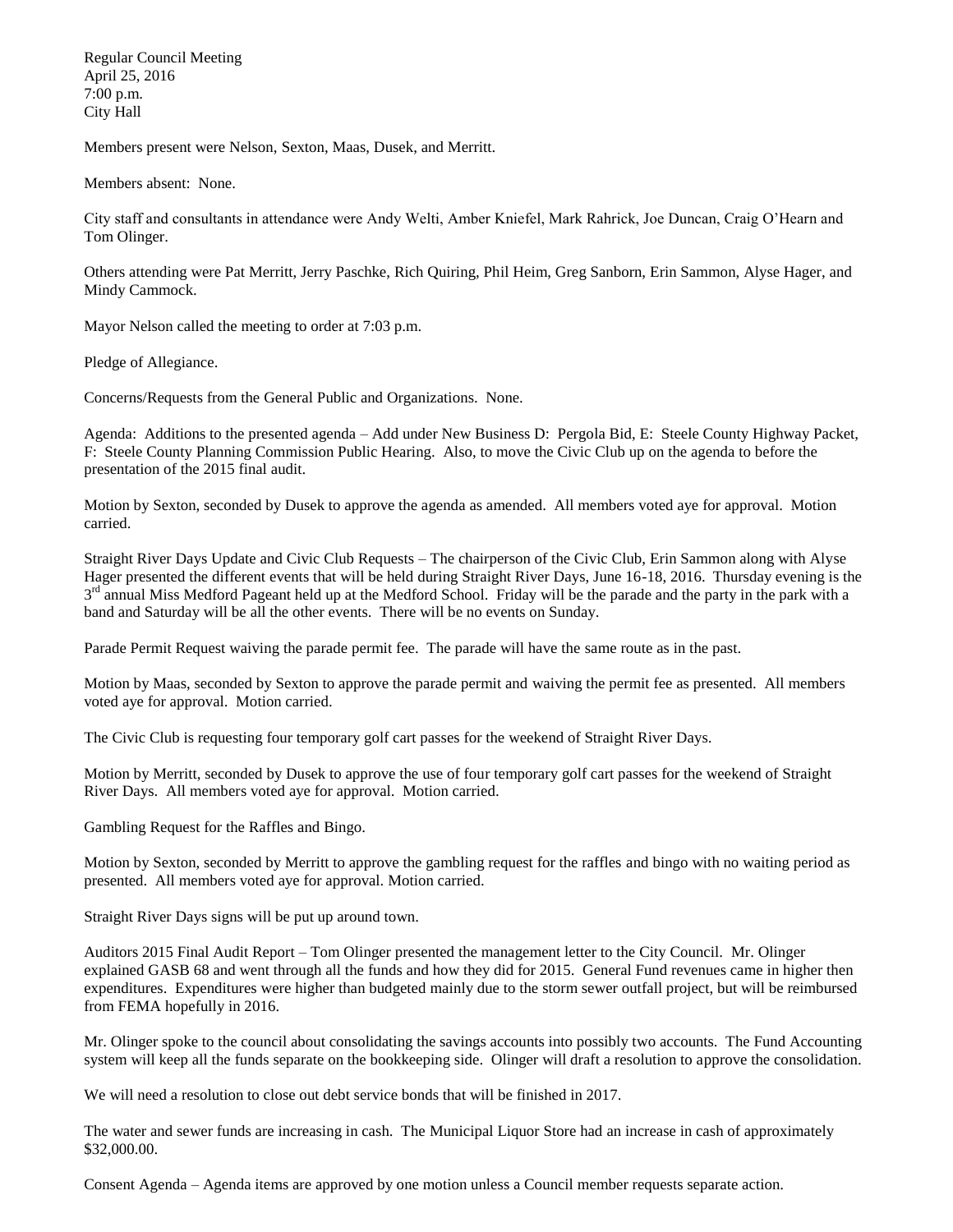Regular Council Meeting
April 25, 2016
7:00 p.m.
City Hall

Members present were Nelson, Sexton, Maas, Dusek, and Merritt.

Members absent: None.

City staff and consultants in attendance were Andy Welti, Amber Kniefel, Mark Rahrick, Joe Duncan, Craig O'Hearn and Tom Olinger.

Others attending were Pat Merritt, Jerry Paschke, Rich Quiring, Phil Heim, Greg Sanborn, Erin Sammon, Alyse Hager, and Mindy Cammock.

Mayor Nelson called the meeting to order at 7:03 p.m.

Pledge of Allegiance.

Concerns/Requests from the General Public and Organizations. None.

Agenda: Additions to the presented agenda – Add under New Business D: Pergola Bid, E: Steele County Highway Packet, F: Steele County Planning Commission Public Hearing. Also, to move the Civic Club up on the agenda to before the presentation of the 2015 final audit.

Motion by Sexton, seconded by Dusek to approve the agenda as amended. All members voted aye for approval. Motion carried.

Straight River Days Update and Civic Club Requests – The chairperson of the Civic Club, Erin Sammon along with Alyse Hager presented the different events that will be held during Straight River Days, June 16-18, 2016. Thursday evening is the 3rd annual Miss Medford Pageant held up at the Medford School. Friday will be the parade and the party in the park with a band and Saturday will be all the other events. There will be no events on Sunday.

Parade Permit Request waiving the parade permit fee. The parade will have the same route as in the past.

Motion by Maas, seconded by Sexton to approve the parade permit and waiving the permit fee as presented. All members voted aye for approval. Motion carried.

The Civic Club is requesting four temporary golf cart passes for the weekend of Straight River Days.

Motion by Merritt, seconded by Dusek to approve the use of four temporary golf cart passes for the weekend of Straight River Days. All members voted aye for approval. Motion carried.

Gambling Request for the Raffles and Bingo.

Motion by Sexton, seconded by Merritt to approve the gambling request for the raffles and bingo with no waiting period as presented. All members voted aye for approval. Motion carried.

Straight River Days signs will be put up around town.

Auditors 2015 Final Audit Report – Tom Olinger presented the management letter to the City Council. Mr. Olinger explained GASB 68 and went through all the funds and how they did for 2015. General Fund revenues came in higher then expenditures. Expenditures were higher than budgeted mainly due to the storm sewer outfall project, but will be reimbursed from FEMA hopefully in 2016.

Mr. Olinger spoke to the council about consolidating the savings accounts into possibly two accounts. The Fund Accounting system will keep all the funds separate on the bookkeeping side. Olinger will draft a resolution to approve the consolidation.

We will need a resolution to close out debt service bonds that will be finished in 2017.

The water and sewer funds are increasing in cash. The Municipal Liquor Store had an increase in cash of approximately $32,000.00.

Consent Agenda – Agenda items are approved by one motion unless a Council member requests separate action.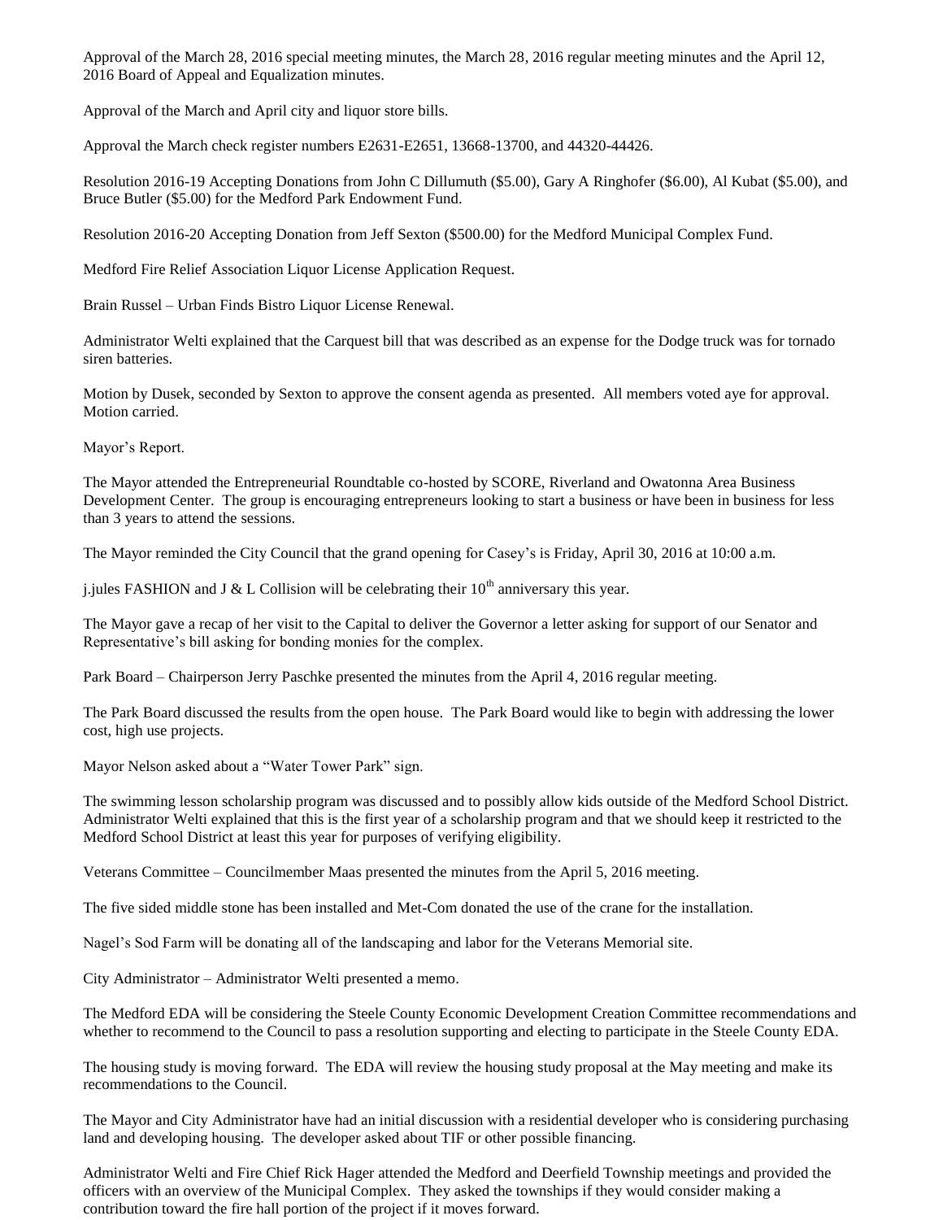Approval of the March 28, 2016 special meeting minutes, the March 28, 2016 regular meeting minutes and the April 12, 2016 Board of Appeal and Equalization minutes.

Approval of the March and April city and liquor store bills.

Approval the March check register numbers E2631-E2651, 13668-13700, and 44320-44426.

Resolution 2016-19 Accepting Donations from John C Dillumuth ($5.00), Gary A Ringhofer ($6.00), Al Kubat ($5.00), and Bruce Butler ($5.00) for the Medford Park Endowment Fund.

Resolution 2016-20 Accepting Donation from Jeff Sexton ($500.00) for the Medford Municipal Complex Fund.

Medford Fire Relief Association Liquor License Application Request.

Brain Russel – Urban Finds Bistro Liquor License Renewal.

Administrator Welti explained that the Carquest bill that was described as an expense for the Dodge truck was for tornado siren batteries.

Motion by Dusek, seconded by Sexton to approve the consent agenda as presented. All members voted aye for approval. Motion carried.

Mayor's Report.

The Mayor attended the Entrepreneurial Roundtable co-hosted by SCORE, Riverland and Owatonna Area Business Development Center. The group is encouraging entrepreneurs looking to start a business or have been in business for less than 3 years to attend the sessions.

The Mayor reminded the City Council that the grand opening for Casey's is Friday, April 30, 2016 at 10:00 a.m.

j.jules FASHION and J & L Collision will be celebrating their 10th anniversary this year.

The Mayor gave a recap of her visit to the Capital to deliver the Governor a letter asking for support of our Senator and Representative's bill asking for bonding monies for the complex.

Park Board – Chairperson Jerry Paschke presented the minutes from the April 4, 2016 regular meeting.

The Park Board discussed the results from the open house. The Park Board would like to begin with addressing the lower cost, high use projects.

Mayor Nelson asked about a "Water Tower Park" sign.

The swimming lesson scholarship program was discussed and to possibly allow kids outside of the Medford School District. Administrator Welti explained that this is the first year of a scholarship program and that we should keep it restricted to the Medford School District at least this year for purposes of verifying eligibility.

Veterans Committee – Councilmember Maas presented the minutes from the April 5, 2016 meeting.

The five sided middle stone has been installed and Met-Com donated the use of the crane for the installation.

Nagel's Sod Farm will be donating all of the landscaping and labor for the Veterans Memorial site.

City Administrator – Administrator Welti presented a memo.

The Medford EDA will be considering the Steele County Economic Development Creation Committee recommendations and whether to recommend to the Council to pass a resolution supporting and electing to participate in the Steele County EDA.

The housing study is moving forward. The EDA will review the housing study proposal at the May meeting and make its recommendations to the Council.

The Mayor and City Administrator have had an initial discussion with a residential developer who is considering purchasing land and developing housing. The developer asked about TIF or other possible financing.

Administrator Welti and Fire Chief Rick Hager attended the Medford and Deerfield Township meetings and provided the officers with an overview of the Municipal Complex. They asked the townships if they would consider making a contribution toward the fire hall portion of the project if it moves forward.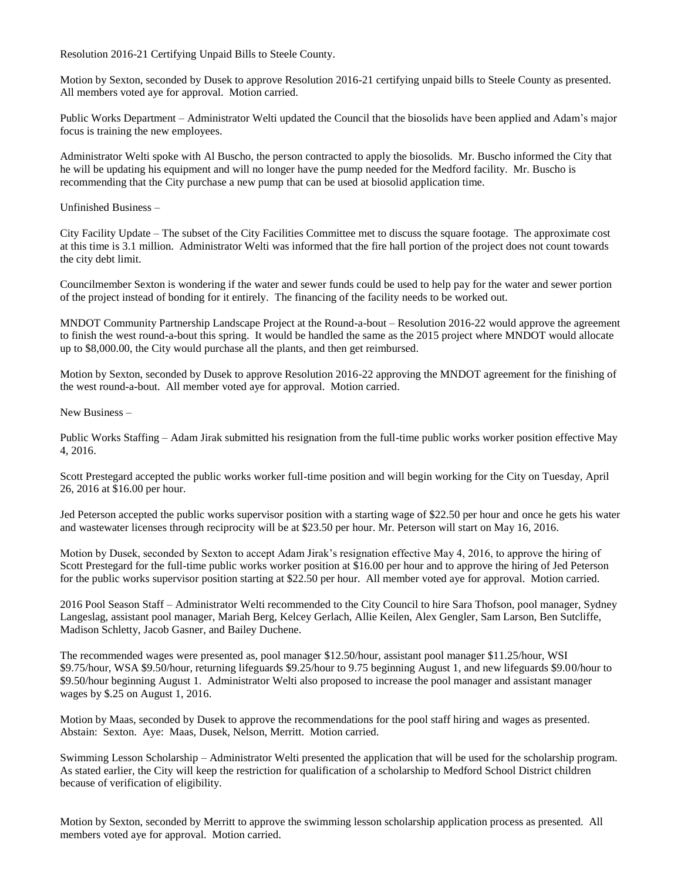Resolution 2016-21 Certifying Unpaid Bills to Steele County.

Motion by Sexton, seconded by Dusek to approve Resolution 2016-21 certifying unpaid bills to Steele County as presented. All members voted aye for approval. Motion carried.

Public Works Department – Administrator Welti updated the Council that the biosolids have been applied and Adam's major focus is training the new employees.

Administrator Welti spoke with Al Buscho, the person contracted to apply the biosolids. Mr. Buscho informed the City that he will be updating his equipment and will no longer have the pump needed for the Medford facility. Mr. Buscho is recommending that the City purchase a new pump that can be used at biosolid application time.

Unfinished Business –

City Facility Update – The subset of the City Facilities Committee met to discuss the square footage. The approximate cost at this time is 3.1 million. Administrator Welti was informed that the fire hall portion of the project does not count towards the city debt limit.

Councilmember Sexton is wondering if the water and sewer funds could be used to help pay for the water and sewer portion of the project instead of bonding for it entirely. The financing of the facility needs to be worked out.

MNDOT Community Partnership Landscape Project at the Round-a-bout – Resolution 2016-22 would approve the agreement to finish the west round-a-bout this spring. It would be handled the same as the 2015 project where MNDOT would allocate up to $8,000.00, the City would purchase all the plants, and then get reimbursed.

Motion by Sexton, seconded by Dusek to approve Resolution 2016-22 approving the MNDOT agreement for the finishing of the west round-a-bout. All member voted aye for approval. Motion carried.

New Business –

Public Works Staffing – Adam Jirak submitted his resignation from the full-time public works worker position effective May 4, 2016.

Scott Prestegard accepted the public works worker full-time position and will begin working for the City on Tuesday, April 26, 2016 at $16.00 per hour.

Jed Peterson accepted the public works supervisor position with a starting wage of $22.50 per hour and once he gets his water and wastewater licenses through reciprocity will be at $23.50 per hour. Mr. Peterson will start on May 16, 2016.

Motion by Dusek, seconded by Sexton to accept Adam Jirak's resignation effective May 4, 2016, to approve the hiring of Scott Prestegard for the full-time public works worker position at $16.00 per hour and to approve the hiring of Jed Peterson for the public works supervisor position starting at $22.50 per hour. All member voted aye for approval. Motion carried.

2016 Pool Season Staff – Administrator Welti recommended to the City Council to hire Sara Thofson, pool manager, Sydney Langeslag, assistant pool manager, Mariah Berg, Kelcey Gerlach, Allie Keilen, Alex Gengler, Sam Larson, Ben Sutcliffe, Madison Schletty, Jacob Gasner, and Bailey Duchene.

The recommended wages were presented as, pool manager $12.50/hour, assistant pool manager $11.25/hour, WSI $9.75/hour, WSA $9.50/hour, returning lifeguards $9.25/hour to 9.75 beginning August 1, and new lifeguards $9.00/hour to $9.50/hour beginning August 1. Administrator Welti also proposed to increase the pool manager and assistant manager wages by $.25 on August 1, 2016.

Motion by Maas, seconded by Dusek to approve the recommendations for the pool staff hiring and wages as presented. Abstain: Sexton. Aye: Maas, Dusek, Nelson, Merritt. Motion carried.

Swimming Lesson Scholarship – Administrator Welti presented the application that will be used for the scholarship program. As stated earlier, the City will keep the restriction for qualification of a scholarship to Medford School District children because of verification of eligibility.

Motion by Sexton, seconded by Merritt to approve the swimming lesson scholarship application process as presented. All members voted aye for approval. Motion carried.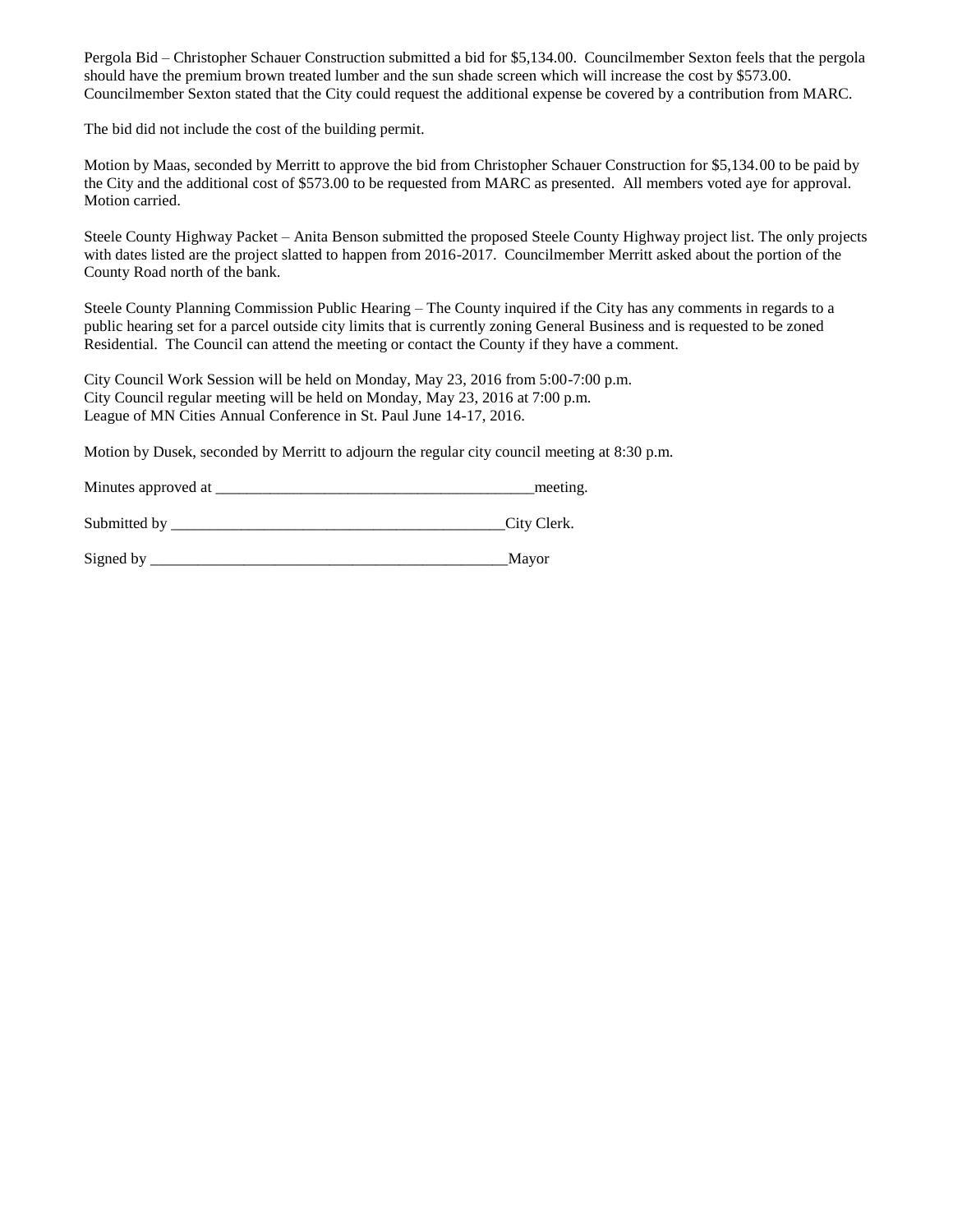Pergola Bid – Christopher Schauer Construction submitted a bid for $5,134.00. Councilmember Sexton feels that the pergola should have the premium brown treated lumber and the sun shade screen which will increase the cost by $573.00. Councilmember Sexton stated that the City could request the additional expense be covered by a contribution from MARC.

The bid did not include the cost of the building permit.

Motion by Maas, seconded by Merritt to approve the bid from Christopher Schauer Construction for $5,134.00 to be paid by the City and the additional cost of $573.00 to be requested from MARC as presented. All members voted aye for approval. Motion carried.

Steele County Highway Packet – Anita Benson submitted the proposed Steele County Highway project list. The only projects with dates listed are the project slatted to happen from 2016-2017. Councilmember Merritt asked about the portion of the County Road north of the bank.

Steele County Planning Commission Public Hearing – The County inquired if the City has any comments in regards to a public hearing set for a parcel outside city limits that is currently zoning General Business and is requested to be zoned Residential. The Council can attend the meeting or contact the County if they have a comment.

City Council Work Session will be held on Monday, May 23, 2016 from 5:00-7:00 p.m.
City Council regular meeting will be held on Monday, May 23, 2016 at 7:00 p.m.
League of MN Cities Annual Conference in St. Paul June 14-17, 2016.

Motion by Dusek, seconded by Merritt to adjourn the regular city council meeting at 8:30 p.m.

Minutes approved at ________________________________________meeting.

Submitted by ____________________________________________City Clerk.

Signed by _______________________________________________Mayor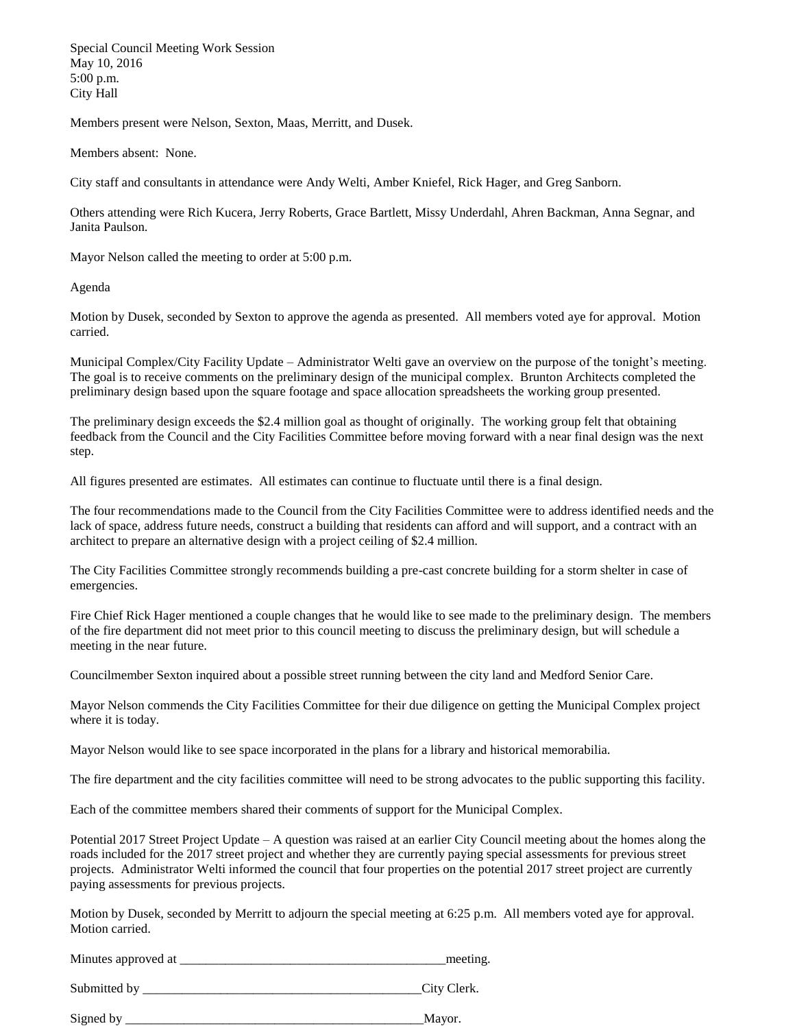Special Council Meeting Work Session
May 10, 2016
5:00 p.m.
City Hall

Members present were Nelson, Sexton, Maas, Merritt, and Dusek.

Members absent: None.

City staff and consultants in attendance were Andy Welti, Amber Kniefel, Rick Hager, and Greg Sanborn.

Others attending were Rich Kucera, Jerry Roberts, Grace Bartlett, Missy Underdahl, Ahren Backman, Anna Segnar, and Janita Paulson.

Mayor Nelson called the meeting to order at 5:00 p.m.

Agenda

Motion by Dusek, seconded by Sexton to approve the agenda as presented. All members voted aye for approval. Motion carried.

Municipal Complex/City Facility Update – Administrator Welti gave an overview on the purpose of the tonight's meeting. The goal is to receive comments on the preliminary design of the municipal complex. Brunton Architects completed the preliminary design based upon the square footage and space allocation spreadsheets the working group presented.

The preliminary design exceeds the $2.4 million goal as thought of originally. The working group felt that obtaining feedback from the Council and the City Facilities Committee before moving forward with a near final design was the next step.

All figures presented are estimates. All estimates can continue to fluctuate until there is a final design.

The four recommendations made to the Council from the City Facilities Committee were to address identified needs and the lack of space, address future needs, construct a building that residents can afford and will support, and a contract with an architect to prepare an alternative design with a project ceiling of $2.4 million.

The City Facilities Committee strongly recommends building a pre-cast concrete building for a storm shelter in case of emergencies.

Fire Chief Rick Hager mentioned a couple changes that he would like to see made to the preliminary design. The members of the fire department did not meet prior to this council meeting to discuss the preliminary design, but will schedule a meeting in the near future.

Councilmember Sexton inquired about a possible street running between the city land and Medford Senior Care.

Mayor Nelson commends the City Facilities Committee for their due diligence on getting the Municipal Complex project where it is today.

Mayor Nelson would like to see space incorporated in the plans for a library and historical memorabilia.

The fire department and the city facilities committee will need to be strong advocates to the public supporting this facility.

Each of the committee members shared their comments of support for the Municipal Complex.

Potential 2017 Street Project Update – A question was raised at an earlier City Council meeting about the homes along the roads included for the 2017 street project and whether they are currently paying special assessments for previous street projects. Administrator Welti informed the council that four properties on the potential 2017 street project are currently paying assessments for previous projects.

Motion by Dusek, seconded by Merritt to adjourn the special meeting at 6:25 p.m. All members voted aye for approval. Motion carried.

Minutes approved at ________________________________________meeting.

Submitted by ___________________________________________City Clerk.

Signed by ______________________________________________Mayor.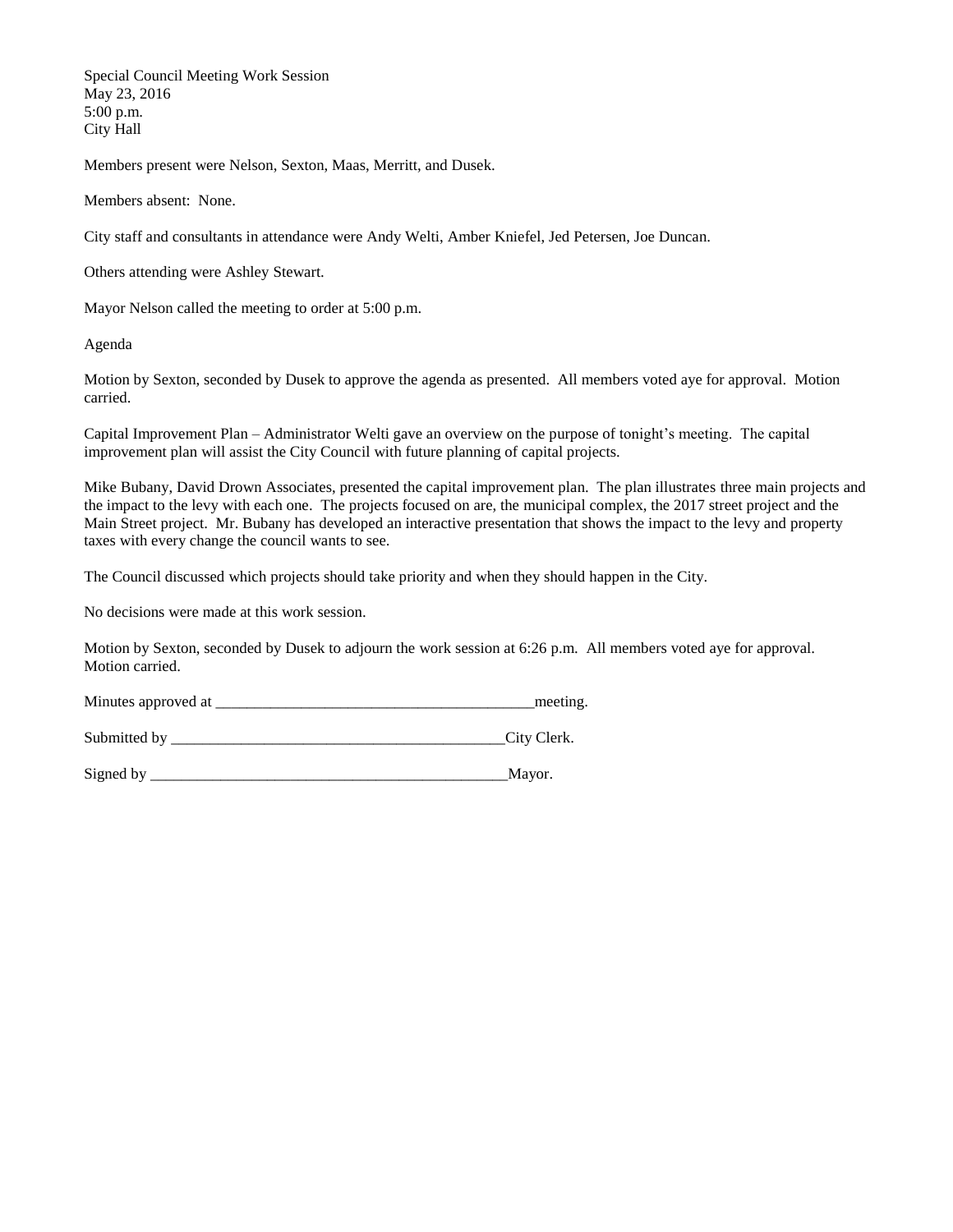Special Council Meeting Work Session
May 23, 2016
5:00 p.m.
City Hall

Members present were Nelson, Sexton, Maas, Merritt, and Dusek.

Members absent: None.

City staff and consultants in attendance were Andy Welti, Amber Kniefel, Jed Petersen, Joe Duncan.

Others attending were Ashley Stewart.

Mayor Nelson called the meeting to order at 5:00 p.m.

Agenda

Motion by Sexton, seconded by Dusek to approve the agenda as presented. All members voted aye for approval. Motion carried.

Capital Improvement Plan – Administrator Welti gave an overview on the purpose of tonight's meeting. The capital improvement plan will assist the City Council with future planning of capital projects.

Mike Bubany, David Drown Associates, presented the capital improvement plan. The plan illustrates three main projects and the impact to the levy with each one. The projects focused on are, the municipal complex, the 2017 street project and the Main Street project. Mr. Bubany has developed an interactive presentation that shows the impact to the levy and property taxes with every change the council wants to see.

The Council discussed which projects should take priority and when they should happen in the City.

No decisions were made at this work session.

Motion by Sexton, seconded by Dusek to adjourn the work session at 6:26 p.m. All members voted aye for approval. Motion carried.

Minutes approved at _________________________________________meeting.

Submitted by ___________________________________________City Clerk.

Signed by _______________________________________________Mayor.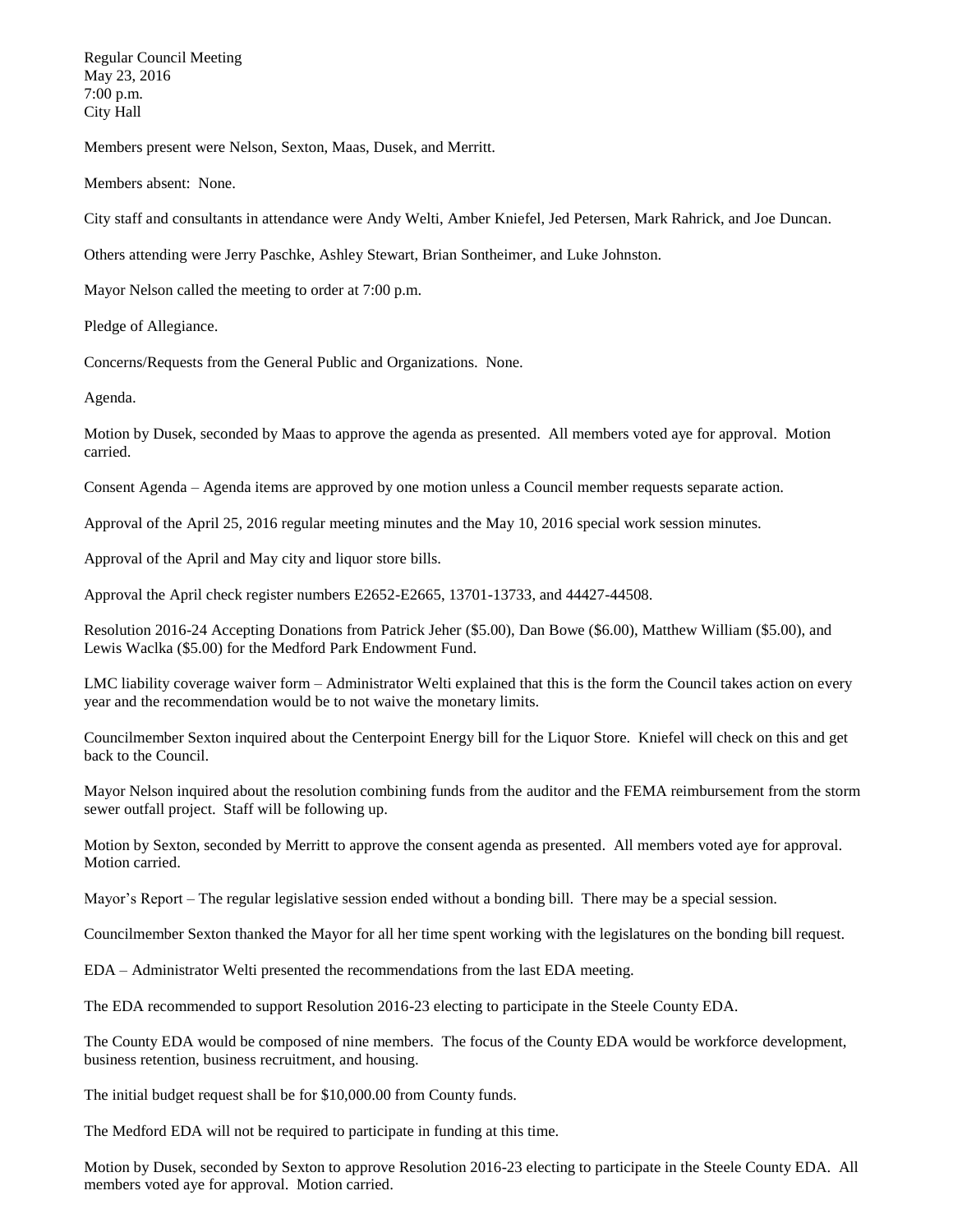Regular Council Meeting
May 23, 2016
7:00 p.m.
City Hall

Members present were Nelson, Sexton, Maas, Dusek, and Merritt.

Members absent: None.

City staff and consultants in attendance were Andy Welti, Amber Kniefel, Jed Petersen, Mark Rahrick, and Joe Duncan.

Others attending were Jerry Paschke, Ashley Stewart, Brian Sontheimer, and Luke Johnston.

Mayor Nelson called the meeting to order at 7:00 p.m.

Pledge of Allegiance.

Concerns/Requests from the General Public and Organizations. None.

Agenda.

Motion by Dusek, seconded by Maas to approve the agenda as presented. All members voted aye for approval. Motion carried.

Consent Agenda – Agenda items are approved by one motion unless a Council member requests separate action.

Approval of the April 25, 2016 regular meeting minutes and the May 10, 2016 special work session minutes.

Approval of the April and May city and liquor store bills.

Approval the April check register numbers E2652-E2665, 13701-13733, and 44427-44508.

Resolution 2016-24 Accepting Donations from Patrick Jeher ($5.00), Dan Bowe ($6.00), Matthew William ($5.00), and Lewis Waclka ($5.00) for the Medford Park Endowment Fund.

LMC liability coverage waiver form – Administrator Welti explained that this is the form the Council takes action on every year and the recommendation would be to not waive the monetary limits.

Councilmember Sexton inquired about the Centerpoint Energy bill for the Liquor Store. Kniefel will check on this and get back to the Council.

Mayor Nelson inquired about the resolution combining funds from the auditor and the FEMA reimbursement from the storm sewer outfall project. Staff will be following up.

Motion by Sexton, seconded by Merritt to approve the consent agenda as presented. All members voted aye for approval. Motion carried.

Mayor's Report – The regular legislative session ended without a bonding bill. There may be a special session.

Councilmember Sexton thanked the Mayor for all her time spent working with the legislatures on the bonding bill request.

EDA – Administrator Welti presented the recommendations from the last EDA meeting.

The EDA recommended to support Resolution 2016-23 electing to participate in the Steele County EDA.

The County EDA would be composed of nine members. The focus of the County EDA would be workforce development, business retention, business recruitment, and housing.

The initial budget request shall be for $10,000.00 from County funds.

The Medford EDA will not be required to participate in funding at this time.

Motion by Dusek, seconded by Sexton to approve Resolution 2016-23 electing to participate in the Steele County EDA. All members voted aye for approval. Motion carried.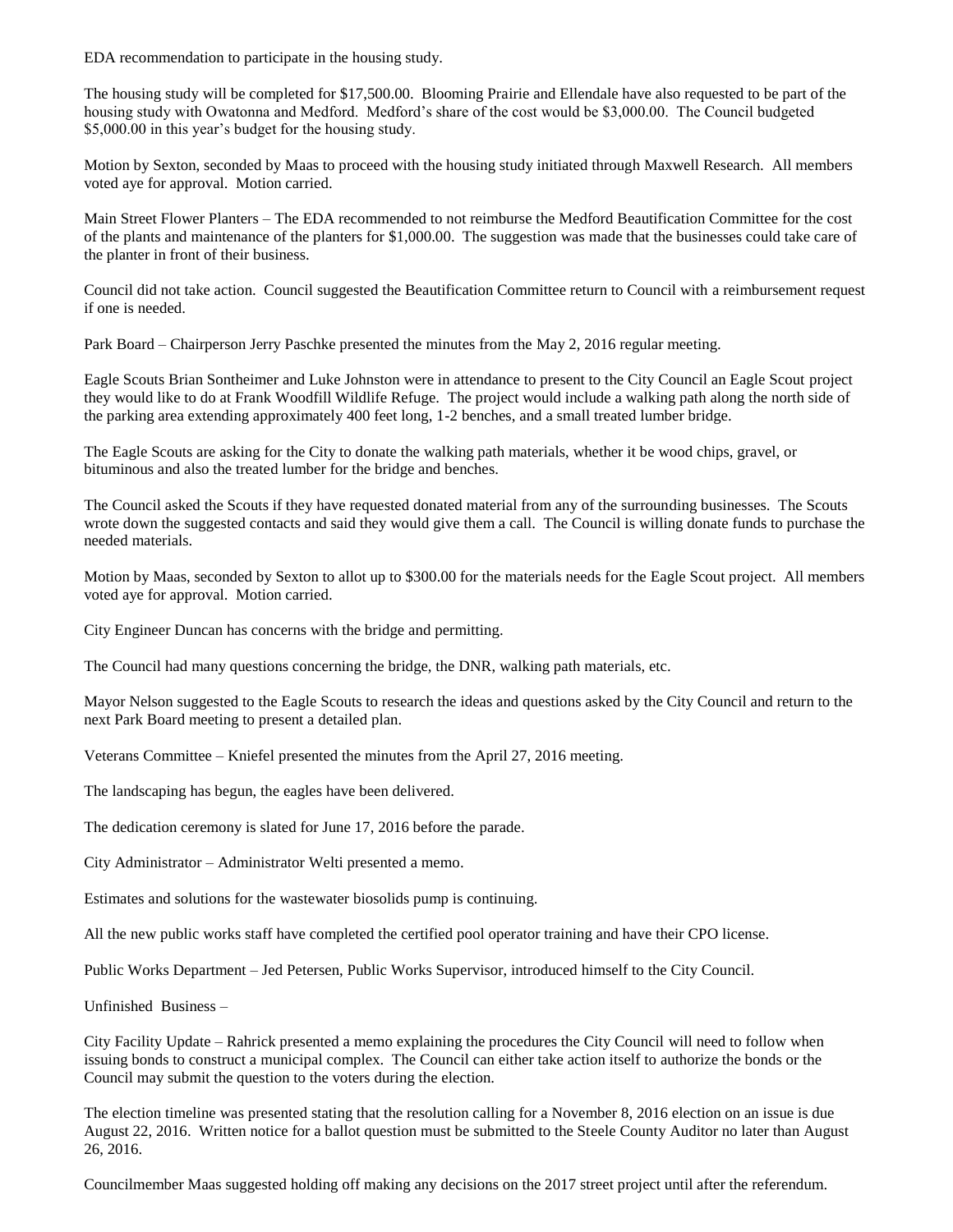EDA recommendation to participate in the housing study.

The housing study will be completed for $17,500.00. Blooming Prairie and Ellendale have also requested to be part of the housing study with Owatonna and Medford. Medford's share of the cost would be $3,000.00. The Council budgeted $5,000.00 in this year's budget for the housing study.

Motion by Sexton, seconded by Maas to proceed with the housing study initiated through Maxwell Research. All members voted aye for approval. Motion carried.

Main Street Flower Planters – The EDA recommended to not reimburse the Medford Beautification Committee for the cost of the plants and maintenance of the planters for $1,000.00. The suggestion was made that the businesses could take care of the planter in front of their business.

Council did not take action. Council suggested the Beautification Committee return to Council with a reimbursement request if one is needed.

Park Board – Chairperson Jerry Paschke presented the minutes from the May 2, 2016 regular meeting.

Eagle Scouts Brian Sontheimer and Luke Johnston were in attendance to present to the City Council an Eagle Scout project they would like to do at Frank Woodfill Wildlife Refuge. The project would include a walking path along the north side of the parking area extending approximately 400 feet long, 1-2 benches, and a small treated lumber bridge.

The Eagle Scouts are asking for the City to donate the walking path materials, whether it be wood chips, gravel, or bituminous and also the treated lumber for the bridge and benches.

The Council asked the Scouts if they have requested donated material from any of the surrounding businesses. The Scouts wrote down the suggested contacts and said they would give them a call. The Council is willing donate funds to purchase the needed materials.

Motion by Maas, seconded by Sexton to allot up to $300.00 for the materials needs for the Eagle Scout project. All members voted aye for approval. Motion carried.

City Engineer Duncan has concerns with the bridge and permitting.

The Council had many questions concerning the bridge, the DNR, walking path materials, etc.

Mayor Nelson suggested to the Eagle Scouts to research the ideas and questions asked by the City Council and return to the next Park Board meeting to present a detailed plan.

Veterans Committee – Kniefel presented the minutes from the April 27, 2016 meeting.

The landscaping has begun, the eagles have been delivered.

The dedication ceremony is slated for June 17, 2016 before the parade.

City Administrator – Administrator Welti presented a memo.

Estimates and solutions for the wastewater biosolids pump is continuing.

All the new public works staff have completed the certified pool operator training and have their CPO license.

Public Works Department – Jed Petersen, Public Works Supervisor, introduced himself to the City Council.

Unfinished Business –

City Facility Update – Rahrick presented a memo explaining the procedures the City Council will need to follow when issuing bonds to construct a municipal complex. The Council can either take action itself to authorize the bonds or the Council may submit the question to the voters during the election.

The election timeline was presented stating that the resolution calling for a November 8, 2016 election on an issue is due August 22, 2016. Written notice for a ballot question must be submitted to the Steele County Auditor no later than August 26, 2016.

Councilmember Maas suggested holding off making any decisions on the 2017 street project until after the referendum.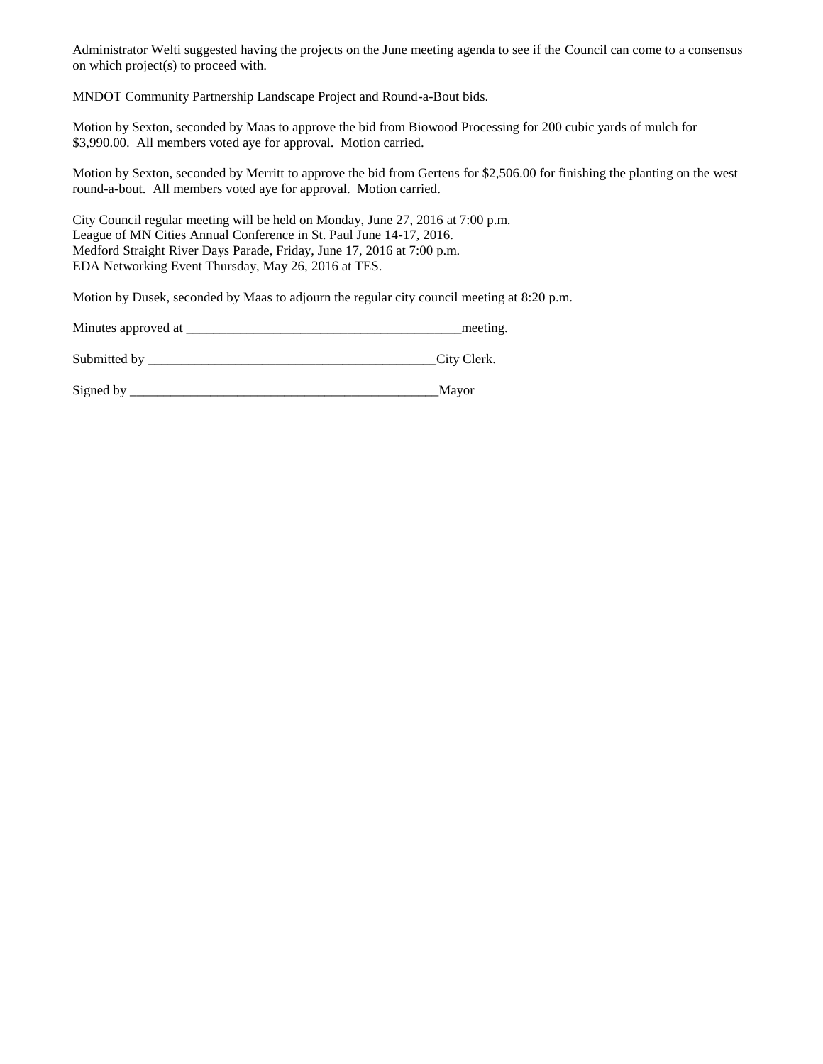Administrator Welti suggested having the projects on the June meeting agenda to see if the Council can come to a consensus on which project(s) to proceed with.

MNDOT Community Partnership Landscape Project and Round-a-Bout bids.

Motion by Sexton, seconded by Maas to approve the bid from Biowood Processing for 200 cubic yards of mulch for $3,990.00. All members voted aye for approval. Motion carried.

Motion by Sexton, seconded by Merritt to approve the bid from Gertens for $2,506.00 for finishing the planting on the west round-a-bout. All members voted aye for approval. Motion carried.

City Council regular meeting will be held on Monday, June 27, 2016 at 7:00 p.m.
League of MN Cities Annual Conference in St. Paul June 14-17, 2016.
Medford Straight River Days Parade, Friday, June 17, 2016 at 7:00 p.m.
EDA Networking Event Thursday, May 26, 2016 at TES.

Motion by Dusek, seconded by Maas to adjourn the regular city council meeting at 8:20 p.m.

Minutes approved at _________________________________________meeting.

Submitted by ___________________________________________City Clerk.

Signed by _______________________________________________Mayor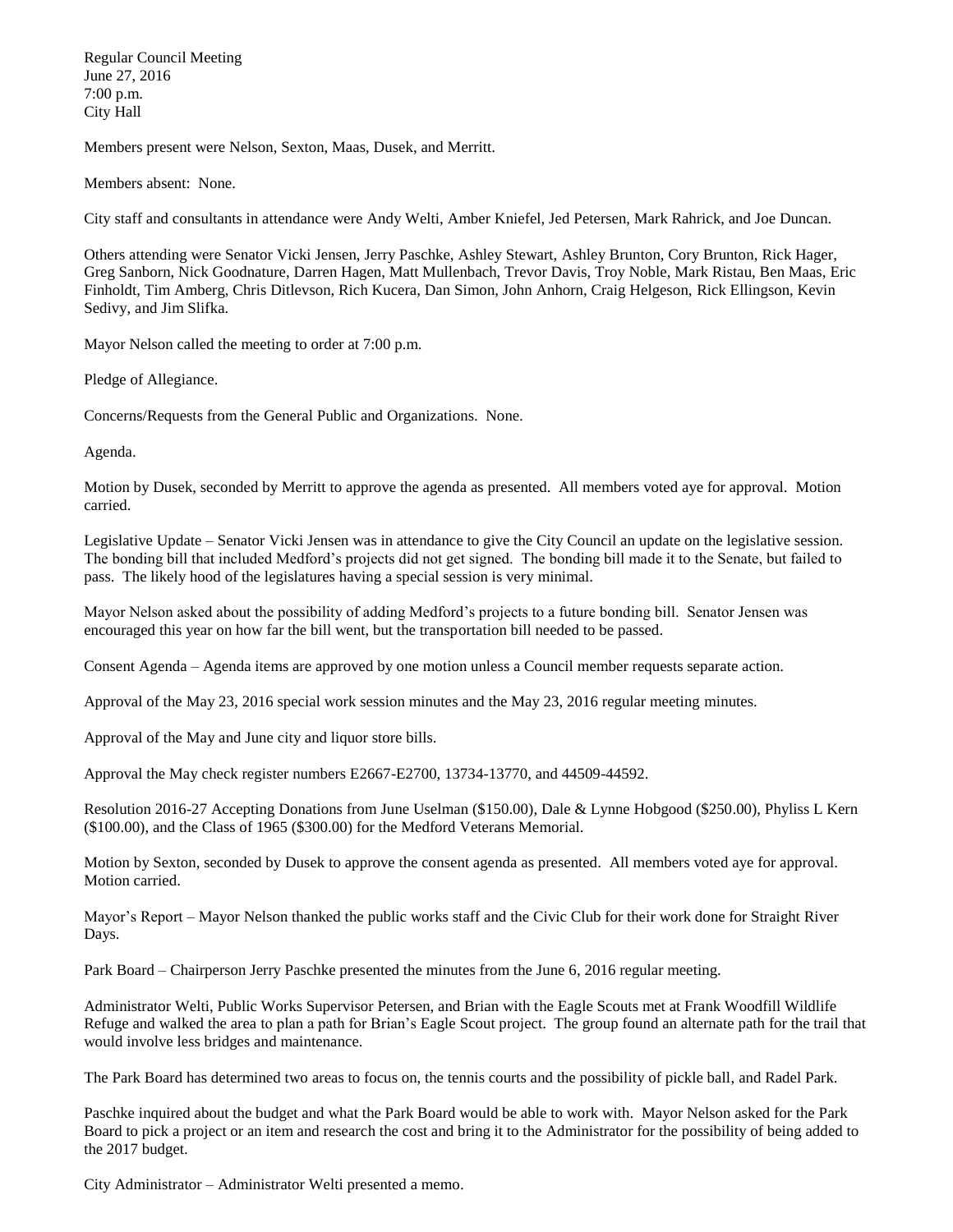Regular Council Meeting
June 27, 2016
7:00 p.m.
City Hall

Members present were Nelson, Sexton, Maas, Dusek, and Merritt.

Members absent: None.

City staff and consultants in attendance were Andy Welti, Amber Kniefel, Jed Petersen, Mark Rahrick, and Joe Duncan.

Others attending were Senator Vicki Jensen, Jerry Paschke, Ashley Stewart, Ashley Brunton, Cory Brunton, Rick Hager, Greg Sanborn, Nick Goodnature, Darren Hagen, Matt Mullenbach, Trevor Davis, Troy Noble, Mark Ristau, Ben Maas, Eric Finholdt, Tim Amberg, Chris Ditlevson, Rich Kucera, Dan Simon, John Anhorn, Craig Helgeson, Rick Ellingson, Kevin Sedivy, and Jim Slifka.

Mayor Nelson called the meeting to order at 7:00 p.m.

Pledge of Allegiance.

Concerns/Requests from the General Public and Organizations. None.

Agenda.

Motion by Dusek, seconded by Merritt to approve the agenda as presented. All members voted aye for approval. Motion carried.

Legislative Update – Senator Vicki Jensen was in attendance to give the City Council an update on the legislative session. The bonding bill that included Medford's projects did not get signed. The bonding bill made it to the Senate, but failed to pass. The likely hood of the legislatures having a special session is very minimal.

Mayor Nelson asked about the possibility of adding Medford's projects to a future bonding bill. Senator Jensen was encouraged this year on how far the bill went, but the transportation bill needed to be passed.

Consent Agenda – Agenda items are approved by one motion unless a Council member requests separate action.

Approval of the May 23, 2016 special work session minutes and the May 23, 2016 regular meeting minutes.

Approval of the May and June city and liquor store bills.

Approval the May check register numbers E2667-E2700, 13734-13770, and 44509-44592.

Resolution 2016-27 Accepting Donations from June Uselman ($150.00), Dale & Lynne Hobgood ($250.00), Phyliss L Kern ($100.00), and the Class of 1965 ($300.00) for the Medford Veterans Memorial.

Motion by Sexton, seconded by Dusek to approve the consent agenda as presented. All members voted aye for approval. Motion carried.

Mayor's Report – Mayor Nelson thanked the public works staff and the Civic Club for their work done for Straight River Days.

Park Board – Chairperson Jerry Paschke presented the minutes from the June 6, 2016 regular meeting.

Administrator Welti, Public Works Supervisor Petersen, and Brian with the Eagle Scouts met at Frank Woodfill Wildlife Refuge and walked the area to plan a path for Brian's Eagle Scout project. The group found an alternate path for the trail that would involve less bridges and maintenance.

The Park Board has determined two areas to focus on, the tennis courts and the possibility of pickle ball, and Radel Park.

Paschke inquired about the budget and what the Park Board would be able to work with. Mayor Nelson asked for the Park Board to pick a project or an item and research the cost and bring it to the Administrator for the possibility of being added to the 2017 budget.

City Administrator – Administrator Welti presented a memo.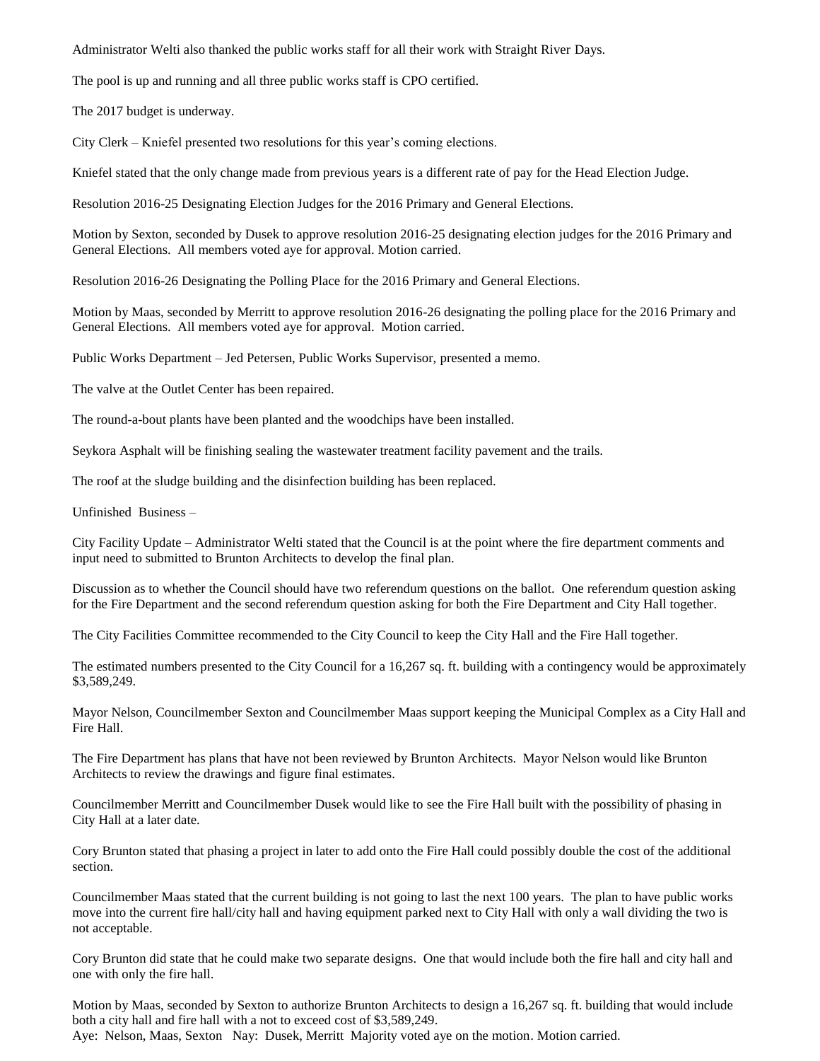Administrator Welti also thanked the public works staff for all their work with Straight River Days.

The pool is up and running and all three public works staff is CPO certified.

The 2017 budget is underway.

City Clerk – Kniefel presented two resolutions for this year's coming elections.

Kniefel stated that the only change made from previous years is a different rate of pay for the Head Election Judge.

Resolution 2016-25 Designating Election Judges for the 2016 Primary and General Elections.

Motion by Sexton, seconded by Dusek to approve resolution 2016-25 designating election judges for the 2016 Primary and General Elections. All members voted aye for approval. Motion carried.

Resolution 2016-26 Designating the Polling Place for the 2016 Primary and General Elections.

Motion by Maas, seconded by Merritt to approve resolution 2016-26 designating the polling place for the 2016 Primary and General Elections. All members voted aye for approval. Motion carried.

Public Works Department – Jed Petersen, Public Works Supervisor, presented a memo.

The valve at the Outlet Center has been repaired.

The round-a-bout plants have been planted and the woodchips have been installed.

Seykora Asphalt will be finishing sealing the wastewater treatment facility pavement and the trails.

The roof at the sludge building and the disinfection building has been replaced.

Unfinished Business –

City Facility Update – Administrator Welti stated that the Council is at the point where the fire department comments and input need to submitted to Brunton Architects to develop the final plan.

Discussion as to whether the Council should have two referendum questions on the ballot. One referendum question asking for the Fire Department and the second referendum question asking for both the Fire Department and City Hall together.

The City Facilities Committee recommended to the City Council to keep the City Hall and the Fire Hall together.

The estimated numbers presented to the City Council for a 16,267 sq. ft. building with a contingency would be approximately $3,589,249.

Mayor Nelson, Councilmember Sexton and Councilmember Maas support keeping the Municipal Complex as a City Hall and Fire Hall.

The Fire Department has plans that have not been reviewed by Brunton Architects. Mayor Nelson would like Brunton Architects to review the drawings and figure final estimates.

Councilmember Merritt and Councilmember Dusek would like to see the Fire Hall built with the possibility of phasing in City Hall at a later date.

Cory Brunton stated that phasing a project in later to add onto the Fire Hall could possibly double the cost of the additional section.

Councilmember Maas stated that the current building is not going to last the next 100 years. The plan to have public works move into the current fire hall/city hall and having equipment parked next to City Hall with only a wall dividing the two is not acceptable.

Cory Brunton did state that he could make two separate designs. One that would include both the fire hall and city hall and one with only the fire hall.

Motion by Maas, seconded by Sexton to authorize Brunton Architects to design a 16,267 sq. ft. building that would include both a city hall and fire hall with a not to exceed cost of $3,589,249.
Aye: Nelson, Maas, Sexton Nay: Dusek, Merritt Majority voted aye on the motion. Motion carried.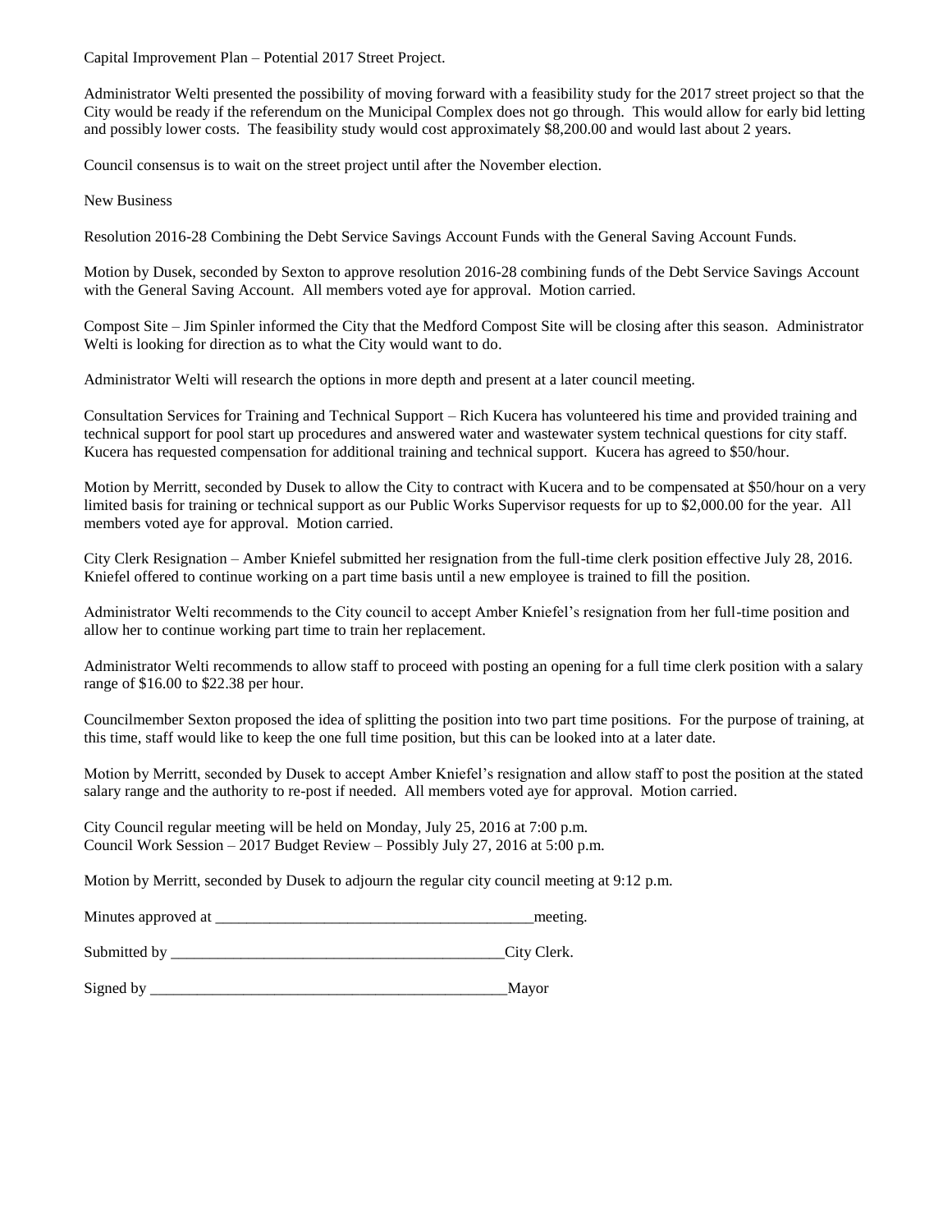Capital Improvement Plan – Potential 2017 Street Project.

Administrator Welti presented the possibility of moving forward with a feasibility study for the 2017 street project so that the City would be ready if the referendum on the Municipal Complex does not go through. This would allow for early bid letting and possibly lower costs. The feasibility study would cost approximately $8,200.00 and would last about 2 years.

Council consensus is to wait on the street project until after the November election.

New Business

Resolution 2016-28 Combining the Debt Service Savings Account Funds with the General Saving Account Funds.

Motion by Dusek, seconded by Sexton to approve resolution 2016-28 combining funds of the Debt Service Savings Account with the General Saving Account. All members voted aye for approval. Motion carried.

Compost Site – Jim Spinler informed the City that the Medford Compost Site will be closing after this season. Administrator Welti is looking for direction as to what the City would want to do.

Administrator Welti will research the options in more depth and present at a later council meeting.

Consultation Services for Training and Technical Support – Rich Kucera has volunteered his time and provided training and technical support for pool start up procedures and answered water and wastewater system technical questions for city staff. Kucera has requested compensation for additional training and technical support. Kucera has agreed to $50/hour.

Motion by Merritt, seconded by Dusek to allow the City to contract with Kucera and to be compensated at $50/hour on a very limited basis for training or technical support as our Public Works Supervisor requests for up to $2,000.00 for the year. All members voted aye for approval. Motion carried.

City Clerk Resignation – Amber Kniefel submitted her resignation from the full-time clerk position effective July 28, 2016. Kniefel offered to continue working on a part time basis until a new employee is trained to fill the position.

Administrator Welti recommends to the City council to accept Amber Kniefel's resignation from her full-time position and allow her to continue working part time to train her replacement.

Administrator Welti recommends to allow staff to proceed with posting an opening for a full time clerk position with a salary range of $16.00 to $22.38 per hour.

Councilmember Sexton proposed the idea of splitting the position into two part time positions. For the purpose of training, at this time, staff would like to keep the one full time position, but this can be looked into at a later date.

Motion by Merritt, seconded by Dusek to accept Amber Kniefel's resignation and allow staff to post the position at the stated salary range and the authority to re-post if needed. All members voted aye for approval. Motion carried.

City Council regular meeting will be held on Monday, July 25, 2016 at 7:00 p.m.
Council Work Session – 2017 Budget Review – Possibly July 27, 2016 at 5:00 p.m.

Motion by Merritt, seconded by Dusek to adjourn the regular city council meeting at 9:12 p.m.

Minutes approved at ________________________________________meeting.

Submitted by ___________________________________________City Clerk.

Signed by ______________________________________________Mayor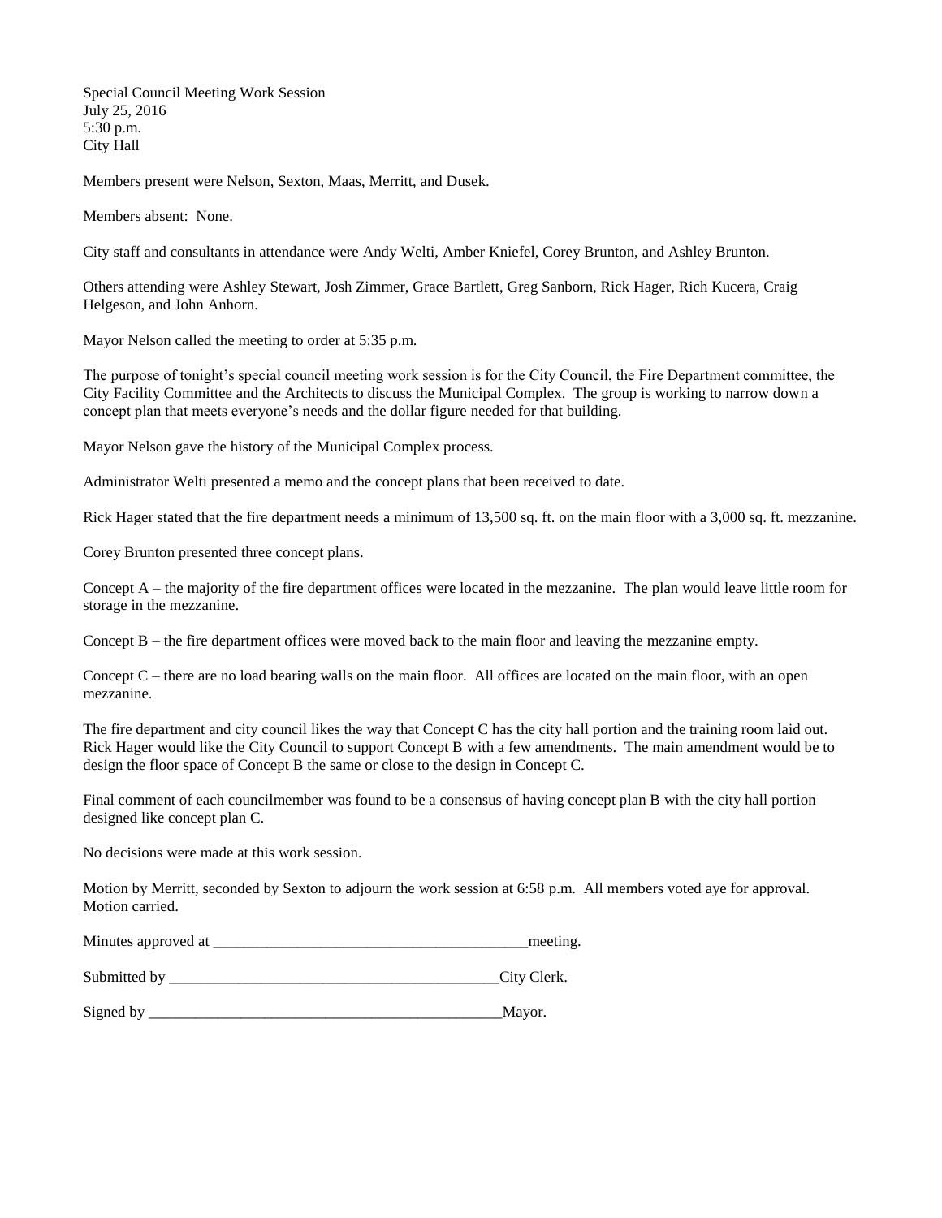Special Council Meeting Work Session
July 25, 2016
5:30 p.m.
City Hall

Members present were Nelson, Sexton, Maas, Merritt, and Dusek.

Members absent: None.

City staff and consultants in attendance were Andy Welti, Amber Kniefel, Corey Brunton, and Ashley Brunton.

Others attending were Ashley Stewart, Josh Zimmer, Grace Bartlett, Greg Sanborn, Rick Hager, Rich Kucera, Craig Helgeson, and John Anhorn.

Mayor Nelson called the meeting to order at 5:35 p.m.

The purpose of tonight's special council meeting work session is for the City Council, the Fire Department committee, the City Facility Committee and the Architects to discuss the Municipal Complex. The group is working to narrow down a concept plan that meets everyone's needs and the dollar figure needed for that building.

Mayor Nelson gave the history of the Municipal Complex process.

Administrator Welti presented a memo and the concept plans that been received to date.

Rick Hager stated that the fire department needs a minimum of 13,500 sq. ft. on the main floor with a 3,000 sq. ft. mezzanine.

Corey Brunton presented three concept plans.

Concept A – the majority of the fire department offices were located in the mezzanine. The plan would leave little room for storage in the mezzanine.

Concept B – the fire department offices were moved back to the main floor and leaving the mezzanine empty.

Concept C – there are no load bearing walls on the main floor. All offices are located on the main floor, with an open mezzanine.

The fire department and city council likes the way that Concept C has the city hall portion and the training room laid out. Rick Hager would like the City Council to support Concept B with a few amendments. The main amendment would be to design the floor space of Concept B the same or close to the design in Concept C.

Final comment of each councilmember was found to be a consensus of having concept plan B with the city hall portion designed like concept plan C.

No decisions were made at this work session.

Motion by Merritt, seconded by Sexton to adjourn the work session at 6:58 p.m. All members voted aye for approval. Motion carried.

Minutes approved at ________________________________________meeting.

Submitted by ___________________________________________City Clerk.

Signed by ______________________________________________Mayor.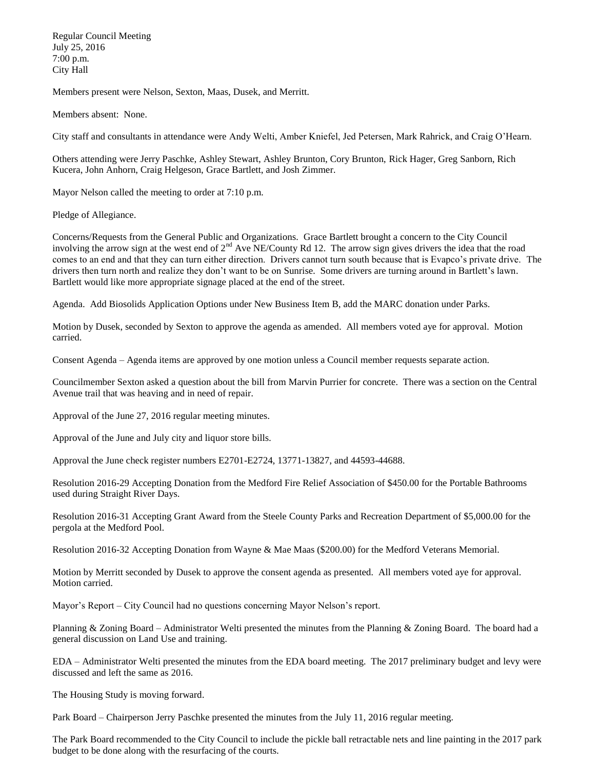Regular Council Meeting
July 25, 2016
7:00 p.m.
City Hall

Members present were Nelson, Sexton, Maas, Dusek, and Merritt.

Members absent: None.

City staff and consultants in attendance were Andy Welti, Amber Kniefel, Jed Petersen, Mark Rahrick, and Craig O'Hearn.

Others attending were Jerry Paschke, Ashley Stewart, Ashley Brunton, Cory Brunton, Rick Hager, Greg Sanborn, Rich Kucera, John Anhorn, Craig Helgeson, Grace Bartlett, and Josh Zimmer.

Mayor Nelson called the meeting to order at 7:10 p.m.

Pledge of Allegiance.

Concerns/Requests from the General Public and Organizations. Grace Bartlett brought a concern to the City Council involving the arrow sign at the west end of 2nd Ave NE/County Rd 12. The arrow sign gives drivers the idea that the road comes to an end and that they can turn either direction. Drivers cannot turn south because that is Evapco's private drive. The drivers then turn north and realize they don't want to be on Sunrise. Some drivers are turning around in Bartlett's lawn. Bartlett would like more appropriate signage placed at the end of the street.

Agenda. Add Biosolids Application Options under New Business Item B, add the MARC donation under Parks.

Motion by Dusek, seconded by Sexton to approve the agenda as amended. All members voted aye for approval. Motion carried.

Consent Agenda – Agenda items are approved by one motion unless a Council member requests separate action.

Councilmember Sexton asked a question about the bill from Marvin Purrier for concrete. There was a section on the Central Avenue trail that was heaving and in need of repair.

Approval of the June 27, 2016 regular meeting minutes.

Approval of the June and July city and liquor store bills.

Approval the June check register numbers E2701-E2724, 13771-13827, and 44593-44688.

Resolution 2016-29 Accepting Donation from the Medford Fire Relief Association of $450.00 for the Portable Bathrooms used during Straight River Days.

Resolution 2016-31 Accepting Grant Award from the Steele County Parks and Recreation Department of $5,000.00 for the pergola at the Medford Pool.

Resolution 2016-32 Accepting Donation from Wayne & Mae Maas ($200.00) for the Medford Veterans Memorial.

Motion by Merritt seconded by Dusek to approve the consent agenda as presented. All members voted aye for approval. Motion carried.

Mayor's Report – City Council had no questions concerning Mayor Nelson's report.

Planning & Zoning Board – Administrator Welti presented the minutes from the Planning & Zoning Board. The board had a general discussion on Land Use and training.

EDA – Administrator Welti presented the minutes from the EDA board meeting. The 2017 preliminary budget and levy were discussed and left the same as 2016.

The Housing Study is moving forward.

Park Board – Chairperson Jerry Paschke presented the minutes from the July 11, 2016 regular meeting.

The Park Board recommended to the City Council to include the pickle ball retractable nets and line painting in the 2017 park budget to be done along with the resurfacing of the courts.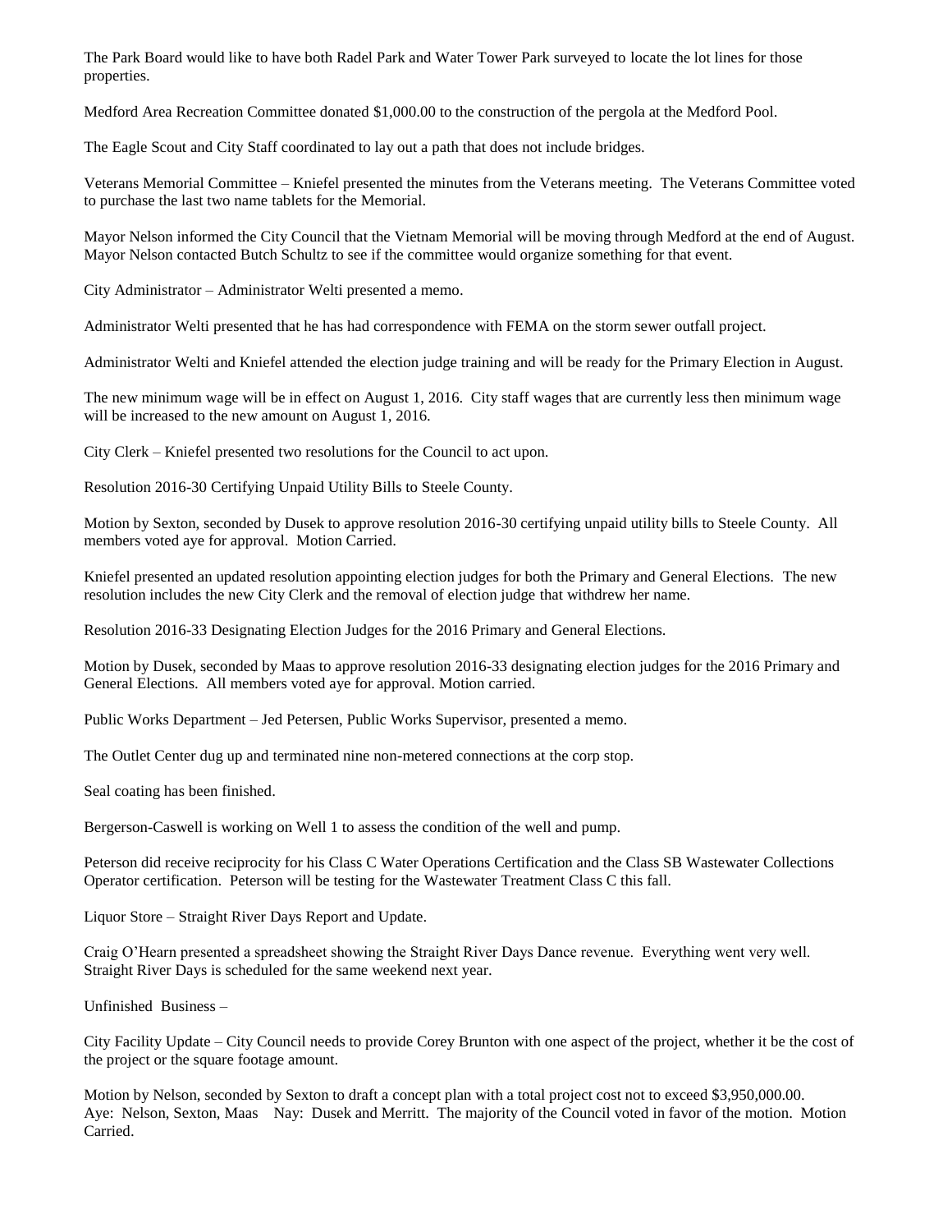The Park Board would like to have both Radel Park and Water Tower Park surveyed to locate the lot lines for those properties.

Medford Area Recreation Committee donated $1,000.00 to the construction of the pergola at the Medford Pool.

The Eagle Scout and City Staff coordinated to lay out a path that does not include bridges.

Veterans Memorial Committee – Kniefel presented the minutes from the Veterans meeting. The Veterans Committee voted to purchase the last two name tablets for the Memorial.

Mayor Nelson informed the City Council that the Vietnam Memorial will be moving through Medford at the end of August. Mayor Nelson contacted Butch Schultz to see if the committee would organize something for that event.

City Administrator – Administrator Welti presented a memo.

Administrator Welti presented that he has had correspondence with FEMA on the storm sewer outfall project.

Administrator Welti and Kniefel attended the election judge training and will be ready for the Primary Election in August.

The new minimum wage will be in effect on August 1, 2016. City staff wages that are currently less then minimum wage will be increased to the new amount on August 1, 2016.

City Clerk – Kniefel presented two resolutions for the Council to act upon.

Resolution 2016-30 Certifying Unpaid Utility Bills to Steele County.

Motion by Sexton, seconded by Dusek to approve resolution 2016-30 certifying unpaid utility bills to Steele County. All members voted aye for approval. Motion Carried.

Kniefel presented an updated resolution appointing election judges for both the Primary and General Elections. The new resolution includes the new City Clerk and the removal of election judge that withdrew her name.

Resolution 2016-33 Designating Election Judges for the 2016 Primary and General Elections.

Motion by Dusek, seconded by Maas to approve resolution 2016-33 designating election judges for the 2016 Primary and General Elections. All members voted aye for approval. Motion carried.

Public Works Department – Jed Petersen, Public Works Supervisor, presented a memo.

The Outlet Center dug up and terminated nine non-metered connections at the corp stop.

Seal coating has been finished.

Bergerson-Caswell is working on Well 1 to assess the condition of the well and pump.

Peterson did receive reciprocity for his Class C Water Operations Certification and the Class SB Wastewater Collections Operator certification. Peterson will be testing for the Wastewater Treatment Class C this fall.

Liquor Store – Straight River Days Report and Update.

Craig O'Hearn presented a spreadsheet showing the Straight River Days Dance revenue. Everything went very well. Straight River Days is scheduled for the same weekend next year.

Unfinished Business –

City Facility Update – City Council needs to provide Corey Brunton with one aspect of the project, whether it be the cost of the project or the square footage amount.

Motion by Nelson, seconded by Sexton to draft a concept plan with a total project cost not to exceed $3,950,000.00. Aye: Nelson, Sexton, Maas Nay: Dusek and Merritt. The majority of the Council voted in favor of the motion. Motion Carried.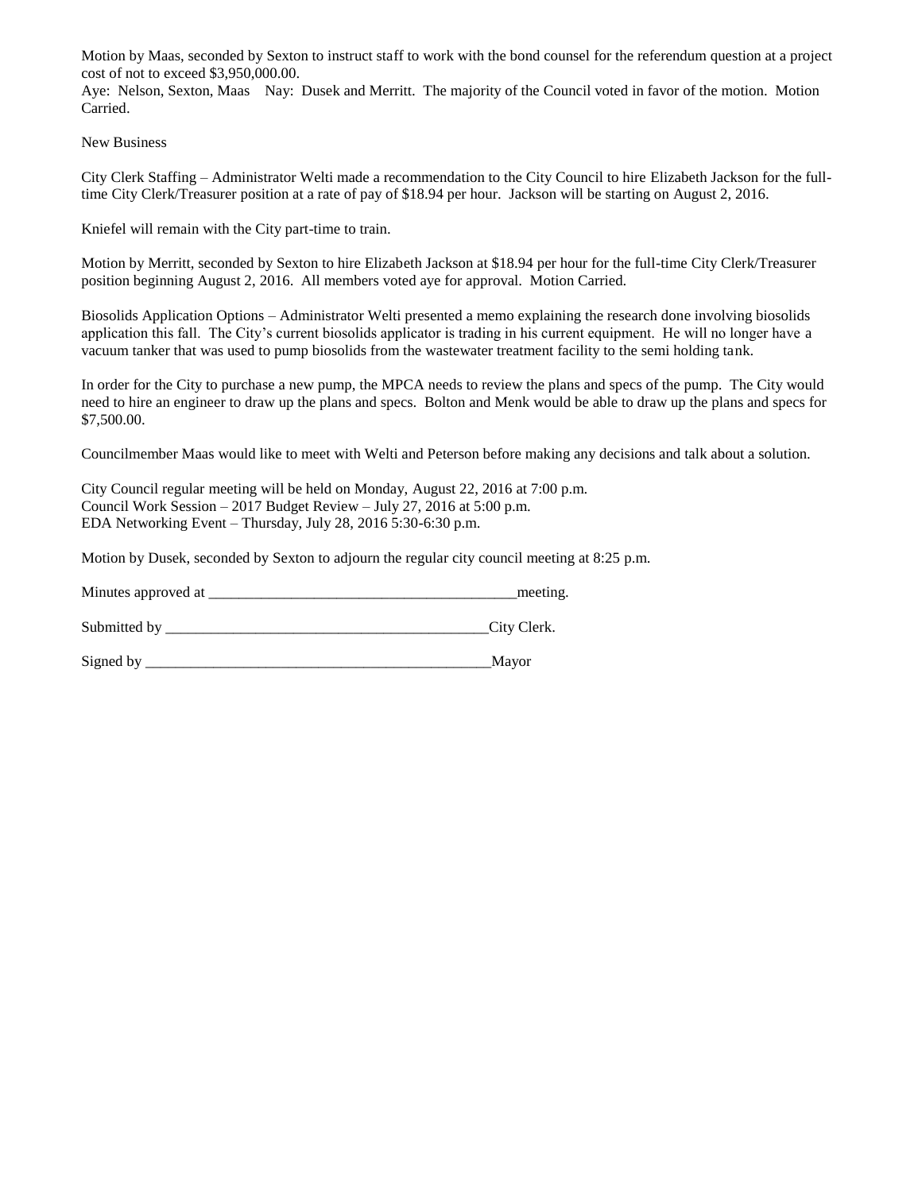Motion by Maas, seconded by Sexton to instruct staff to work with the bond counsel for the referendum question at a project cost of not to exceed $3,950,000.00.

Aye: Nelson, Sexton, Maas  Nay: Dusek and Merritt. The majority of the Council voted in favor of the motion. Motion Carried.

New Business

City Clerk Staffing – Administrator Welti made a recommendation to the City Council to hire Elizabeth Jackson for the full-time City Clerk/Treasurer position at a rate of pay of $18.94 per hour. Jackson will be starting on August 2, 2016.

Kniefel will remain with the City part-time to train.

Motion by Merritt, seconded by Sexton to hire Elizabeth Jackson at $18.94 per hour for the full-time City Clerk/Treasurer position beginning August 2, 2016. All members voted aye for approval. Motion Carried.

Biosolids Application Options – Administrator Welti presented a memo explaining the research done involving biosolids application this fall. The City's current biosolids applicator is trading in his current equipment. He will no longer have a vacuum tanker that was used to pump biosolids from the wastewater treatment facility to the semi holding tank.

In order for the City to purchase a new pump, the MPCA needs to review the plans and specs of the pump. The City would need to hire an engineer to draw up the plans and specs. Bolton and Menk would be able to draw up the plans and specs for $7,500.00.

Councilmember Maas would like to meet with Welti and Peterson before making any decisions and talk about a solution.

City Council regular meeting will be held on Monday, August 22, 2016 at 7:00 p.m.
Council Work Session – 2017 Budget Review – July 27, 2016 at 5:00 p.m.
EDA Networking Event – Thursday, July 28, 2016 5:30-6:30 p.m.

Motion by Dusek, seconded by Sexton to adjourn the regular city council meeting at 8:25 p.m.

Minutes approved at ________________________________________meeting.

Submitted by ___________________________________________City Clerk.

Signed by ______________________________________________Mayor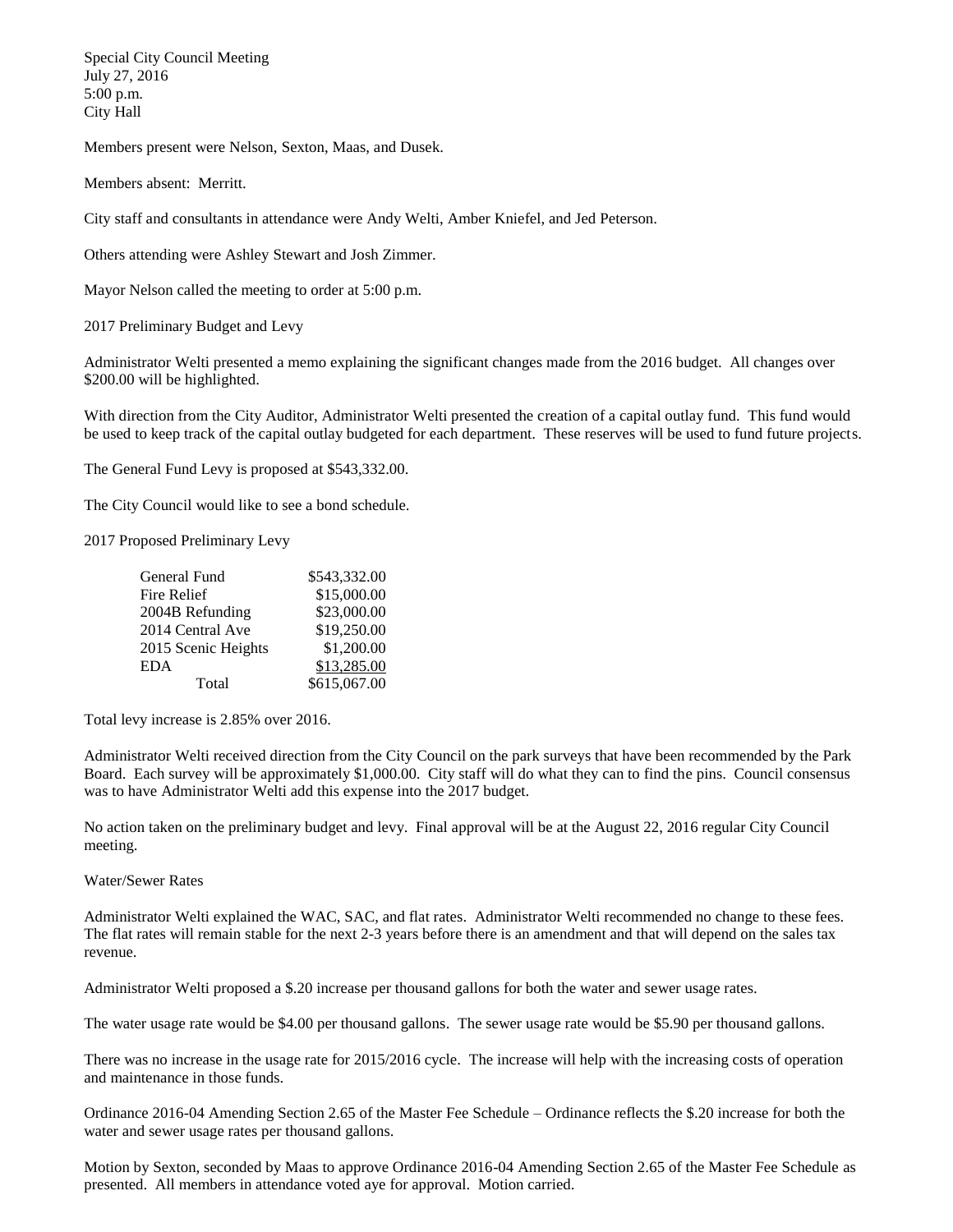Special City Council Meeting
July 27, 2016
5:00 p.m.
City Hall

Members present were Nelson, Sexton, Maas, and Dusek.

Members absent: Merritt.

City staff and consultants in attendance were Andy Welti, Amber Kniefel, and Jed Peterson.

Others attending were Ashley Stewart and Josh Zimmer.

Mayor Nelson called the meeting to order at 5:00 p.m.

2017 Preliminary Budget and Levy

Administrator Welti presented a memo explaining the significant changes made from the 2016 budget. All changes over $200.00 will be highlighted.

With direction from the City Auditor, Administrator Welti presented the creation of a capital outlay fund. This fund would be used to keep track of the capital outlay budgeted for each department. These reserves will be used to fund future projects.

The General Fund Levy is proposed at $543,332.00.

The City Council would like to see a bond schedule.

2017 Proposed Preliminary Levy

| | |
|---|---|
| General Fund | $543,332.00 |
| Fire Relief | $15,000.00 |
| 2004B Refunding | $23,000.00 |
| 2014 Central Ave | $19,250.00 |
| 2015 Scenic Heights | $1,200.00 |
| EDA | $13,285.00 |
| Total | $615,067.00 |

Total levy increase is 2.85% over 2016.

Administrator Welti received direction from the City Council on the park surveys that have been recommended by the Park Board. Each survey will be approximately $1,000.00. City staff will do what they can to find the pins. Council consensus was to have Administrator Welti add this expense into the 2017 budget.

No action taken on the preliminary budget and levy. Final approval will be at the August 22, 2016 regular City Council meeting.

Water/Sewer Rates

Administrator Welti explained the WAC, SAC, and flat rates. Administrator Welti recommended no change to these fees. The flat rates will remain stable for the next 2-3 years before there is an amendment and that will depend on the sales tax revenue.

Administrator Welti proposed a $.20 increase per thousand gallons for both the water and sewer usage rates.

The water usage rate would be $4.00 per thousand gallons. The sewer usage rate would be $5.90 per thousand gallons.

There was no increase in the usage rate for 2015/2016 cycle. The increase will help with the increasing costs of operation and maintenance in those funds.

Ordinance 2016-04 Amending Section 2.65 of the Master Fee Schedule – Ordinance reflects the $.20 increase for both the water and sewer usage rates per thousand gallons.

Motion by Sexton, seconded by Maas to approve Ordinance 2016-04 Amending Section 2.65 of the Master Fee Schedule as presented. All members in attendance voted aye for approval. Motion carried.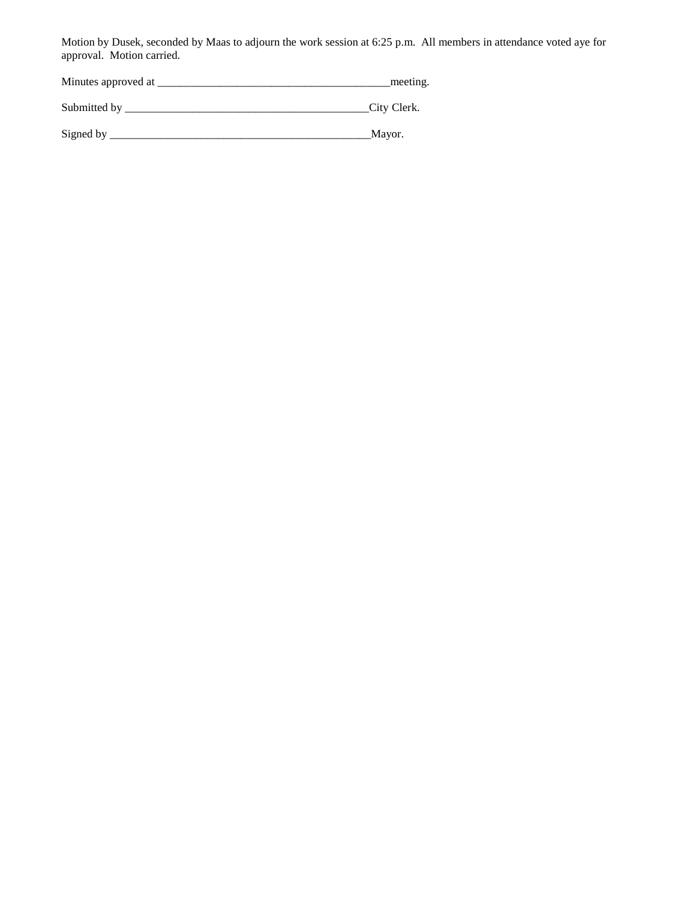Motion by Dusek, seconded by Maas to adjourn the work session at 6:25 p.m. All members in attendance voted aye for approval. Motion carried.

Minutes approved at _________________________________________meeting.

Submitted by ___________________________________________City Clerk.

Signed by _______________________________________________Mayor.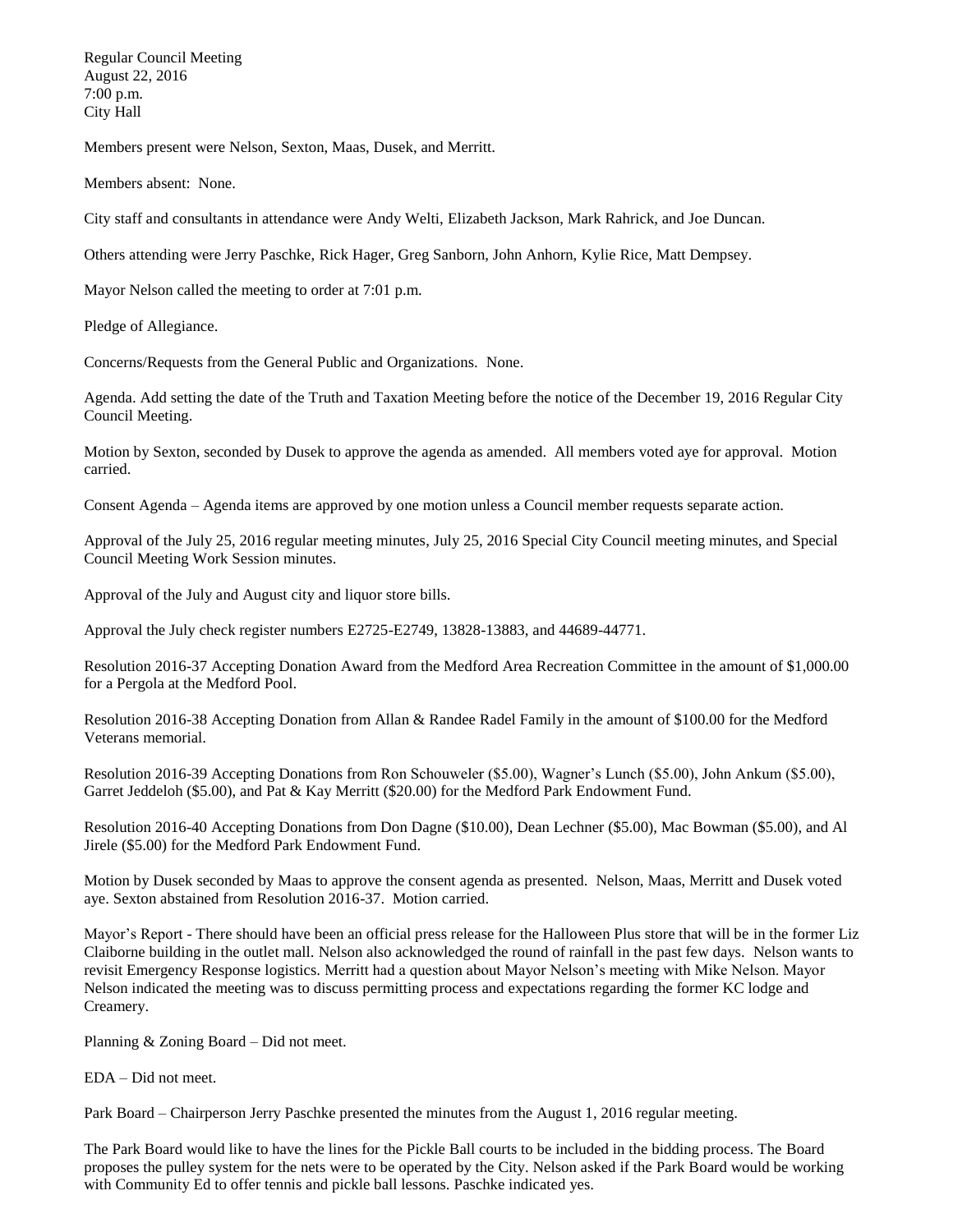Regular Council Meeting
August 22, 2016
7:00 p.m.
City Hall

Members present were Nelson, Sexton, Maas, Dusek, and Merritt.

Members absent: None.

City staff and consultants in attendance were Andy Welti, Elizabeth Jackson, Mark Rahrick, and Joe Duncan.

Others attending were Jerry Paschke, Rick Hager, Greg Sanborn, John Anhorn, Kylie Rice, Matt Dempsey.

Mayor Nelson called the meeting to order at 7:01 p.m.

Pledge of Allegiance.

Concerns/Requests from the General Public and Organizations. None.

Agenda. Add setting the date of the Truth and Taxation Meeting before the notice of the December 19, 2016 Regular City Council Meeting.

Motion by Sexton, seconded by Dusek to approve the agenda as amended. All members voted aye for approval. Motion carried.

Consent Agenda – Agenda items are approved by one motion unless a Council member requests separate action.

Approval of the July 25, 2016 regular meeting minutes, July 25, 2016 Special City Council meeting minutes, and Special Council Meeting Work Session minutes.

Approval of the July and August city and liquor store bills.

Approval the July check register numbers E2725-E2749, 13828-13883, and 44689-44771.

Resolution 2016-37 Accepting Donation Award from the Medford Area Recreation Committee in the amount of $1,000.00 for a Pergola at the Medford Pool.

Resolution 2016-38 Accepting Donation from Allan & Randee Radel Family in the amount of $100.00 for the Medford Veterans memorial.

Resolution 2016-39 Accepting Donations from Ron Schouweler ($5.00), Wagner's Lunch ($5.00), John Ankum ($5.00), Garret Jeddeloh ($5.00), and Pat & Kay Merritt ($20.00) for the Medford Park Endowment Fund.

Resolution 2016-40 Accepting Donations from Don Dagne ($10.00), Dean Lechner ($5.00), Mac Bowman ($5.00), and Al Jirele ($5.00) for the Medford Park Endowment Fund.

Motion by Dusek seconded by Maas to approve the consent agenda as presented. Nelson, Maas, Merritt and Dusek voted aye. Sexton abstained from Resolution 2016-37. Motion carried.

Mayor's Report - There should have been an official press release for the Halloween Plus store that will be in the former Liz Claiborne building in the outlet mall. Nelson also acknowledged the round of rainfall in the past few days. Nelson wants to revisit Emergency Response logistics. Merritt had a question about Mayor Nelson's meeting with Mike Nelson. Mayor Nelson indicated the meeting was to discuss permitting process and expectations regarding the former KC lodge and Creamery.

Planning & Zoning Board – Did not meet.

EDA – Did not meet.

Park Board – Chairperson Jerry Paschke presented the minutes from the August 1, 2016 regular meeting.

The Park Board would like to have the lines for the Pickle Ball courts to be included in the bidding process. The Board proposes the pulley system for the nets were to be operated by the City. Nelson asked if the Park Board would be working with Community Ed to offer tennis and pickle ball lessons. Paschke indicated yes.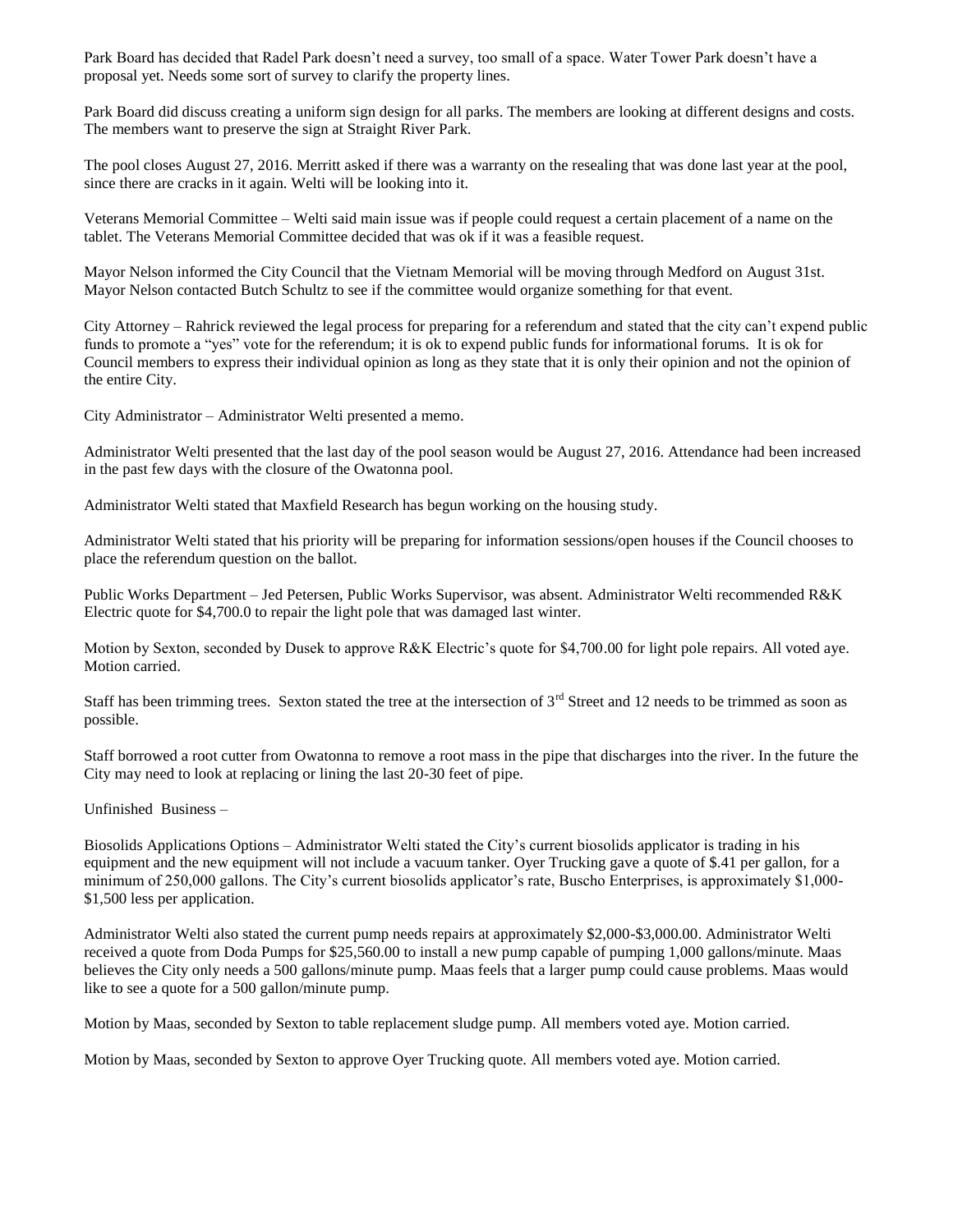Park Board has decided that Radel Park doesn't need a survey, too small of a space. Water Tower Park doesn't have a proposal yet. Needs some sort of survey to clarify the property lines.

Park Board did discuss creating a uniform sign design for all parks. The members are looking at different designs and costs. The members want to preserve the sign at Straight River Park.

The pool closes August 27, 2016. Merritt asked if there was a warranty on the resealing that was done last year at the pool, since there are cracks in it again. Welti will be looking into it.

Veterans Memorial Committee – Welti said main issue was if people could request a certain placement of a name on the tablet. The Veterans Memorial Committee decided that was ok if it was a feasible request.

Mayor Nelson informed the City Council that the Vietnam Memorial will be moving through Medford on August 31st. Mayor Nelson contacted Butch Schultz to see if the committee would organize something for that event.

City Attorney – Rahrick reviewed the legal process for preparing for a referendum and stated that the city can't expend public funds to promote a "yes" vote for the referendum; it is ok to expend public funds for informational forums. It is ok for Council members to express their individual opinion as long as they state that it is only their opinion and not the opinion of the entire City.

City Administrator – Administrator Welti presented a memo.

Administrator Welti presented that the last day of the pool season would be August 27, 2016. Attendance had been increased in the past few days with the closure of the Owatonna pool.

Administrator Welti stated that Maxfield Research has begun working on the housing study.

Administrator Welti stated that his priority will be preparing for information sessions/open houses if the Council chooses to place the referendum question on the ballot.

Public Works Department – Jed Petersen, Public Works Supervisor, was absent. Administrator Welti recommended R&K Electric quote for $4,700.0 to repair the light pole that was damaged last winter.

Motion by Sexton, seconded by Dusek to approve R&K Electric's quote for $4,700.00 for light pole repairs. All voted aye. Motion carried.

Staff has been trimming trees. Sexton stated the tree at the intersection of 3rd Street and 12 needs to be trimmed as soon as possible.

Staff borrowed a root cutter from Owatonna to remove a root mass in the pipe that discharges into the river. In the future the City may need to look at replacing or lining the last 20-30 feet of pipe.

Unfinished Business –

Biosolids Applications Options – Administrator Welti stated the City's current biosolids applicator is trading in his equipment and the new equipment will not include a vacuum tanker. Oyer Trucking gave a quote of $.41 per gallon, for a minimum of 250,000 gallons. The City's current biosolids applicator's rate, Buscho Enterprises, is approximately $1,000-$1,500 less per application.

Administrator Welti also stated the current pump needs repairs at approximately $2,000-$3,000.00. Administrator Welti received a quote from Doda Pumps for $25,560.00 to install a new pump capable of pumping 1,000 gallons/minute. Maas believes the City only needs a 500 gallons/minute pump. Maas feels that a larger pump could cause problems. Maas would like to see a quote for a 500 gallon/minute pump.

Motion by Maas, seconded by Sexton to table replacement sludge pump. All members voted aye. Motion carried.

Motion by Maas, seconded by Sexton to approve Oyer Trucking quote. All members voted aye. Motion carried.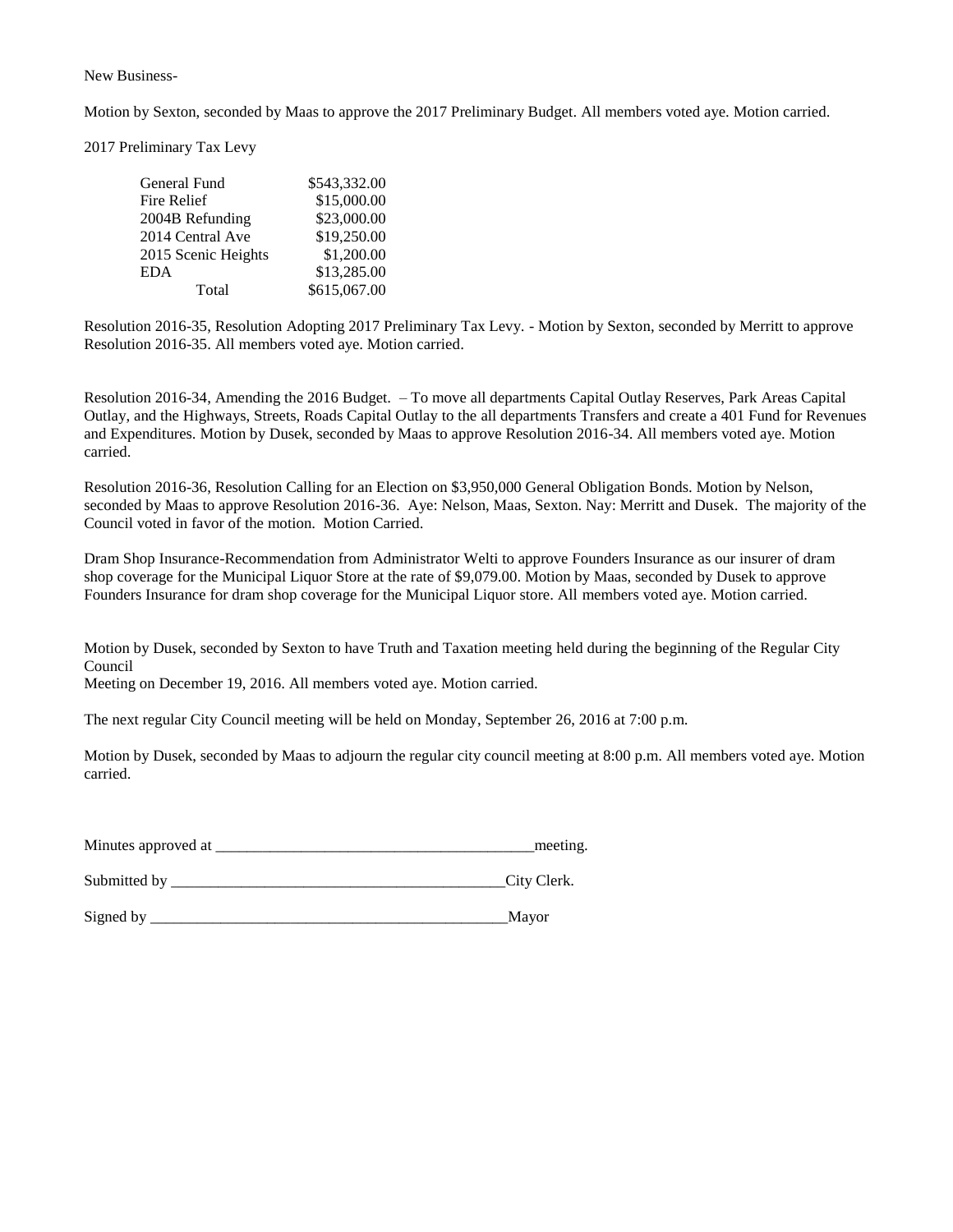New Business-

Motion by Sexton, seconded by Maas to approve the 2017 Preliminary Budget. All members voted aye. Motion carried.

2017 Preliminary Tax Levy

| | |
|---|---|
| General Fund | $543,332.00 |
| Fire Relief | $15,000.00 |
| 2004B Refunding | $23,000.00 |
| 2014 Central Ave | $19,250.00 |
| 2015 Scenic Heights | $1,200.00 |
| EDA | $13,285.00 |
| Total | $615,067.00 |

Resolution 2016-35, Resolution Adopting 2017 Preliminary Tax Levy. - Motion by Sexton, seconded by Merritt to approve Resolution 2016-35. All members voted aye. Motion carried.

Resolution 2016-34, Amending the 2016 Budget. – To move all departments Capital Outlay Reserves, Park Areas Capital Outlay, and the Highways, Streets, Roads Capital Outlay to the all departments Transfers and create a 401 Fund for Revenues and Expenditures. Motion by Dusek, seconded by Maas to approve Resolution 2016-34. All members voted aye. Motion carried.

Resolution 2016-36, Resolution Calling for an Election on $3,950,000 General Obligation Bonds. Motion by Nelson, seconded by Maas to approve Resolution 2016-36. Aye: Nelson, Maas, Sexton. Nay: Merritt and Dusek. The majority of the Council voted in favor of the motion. Motion Carried.

Dram Shop Insurance-Recommendation from Administrator Welti to approve Founders Insurance as our insurer of dram shop coverage for the Municipal Liquor Store at the rate of $9,079.00. Motion by Maas, seconded by Dusek to approve Founders Insurance for dram shop coverage for the Municipal Liquor store. All members voted aye. Motion carried.

Motion by Dusek, seconded by Sexton to have Truth and Taxation meeting held during the beginning of the Regular City Council
Meeting on December 19, 2016. All members voted aye. Motion carried.

The next regular City Council meeting will be held on Monday, September 26, 2016 at 7:00 p.m.

Motion by Dusek, seconded by Maas to adjourn the regular city council meeting at 8:00 p.m. All members voted aye. Motion carried.

Minutes approved at __________________________________________meeting.

Submitted by _____________________________________________City Clerk.

Signed by ________________________________________________Mayor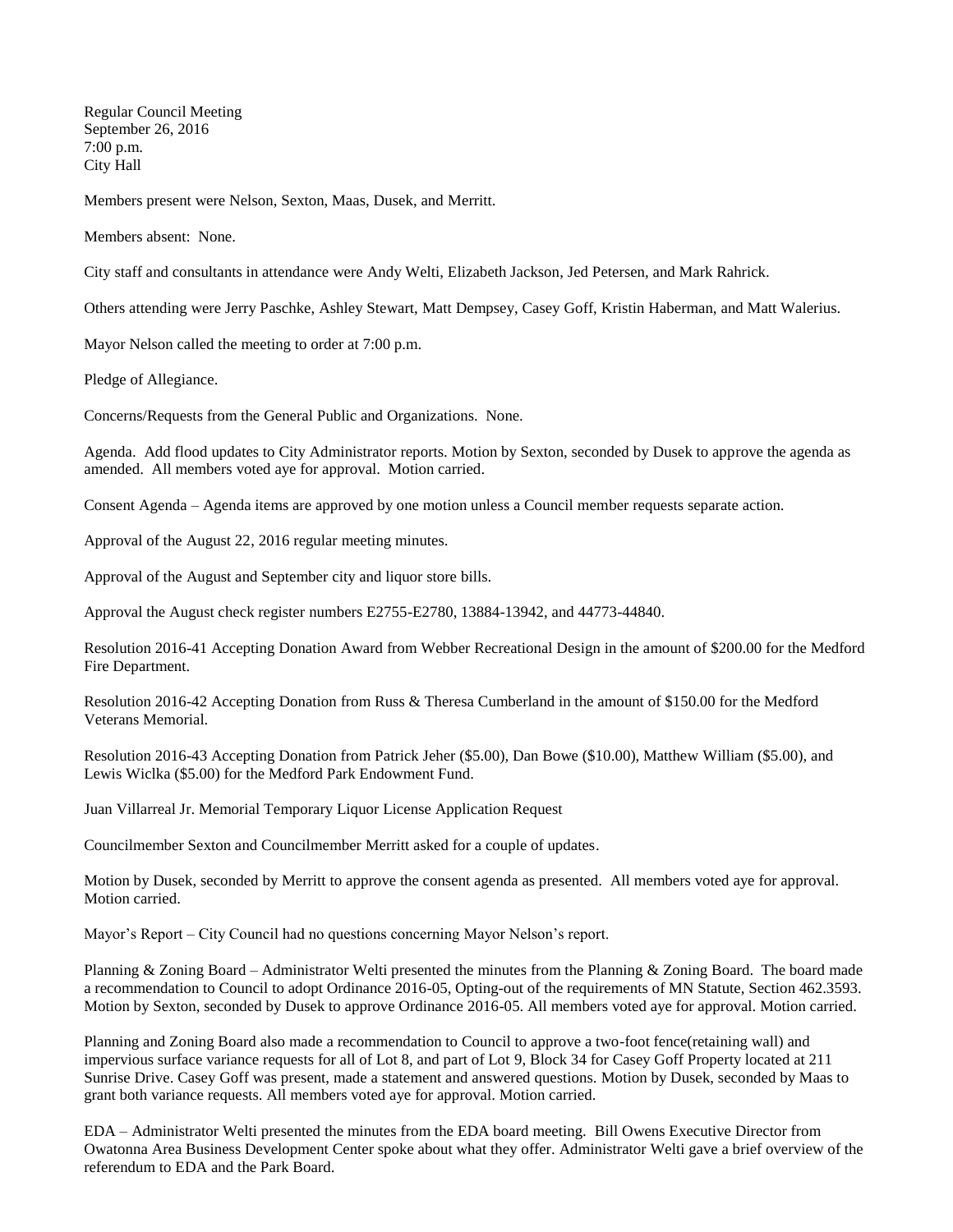Regular Council Meeting
September 26, 2016
7:00 p.m.
City Hall

Members present were Nelson, Sexton, Maas, Dusek, and Merritt.

Members absent: None.

City staff and consultants in attendance were Andy Welti, Elizabeth Jackson, Jed Petersen, and Mark Rahrick.

Others attending were Jerry Paschke, Ashley Stewart, Matt Dempsey, Casey Goff, Kristin Haberman, and Matt Walerius.

Mayor Nelson called the meeting to order at 7:00 p.m.

Pledge of Allegiance.

Concerns/Requests from the General Public and Organizations. None.

Agenda. Add flood updates to City Administrator reports. Motion by Sexton, seconded by Dusek to approve the agenda as amended. All members voted aye for approval. Motion carried.

Consent Agenda – Agenda items are approved by one motion unless a Council member requests separate action.

Approval of the August 22, 2016 regular meeting minutes.

Approval of the August and September city and liquor store bills.

Approval the August check register numbers E2755-E2780, 13884-13942, and 44773-44840.

Resolution 2016-41 Accepting Donation Award from Webber Recreational Design in the amount of $200.00 for the Medford Fire Department.

Resolution 2016-42 Accepting Donation from Russ & Theresa Cumberland in the amount of $150.00 for the Medford Veterans Memorial.

Resolution 2016-43 Accepting Donation from Patrick Jeher ($5.00), Dan Bowe ($10.00), Matthew William ($5.00), and Lewis Wiclka ($5.00) for the Medford Park Endowment Fund.

Juan Villarreal Jr. Memorial Temporary Liquor License Application Request

Councilmember Sexton and Councilmember Merritt asked for a couple of updates.

Motion by Dusek, seconded by Merritt to approve the consent agenda as presented. All members voted aye for approval. Motion carried.

Mayor's Report – City Council had no questions concerning Mayor Nelson's report.

Planning & Zoning Board – Administrator Welti presented the minutes from the Planning & Zoning Board. The board made a recommendation to Council to adopt Ordinance 2016-05, Opting-out of the requirements of MN Statute, Section 462.3593. Motion by Sexton, seconded by Dusek to approve Ordinance 2016-05. All members voted aye for approval. Motion carried.

Planning and Zoning Board also made a recommendation to Council to approve a two-foot fence(retaining wall) and impervious surface variance requests for all of Lot 8, and part of Lot 9, Block 34 for Casey Goff Property located at 211 Sunrise Drive. Casey Goff was present, made a statement and answered questions. Motion by Dusek, seconded by Maas to grant both variance requests. All members voted aye for approval. Motion carried.

EDA – Administrator Welti presented the minutes from the EDA board meeting. Bill Owens Executive Director from Owatonna Area Business Development Center spoke about what they offer. Administrator Welti gave a brief overview of the referendum to EDA and the Park Board.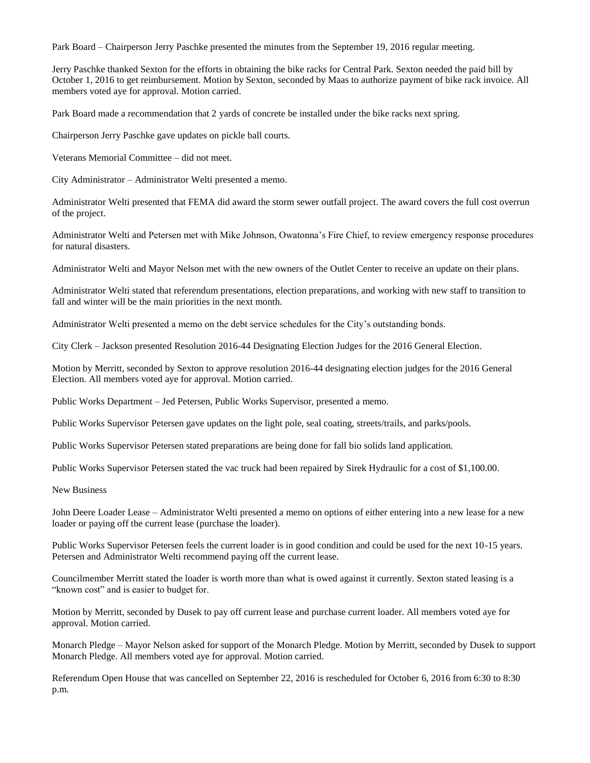Park Board – Chairperson Jerry Paschke presented the minutes from the September 19, 2016 regular meeting.

Jerry Paschke thanked Sexton for the efforts in obtaining the bike racks for Central Park. Sexton needed the paid bill by October 1, 2016 to get reimbursement. Motion by Sexton, seconded by Maas to authorize payment of bike rack invoice. All members voted aye for approval. Motion carried.

Park Board made a recommendation that 2 yards of concrete be installed under the bike racks next spring.

Chairperson Jerry Paschke gave updates on pickle ball courts.

Veterans Memorial Committee – did not meet.

City Administrator – Administrator Welti presented a memo.

Administrator Welti presented that FEMA did award the storm sewer outfall project. The award covers the full cost overrun of the project.

Administrator Welti and Petersen met with Mike Johnson, Owatonna's Fire Chief, to review emergency response procedures for natural disasters.

Administrator Welti and Mayor Nelson met with the new owners of the Outlet Center to receive an update on their plans.

Administrator Welti stated that referendum presentations, election preparations, and working with new staff to transition to fall and winter will be the main priorities in the next month.

Administrator Welti presented a memo on the debt service schedules for the City's outstanding bonds.

City Clerk – Jackson presented Resolution 2016-44 Designating Election Judges for the 2016 General Election.

Motion by Merritt, seconded by Sexton to approve resolution 2016-44 designating election judges for the 2016 General Election. All members voted aye for approval. Motion carried.

Public Works Department – Jed Petersen, Public Works Supervisor, presented a memo.

Public Works Supervisor Petersen gave updates on the light pole, seal coating, streets/trails, and parks/pools.

Public Works Supervisor Petersen stated preparations are being done for fall bio solids land application.

Public Works Supervisor Petersen stated the vac truck had been repaired by Sirek Hydraulic for a cost of $1,100.00.

New Business

John Deere Loader Lease – Administrator Welti presented a memo on options of either entering into a new lease for a new loader or paying off the current lease (purchase the loader).

Public Works Supervisor Petersen feels the current loader is in good condition and could be used for the next 10-15 years. Petersen and Administrator Welti recommend paying off the current lease.

Councilmember Merritt stated the loader is worth more than what is owed against it currently. Sexton stated leasing is a "known cost" and is easier to budget for.

Motion by Merritt, seconded by Dusek to pay off current lease and purchase current loader. All members voted aye for approval. Motion carried.

Monarch Pledge – Mayor Nelson asked for support of the Monarch Pledge. Motion by Merritt, seconded by Dusek to support Monarch Pledge. All members voted aye for approval. Motion carried.

Referendum Open House that was cancelled on September 22, 2016 is rescheduled for October 6, 2016 from 6:30 to 8:30 p.m.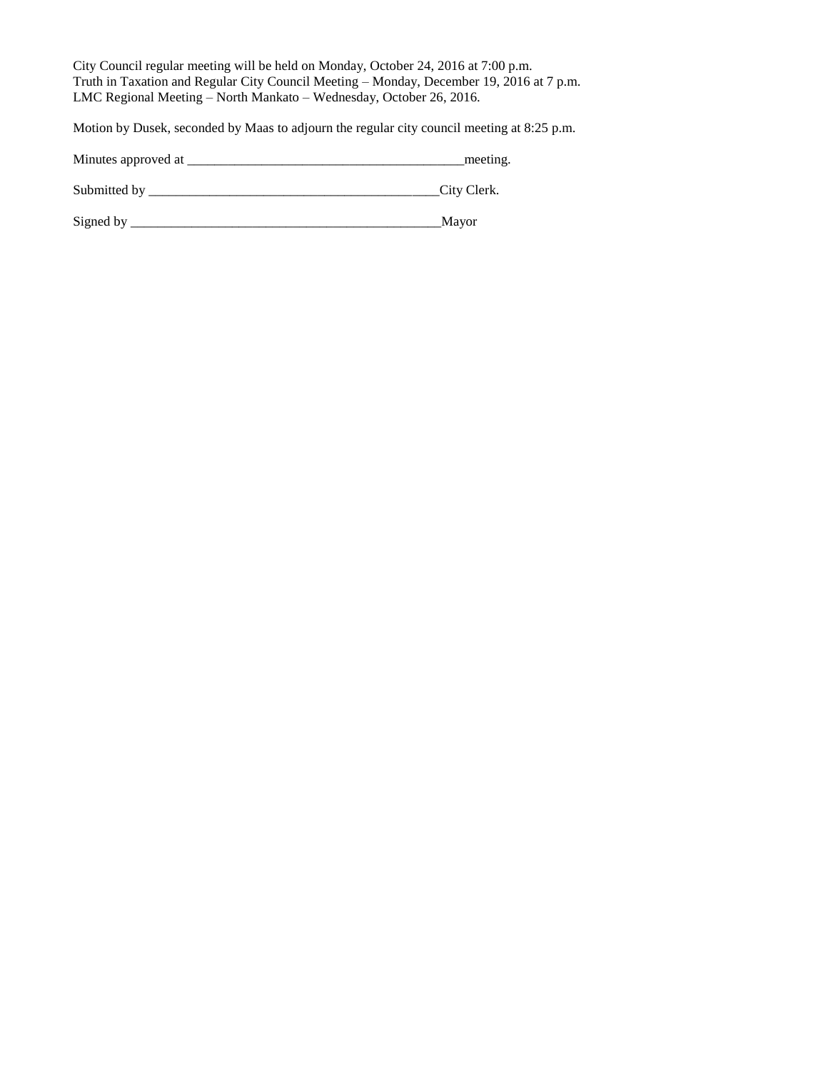City Council regular meeting will be held on Monday, October 24, 2016 at 7:00 p.m.
Truth in Taxation and Regular City Council Meeting – Monday, December 19, 2016 at 7 p.m.
LMC Regional Meeting – North Mankato – Wednesday, October 26, 2016.

Motion by Dusek, seconded by Maas to adjourn the regular city council meeting at 8:25 p.m.

Minutes approved at ________________________________________meeting.

Submitted by ___________________________________________City Clerk.

Signed by ______________________________________________Mayor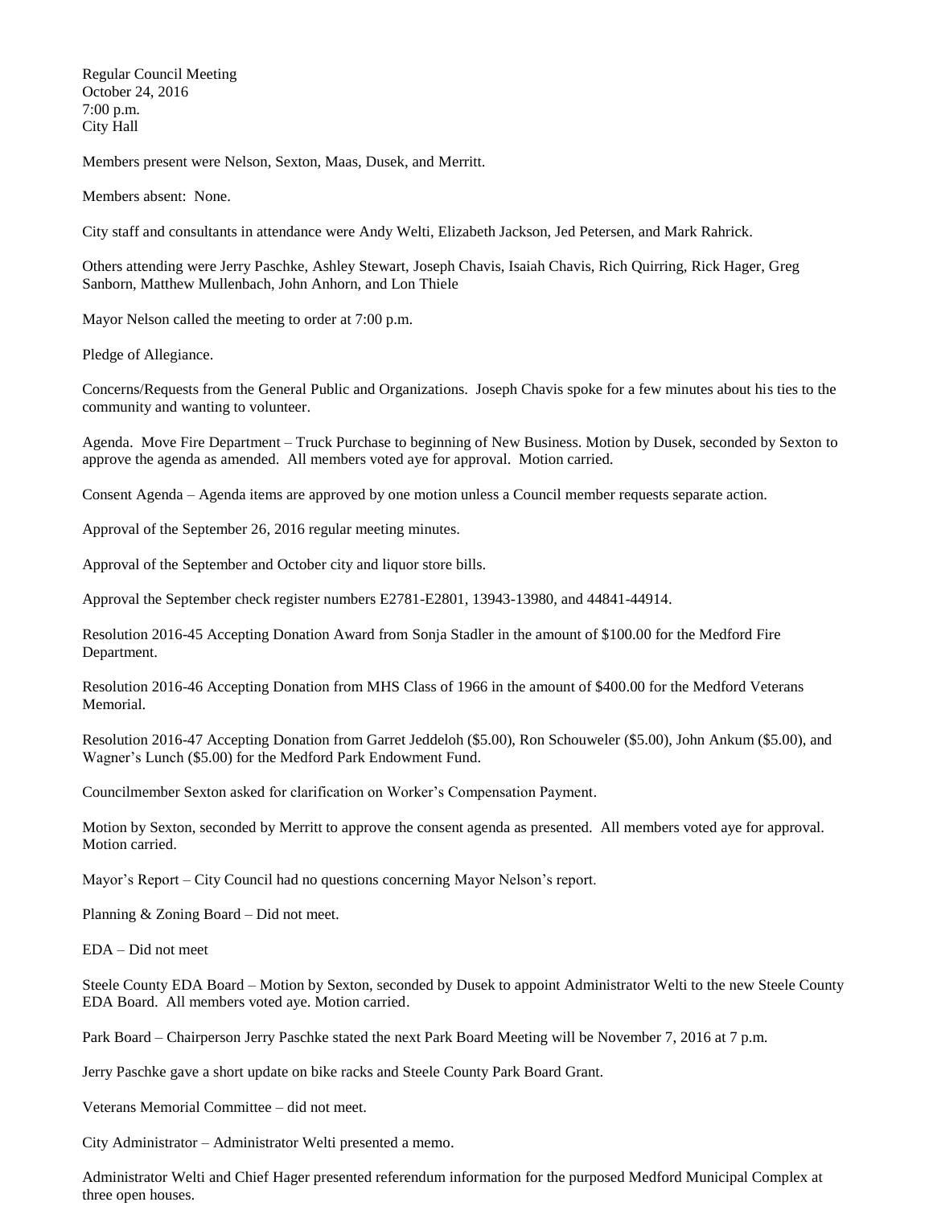Regular Council Meeting
October 24, 2016
7:00 p.m.
City Hall

Members present were Nelson, Sexton, Maas, Dusek, and Merritt.

Members absent: None.

City staff and consultants in attendance were Andy Welti, Elizabeth Jackson, Jed Petersen, and Mark Rahrick.

Others attending were Jerry Paschke, Ashley Stewart, Joseph Chavis, Isaiah Chavis, Rich Quirring, Rick Hager, Greg Sanborn, Matthew Mullenbach, John Anhorn, and Lon Thiele

Mayor Nelson called the meeting to order at 7:00 p.m.

Pledge of Allegiance.

Concerns/Requests from the General Public and Organizations. Joseph Chavis spoke for a few minutes about his ties to the community and wanting to volunteer.

Agenda. Move Fire Department – Truck Purchase to beginning of New Business. Motion by Dusek, seconded by Sexton to approve the agenda as amended. All members voted aye for approval. Motion carried.

Consent Agenda – Agenda items are approved by one motion unless a Council member requests separate action.

Approval of the September 26, 2016 regular meeting minutes.

Approval of the September and October city and liquor store bills.

Approval the September check register numbers E2781-E2801, 13943-13980, and 44841-44914.

Resolution 2016-45 Accepting Donation Award from Sonja Stadler in the amount of $100.00 for the Medford Fire Department.

Resolution 2016-46 Accepting Donation from MHS Class of 1966 in the amount of $400.00 for the Medford Veterans Memorial.

Resolution 2016-47 Accepting Donation from Garret Jeddeloh ($5.00), Ron Schouweler ($5.00), John Ankum ($5.00), and Wagner's Lunch ($5.00) for the Medford Park Endowment Fund.

Councilmember Sexton asked for clarification on Worker's Compensation Payment.

Motion by Sexton, seconded by Merritt to approve the consent agenda as presented. All members voted aye for approval. Motion carried.

Mayor's Report – City Council had no questions concerning Mayor Nelson's report.

Planning & Zoning Board – Did not meet.

EDA – Did not meet

Steele County EDA Board – Motion by Sexton, seconded by Dusek to appoint Administrator Welti to the new Steele County EDA Board. All members voted aye. Motion carried.

Park Board – Chairperson Jerry Paschke stated the next Park Board Meeting will be November 7, 2016 at 7 p.m.

Jerry Paschke gave a short update on bike racks and Steele County Park Board Grant.

Veterans Memorial Committee – did not meet.

City Administrator – Administrator Welti presented a memo.

Administrator Welti and Chief Hager presented referendum information for the purposed Medford Municipal Complex at three open houses.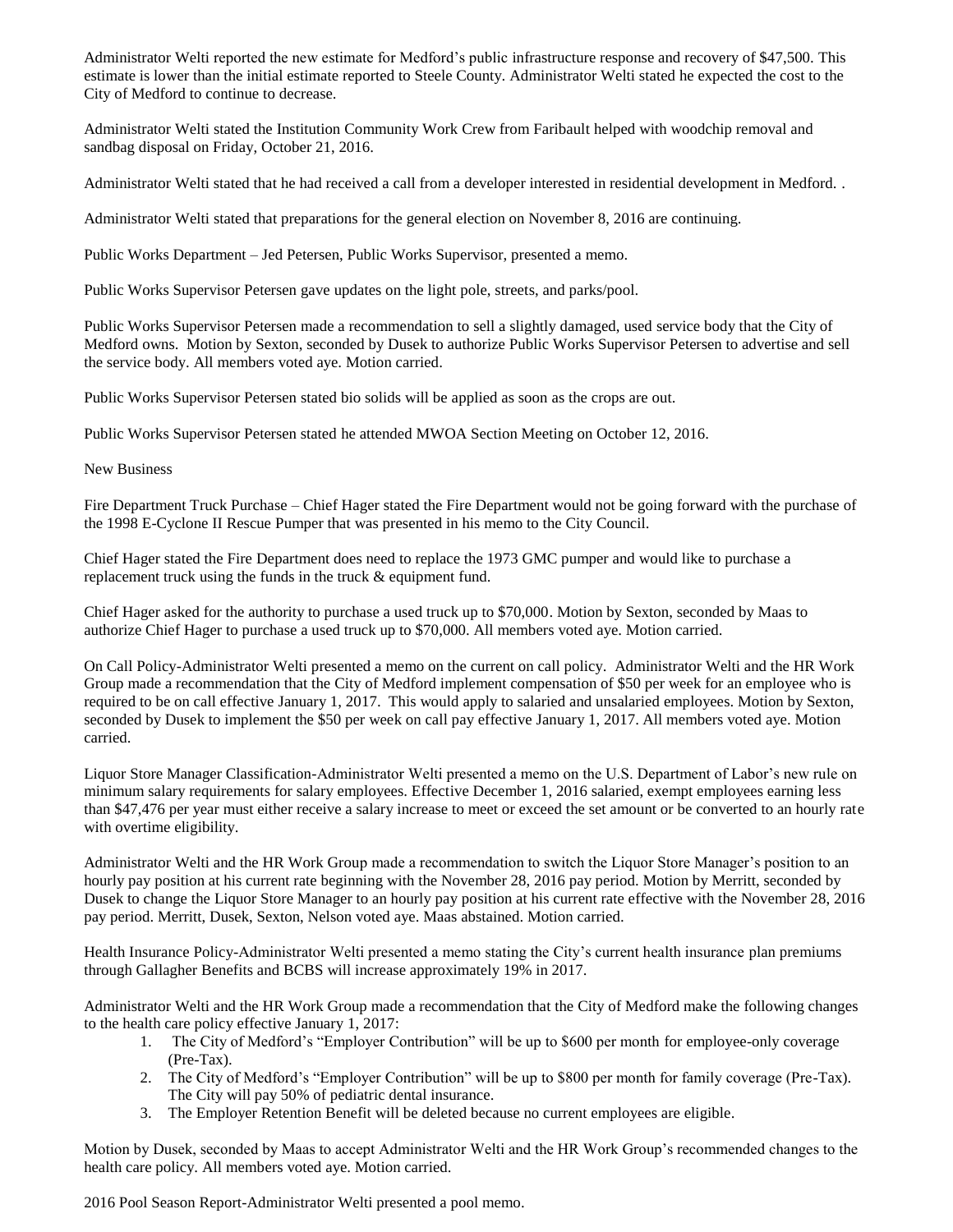Administrator Welti reported the new estimate for Medford's public infrastructure response and recovery of $47,500. This estimate is lower than the initial estimate reported to Steele County. Administrator Welti stated he expected the cost to the City of Medford to continue to decrease.

Administrator Welti stated the Institution Community Work Crew from Faribault helped with woodchip removal and sandbag disposal on Friday, October 21, 2016.

Administrator Welti stated that he had received a call from a developer interested in residential development in Medford. .

Administrator Welti stated that preparations for the general election on November 8, 2016 are continuing.

Public Works Department – Jed Petersen, Public Works Supervisor, presented a memo.

Public Works Supervisor Petersen gave updates on the light pole, streets, and parks/pool.

Public Works Supervisor Petersen made a recommendation to sell a slightly damaged, used service body that the City of Medford owns. Motion by Sexton, seconded by Dusek to authorize Public Works Supervisor Petersen to advertise and sell the service body. All members voted aye. Motion carried.

Public Works Supervisor Petersen stated bio solids will be applied as soon as the crops are out.

Public Works Supervisor Petersen stated he attended MWOA Section Meeting on October 12, 2016.

New Business

Fire Department Truck Purchase – Chief Hager stated the Fire Department would not be going forward with the purchase of the 1998 E-Cyclone II Rescue Pumper that was presented in his memo to the City Council.

Chief Hager stated the Fire Department does need to replace the 1973 GMC pumper and would like to purchase a replacement truck using the funds in the truck & equipment fund.

Chief Hager asked for the authority to purchase a used truck up to $70,000. Motion by Sexton, seconded by Maas to authorize Chief Hager to purchase a used truck up to $70,000. All members voted aye. Motion carried.

On Call Policy-Administrator Welti presented a memo on the current on call policy. Administrator Welti and the HR Work Group made a recommendation that the City of Medford implement compensation of $50 per week for an employee who is required to be on call effective January 1, 2017. This would apply to salaried and unsalaried employees. Motion by Sexton, seconded by Dusek to implement the $50 per week on call pay effective January 1, 2017. All members voted aye. Motion carried.

Liquor Store Manager Classification-Administrator Welti presented a memo on the U.S. Department of Labor's new rule on minimum salary requirements for salary employees. Effective December 1, 2016 salaried, exempt employees earning less than $47,476 per year must either receive a salary increase to meet or exceed the set amount or be converted to an hourly rate with overtime eligibility.

Administrator Welti and the HR Work Group made a recommendation to switch the Liquor Store Manager's position to an hourly pay position at his current rate beginning with the November 28, 2016 pay period. Motion by Merritt, seconded by Dusek to change the Liquor Store Manager to an hourly pay position at his current rate effective with the November 28, 2016 pay period. Merritt, Dusek, Sexton, Nelson voted aye. Maas abstained. Motion carried.

Health Insurance Policy-Administrator Welti presented a memo stating the City's current health insurance plan premiums through Gallagher Benefits and BCBS will increase approximately 19% in 2017.

Administrator Welti and the HR Work Group made a recommendation that the City of Medford make the following changes to the health care policy effective January 1, 2017:

1. The City of Medford's "Employer Contribution" will be up to $600 per month for employee-only coverage (Pre-Tax).
2. The City of Medford's "Employer Contribution" will be up to $800 per month for family coverage (Pre-Tax). The City will pay 50% of pediatric dental insurance.
3. The Employer Retention Benefit will be deleted because no current employees are eligible.

Motion by Dusek, seconded by Maas to accept Administrator Welti and the HR Work Group's recommended changes to the health care policy. All members voted aye. Motion carried.

2016 Pool Season Report-Administrator Welti presented a pool memo.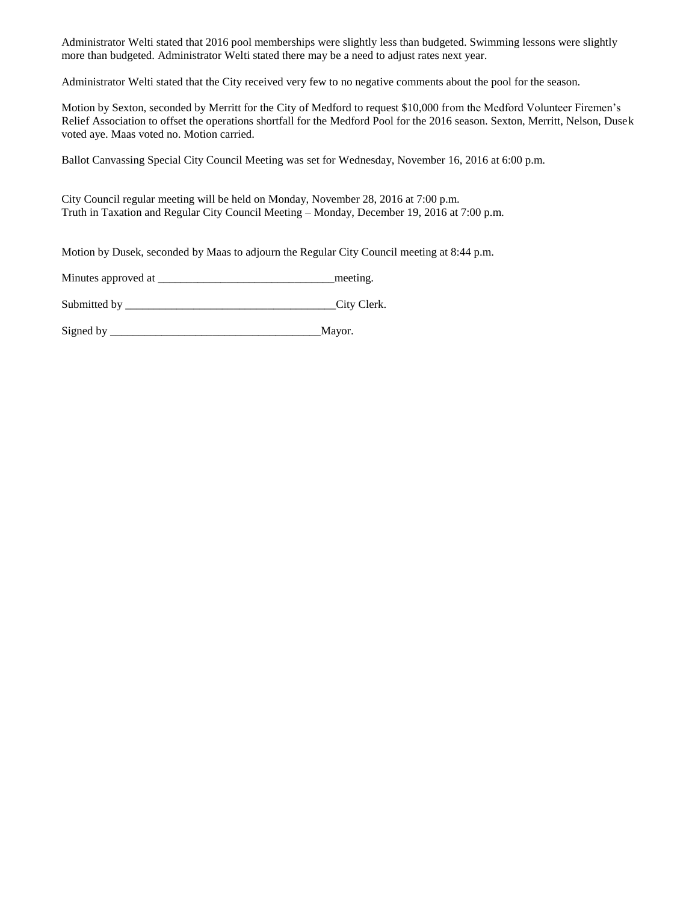Administrator Welti stated that 2016 pool memberships were slightly less than budgeted. Swimming lessons were slightly more than budgeted. Administrator Welti stated there may be a need to adjust rates next year.

Administrator Welti stated that the City received very few to no negative comments about the pool for the season.

Motion by Sexton, seconded by Merritt for the City of Medford to request $10,000 from the Medford Volunteer Firemen's Relief Association to offset the operations shortfall for the Medford Pool for the 2016 season. Sexton, Merritt, Nelson, Dusek voted aye. Maas voted no. Motion carried.

Ballot Canvassing Special City Council Meeting was set for Wednesday, November 16, 2016 at 6:00 p.m.

City Council regular meeting will be held on Monday, November 28, 2016 at 7:00 p.m.
Truth in Taxation and Regular City Council Meeting – Monday, December 19, 2016 at 7:00 p.m.

Motion by Dusek, seconded by Maas to adjourn the Regular City Council meeting at 8:44 p.m.

Minutes approved at _______________________________meeting.

Submitted by _____________________________________City Clerk.

Signed by _____________________________________Mayor.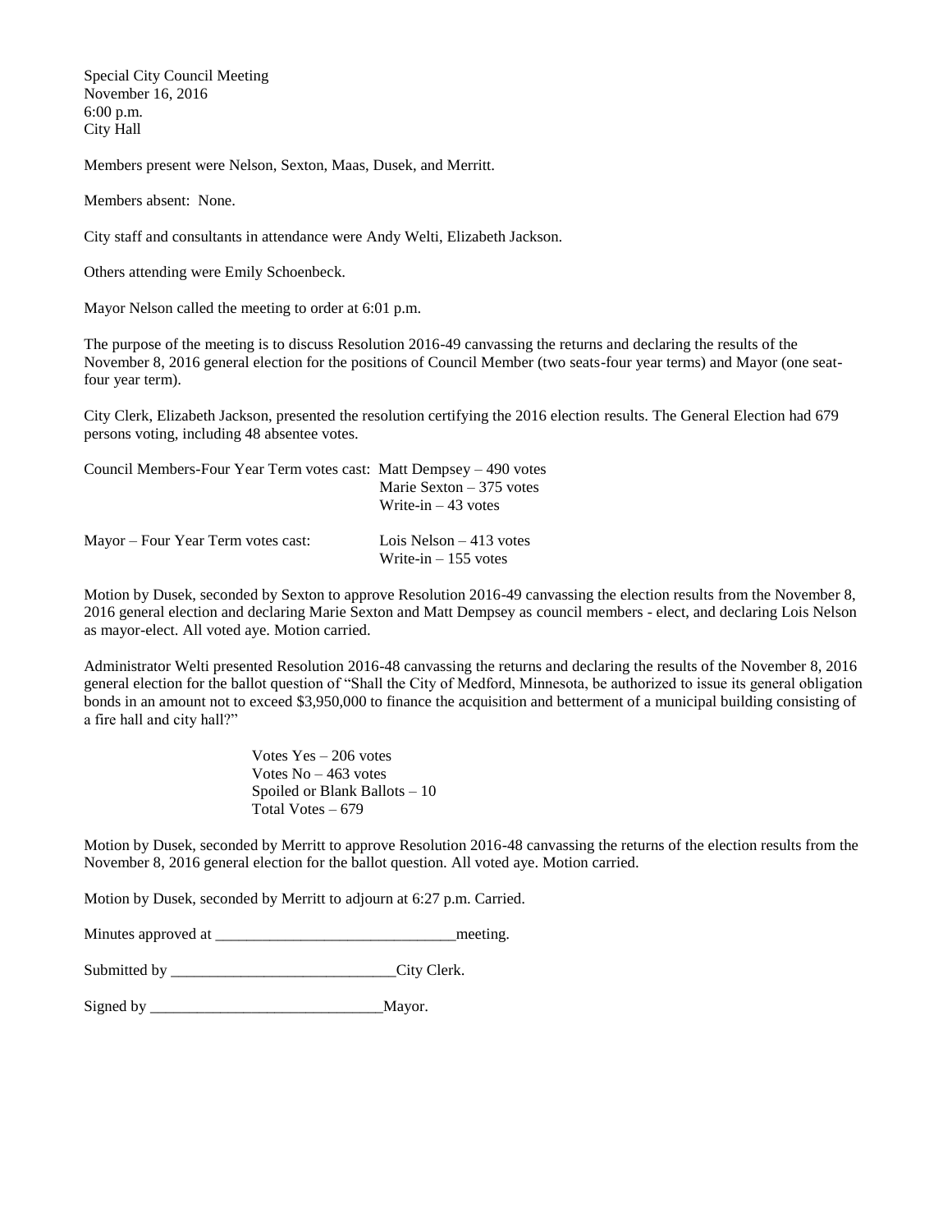Special City Council Meeting
November 16, 2016
6:00 p.m.
City Hall

Members present were Nelson, Sexton, Maas, Dusek, and Merritt.

Members absent: None.

City staff and consultants in attendance were Andy Welti, Elizabeth Jackson.

Others attending were Emily Schoenbeck.

Mayor Nelson called the meeting to order at 6:01 p.m.

The purpose of the meeting is to discuss Resolution 2016-49 canvassing the returns and declaring the results of the November 8, 2016 general election for the positions of Council Member (two seats-four year terms) and Mayor (one seat-four year term).

City Clerk, Elizabeth Jackson, presented the resolution certifying the 2016 election results. The General Election had 679 persons voting, including 48 absentee votes.

Council Members-Four Year Term votes cast: Matt Dempsey – 490 votes
Marie Sexton – 375 votes
Write-in – 43 votes

Mayor – Four Year Term votes cast: Lois Nelson – 413 votes
Write-in – 155 votes

Motion by Dusek, seconded by Sexton to approve Resolution 2016-49 canvassing the election results from the November 8, 2016 general election and declaring Marie Sexton and Matt Dempsey as council members - elect, and declaring Lois Nelson as mayor-elect. All voted aye. Motion carried.

Administrator Welti presented Resolution 2016-48 canvassing the returns and declaring the results of the November 8, 2016 general election for the ballot question of "Shall the City of Medford, Minnesota, be authorized to issue its general obligation bonds in an amount not to exceed $3,950,000 to finance the acquisition and betterment of a municipal building consisting of a fire hall and city hall?"

Votes Yes – 206 votes
Votes No – 463 votes
Spoiled or Blank Ballots – 10
Total Votes – 679

Motion by Dusek, seconded by Merritt to approve Resolution 2016-48 canvassing the returns of the election results from the November 8, 2016 general election for the ballot question. All voted aye. Motion carried.

Motion by Dusek, seconded by Merritt to adjourn at 6:27 p.m. Carried.

Minutes approved at ______________________________meeting.

Submitted by ____________________________City Clerk.

Signed by _____________________________Mayor.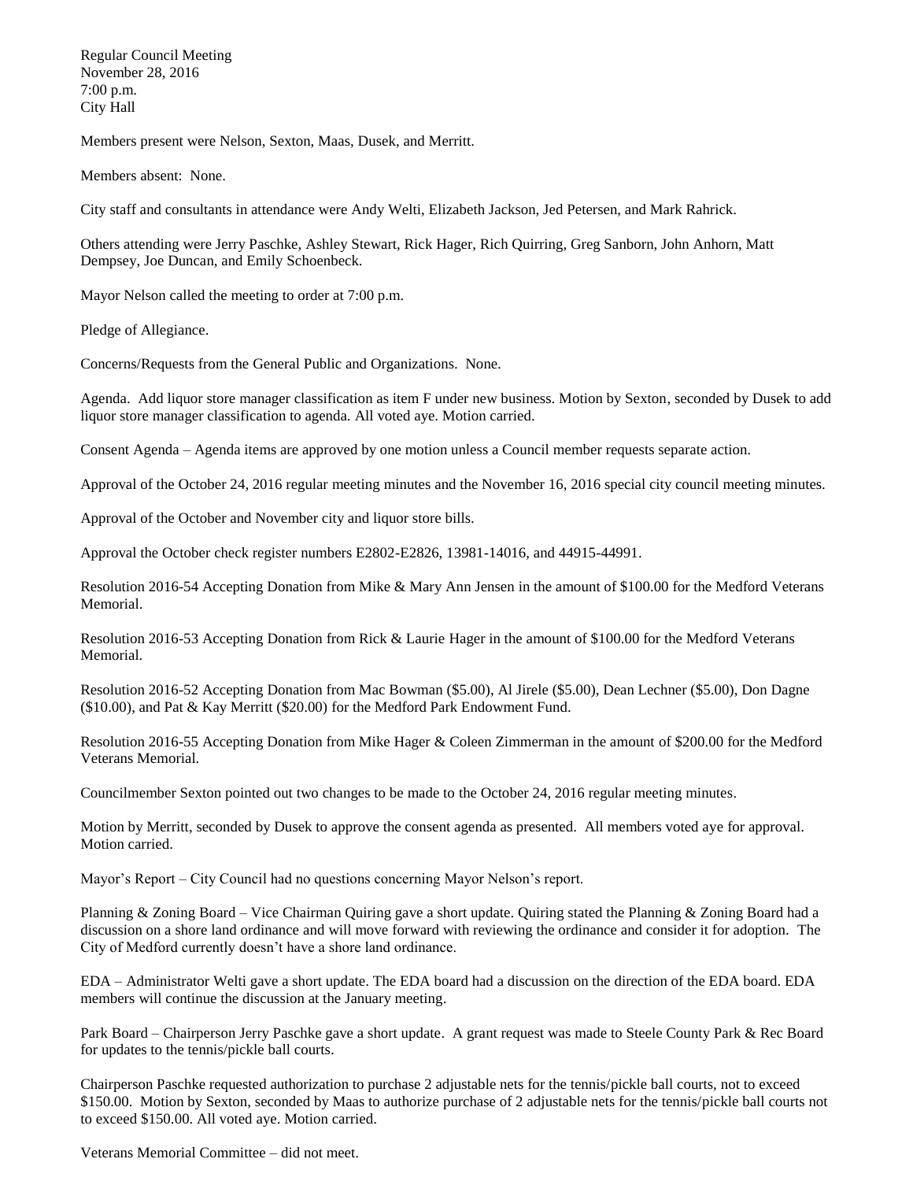Regular Council Meeting
November 28, 2016
7:00 p.m.
City Hall

Members present were Nelson, Sexton, Maas, Dusek, and Merritt.

Members absent: None.

City staff and consultants in attendance were Andy Welti, Elizabeth Jackson, Jed Petersen, and Mark Rahrick.

Others attending were Jerry Paschke, Ashley Stewart, Rick Hager, Rich Quirring, Greg Sanborn, John Anhorn, Matt Dempsey, Joe Duncan, and Emily Schoenbeck.

Mayor Nelson called the meeting to order at 7:00 p.m.

Pledge of Allegiance.

Concerns/Requests from the General Public and Organizations. None.

Agenda. Add liquor store manager classification as item F under new business. Motion by Sexton, seconded by Dusek to add liquor store manager classification to agenda. All voted aye. Motion carried.

Consent Agenda – Agenda items are approved by one motion unless a Council member requests separate action.

Approval of the October 24, 2016 regular meeting minutes and the November 16, 2016 special city council meeting minutes.

Approval of the October and November city and liquor store bills.

Approval the October check register numbers E2802-E2826, 13981-14016, and 44915-44991.

Resolution 2016-54 Accepting Donation from Mike & Mary Ann Jensen in the amount of $100.00 for the Medford Veterans Memorial.

Resolution 2016-53 Accepting Donation from Rick & Laurie Hager in the amount of $100.00 for the Medford Veterans Memorial.

Resolution 2016-52 Accepting Donation from Mac Bowman ($5.00), Al Jirele ($5.00), Dean Lechner ($5.00), Don Dagne ($10.00), and Pat & Kay Merritt ($20.00) for the Medford Park Endowment Fund.

Resolution 2016-55 Accepting Donation from Mike Hager & Coleen Zimmerman in the amount of $200.00 for the Medford Veterans Memorial.

Councilmember Sexton pointed out two changes to be made to the October 24, 2016 regular meeting minutes.

Motion by Merritt, seconded by Dusek to approve the consent agenda as presented. All members voted aye for approval. Motion carried.

Mayor's Report – City Council had no questions concerning Mayor Nelson's report.

Planning & Zoning Board – Vice Chairman Quiring gave a short update. Quiring stated the Planning & Zoning Board had a discussion on a shore land ordinance and will move forward with reviewing the ordinance and consider it for adoption. The City of Medford currently doesn't have a shore land ordinance.

EDA – Administrator Welti gave a short update. The EDA board had a discussion on the direction of the EDA board. EDA members will continue the discussion at the January meeting.

Park Board – Chairperson Jerry Paschke gave a short update. A grant request was made to Steele County Park & Rec Board for updates to the tennis/pickle ball courts.

Chairperson Paschke requested authorization to purchase 2 adjustable nets for the tennis/pickle ball courts, not to exceed $150.00. Motion by Sexton, seconded by Maas to authorize purchase of 2 adjustable nets for the tennis/pickle ball courts not to exceed $150.00. All voted aye. Motion carried.

Veterans Memorial Committee – did not meet.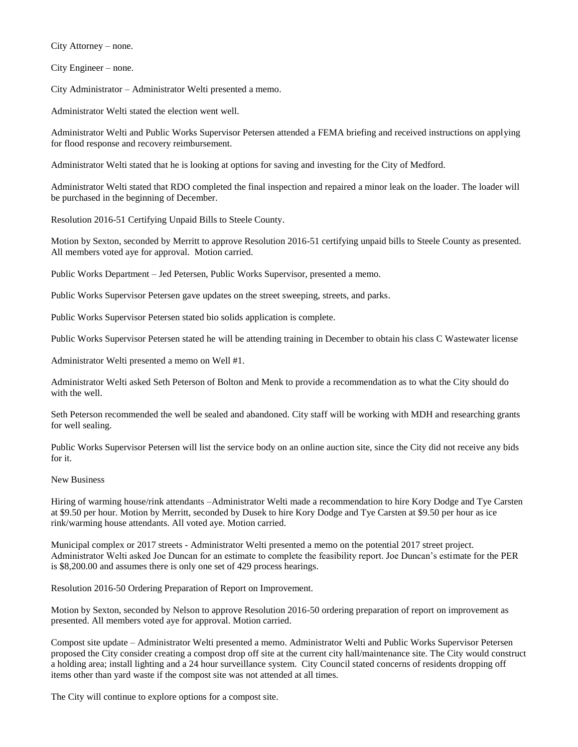City Attorney – none.

City Engineer – none.

City Administrator – Administrator Welti presented a memo.

Administrator Welti stated the election went well.

Administrator Welti and Public Works Supervisor Petersen attended a FEMA briefing and received instructions on applying for flood response and recovery reimbursement.

Administrator Welti stated that he is looking at options for saving and investing for the City of Medford.

Administrator Welti stated that RDO completed the final inspection and repaired a minor leak on the loader. The loader will be purchased in the beginning of December.

Resolution 2016-51 Certifying Unpaid Bills to Steele County.

Motion by Sexton, seconded by Merritt to approve Resolution 2016-51 certifying unpaid bills to Steele County as presented. All members voted aye for approval. Motion carried.

Public Works Department – Jed Petersen, Public Works Supervisor, presented a memo.

Public Works Supervisor Petersen gave updates on the street sweeping, streets, and parks.

Public Works Supervisor Petersen stated bio solids application is complete.

Public Works Supervisor Petersen stated he will be attending training in December to obtain his class C Wastewater license

Administrator Welti presented a memo on Well #1.

Administrator Welti asked Seth Peterson of Bolton and Menk to provide a recommendation as to what the City should do with the well.

Seth Peterson recommended the well be sealed and abandoned. City staff will be working with MDH and researching grants for well sealing.

Public Works Supervisor Petersen will list the service body on an online auction site, since the City did not receive any bids for it.

New Business

Hiring of warming house/rink attendants –Administrator Welti made a recommendation to hire Kory Dodge and Tye Carsten at $9.50 per hour. Motion by Merritt, seconded by Dusek to hire Kory Dodge and Tye Carsten at $9.50 per hour as ice rink/warming house attendants. All voted aye. Motion carried.

Municipal complex or 2017 streets - Administrator Welti presented a memo on the potential 2017 street project. Administrator Welti asked Joe Duncan for an estimate to complete the feasibility report. Joe Duncan's estimate for the PER is $8,200.00 and assumes there is only one set of 429 process hearings.

Resolution 2016-50 Ordering Preparation of Report on Improvement.

Motion by Sexton, seconded by Nelson to approve Resolution 2016-50 ordering preparation of report on improvement as presented. All members voted aye for approval. Motion carried.

Compost site update – Administrator Welti presented a memo. Administrator Welti and Public Works Supervisor Petersen proposed the City consider creating a compost drop off site at the current city hall/maintenance site. The City would construct a holding area; install lighting and a 24 hour surveillance system. City Council stated concerns of residents dropping off items other than yard waste if the compost site was not attended at all times.

The City will continue to explore options for a compost site.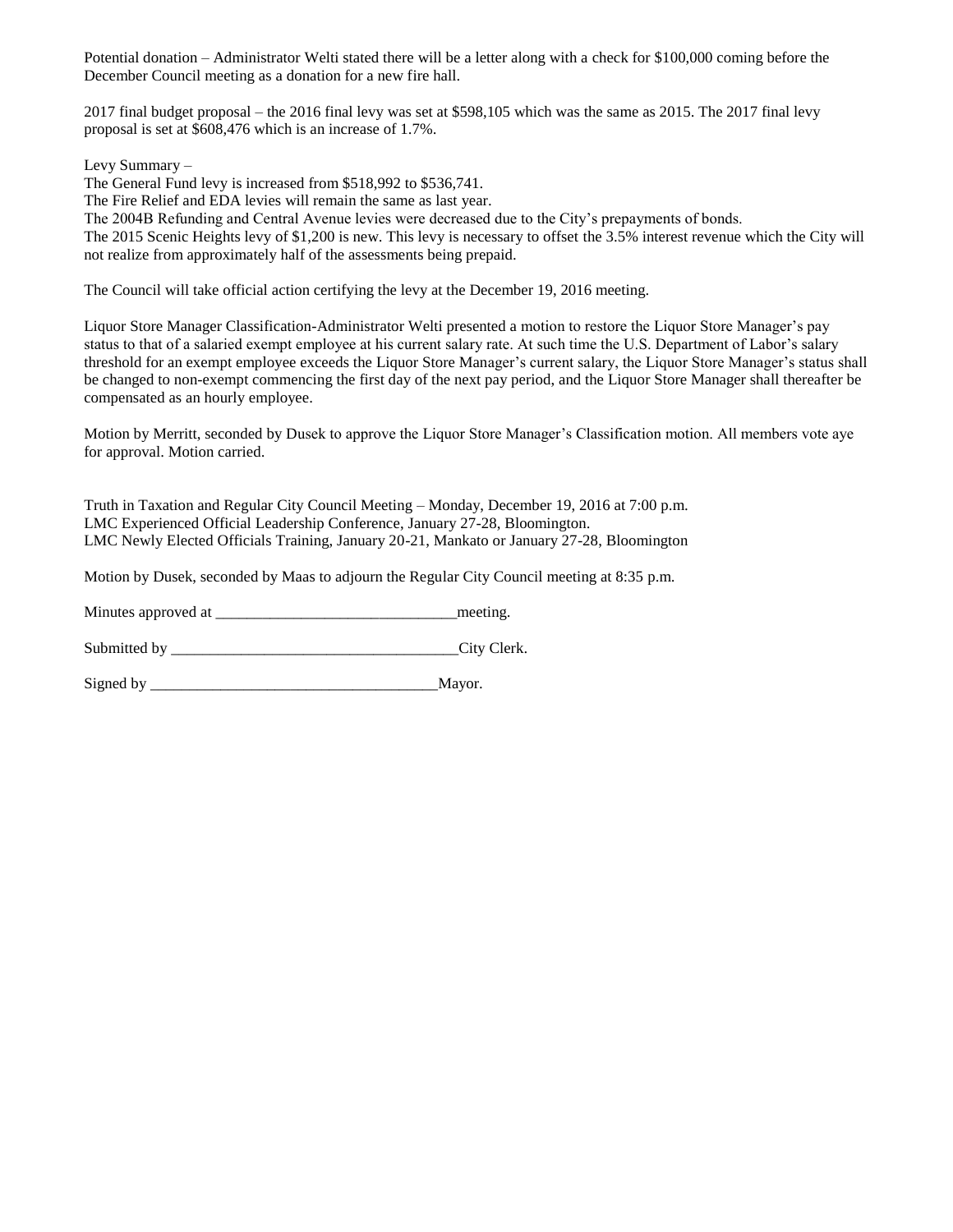Potential donation – Administrator Welti stated there will be a letter along with a check for $100,000 coming before the December Council meeting as a donation for a new fire hall.

2017 final budget proposal – the 2016 final levy was set at $598,105 which was the same as 2015. The 2017 final levy proposal is set at $608,476 which is an increase of 1.7%.

Levy Summary –
The General Fund levy is increased from $518,992 to $536,741.
The Fire Relief and EDA levies will remain the same as last year.
The 2004B Refunding and Central Avenue levies were decreased due to the City's prepayments of bonds.
The 2015 Scenic Heights levy of $1,200 is new. This levy is necessary to offset the 3.5% interest revenue which the City will not realize from approximately half of the assessments being prepaid.

The Council will take official action certifying the levy at the December 19, 2016 meeting.

Liquor Store Manager Classification-Administrator Welti presented a motion to restore the Liquor Store Manager's pay status to that of a salaried exempt employee at his current salary rate. At such time the U.S. Department of Labor's salary threshold for an exempt employee exceeds the Liquor Store Manager's current salary, the Liquor Store Manager's status shall be changed to non-exempt commencing the first day of the next pay period, and the Liquor Store Manager shall thereafter be compensated as an hourly employee.

Motion by Merritt, seconded by Dusek to approve the Liquor Store Manager's Classification motion. All members vote aye for approval. Motion carried.

Truth in Taxation and Regular City Council Meeting – Monday, December 19, 2016 at 7:00 p.m.
LMC Experienced Official Leadership Conference, January 27-28, Bloomington.
LMC Newly Elected Officials Training, January 20-21, Mankato or January 27-28, Bloomington

Motion by Dusek, seconded by Maas to adjourn the Regular City Council meeting at 8:35 p.m.

Minutes approved at _______________________________meeting.

Submitted by _____________________________________City Clerk.

Signed by _____________________________________Mayor.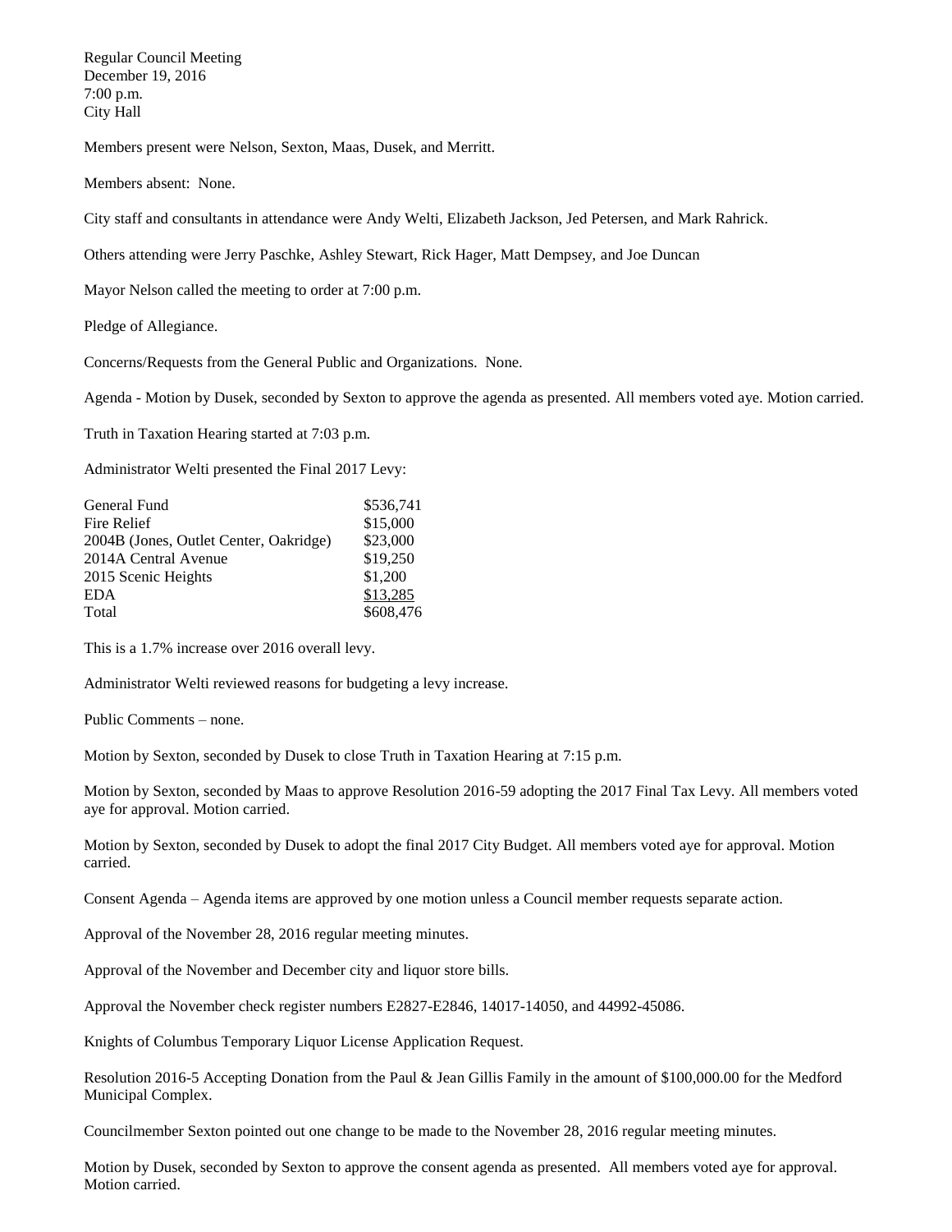Regular Council Meeting
December 19, 2016
7:00 p.m.
City Hall

Members present were Nelson, Sexton, Maas, Dusek, and Merritt.

Members absent: None.

City staff and consultants in attendance were Andy Welti, Elizabeth Jackson, Jed Petersen, and Mark Rahrick.

Others attending were Jerry Paschke, Ashley Stewart, Rick Hager, Matt Dempsey, and Joe Duncan

Mayor Nelson called the meeting to order at 7:00 p.m.

Pledge of Allegiance.

Concerns/Requests from the General Public and Organizations. None.

Agenda - Motion by Dusek, seconded by Sexton to approve the agenda as presented. All members voted aye. Motion carried.

Truth in Taxation Hearing started at 7:03 p.m.

Administrator Welti presented the Final 2017 Levy:

| | |
|---|---|
| General Fund | \$536,741 |
| Fire Relief | \$15,000 |
| 2004B (Jones, Outlet Center, Oakridge) | \$23,000 |
| 2014A Central Avenue | \$19,250 |
| 2015 Scenic Heights | \$1,200 |
| EDA | \$13,285 |
| Total | \$608,476 |

This is a 1.7% increase over 2016 overall levy.

Administrator Welti reviewed reasons for budgeting a levy increase.

Public Comments – none.

Motion by Sexton, seconded by Dusek to close Truth in Taxation Hearing at 7:15 p.m.

Motion by Sexton, seconded by Maas to approve Resolution 2016-59 adopting the 2017 Final Tax Levy. All members voted aye for approval. Motion carried.

Motion by Sexton, seconded by Dusek to adopt the final 2017 City Budget. All members voted aye for approval. Motion carried.

Consent Agenda – Agenda items are approved by one motion unless a Council member requests separate action.

Approval of the November 28, 2016 regular meeting minutes.

Approval of the November and December city and liquor store bills.

Approval the November check register numbers E2827-E2846, 14017-14050, and 44992-45086.

Knights of Columbus Temporary Liquor License Application Request.

Resolution 2016-5 Accepting Donation from the Paul & Jean Gillis Family in the amount of \$100,000.00 for the Medford Municipal Complex.

Councilmember Sexton pointed out one change to be made to the November 28, 2016 regular meeting minutes.

Motion by Dusek, seconded by Sexton to approve the consent agenda as presented. All members voted aye for approval. Motion carried.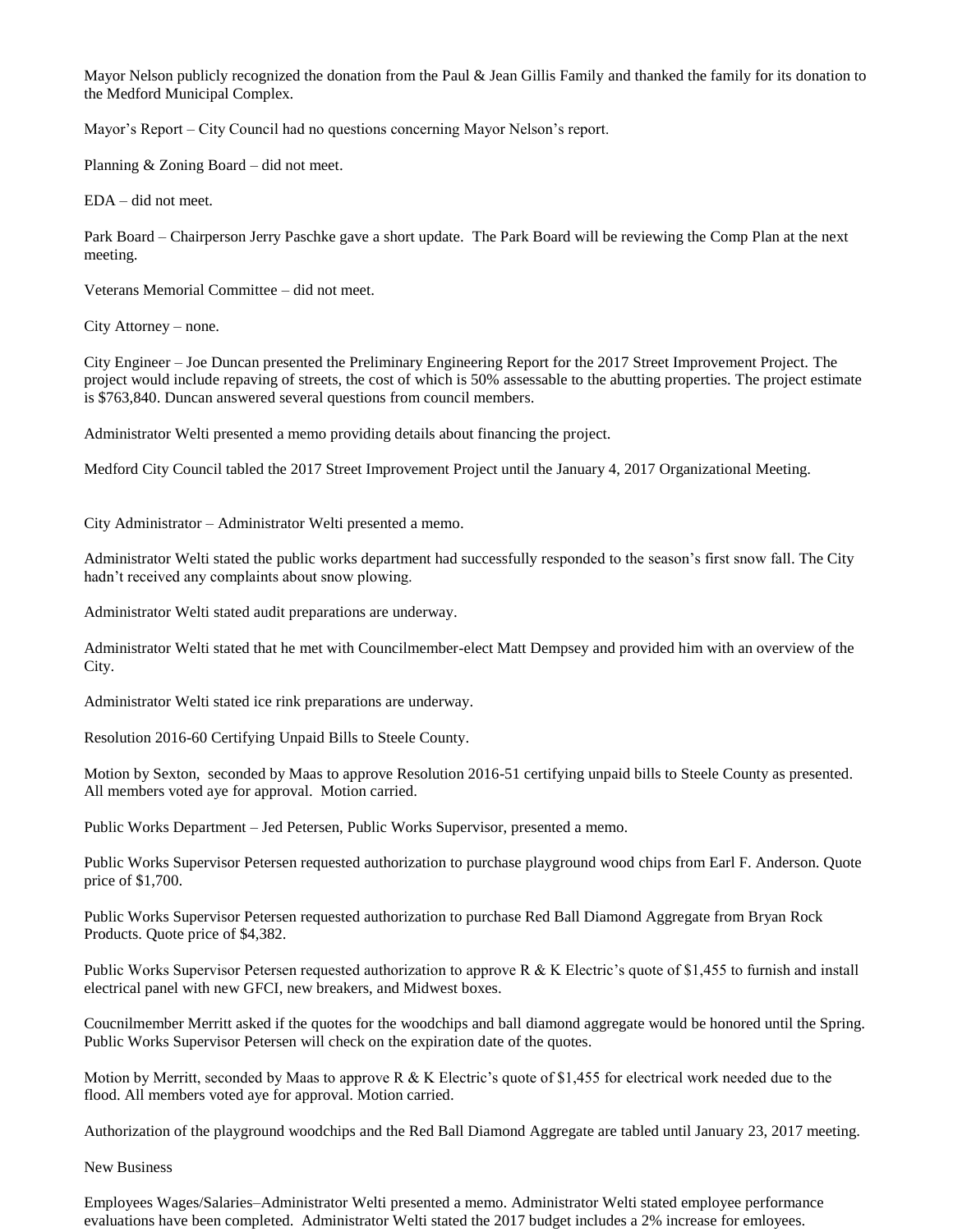Mayor Nelson publicly recognized the donation from the Paul & Jean Gillis Family and thanked the family for its donation to the Medford Municipal Complex.

Mayor's Report – City Council had no questions concerning Mayor Nelson's report.

Planning & Zoning Board – did not meet.

EDA – did not meet.

Park Board – Chairperson Jerry Paschke gave a short update. The Park Board will be reviewing the Comp Plan at the next meeting.

Veterans Memorial Committee – did not meet.

City Attorney – none.

City Engineer – Joe Duncan presented the Preliminary Engineering Report for the 2017 Street Improvement Project. The project would include repaving of streets, the cost of which is 50% assessable to the abutting properties. The project estimate is $763,840. Duncan answered several questions from council members.

Administrator Welti presented a memo providing details about financing the project.

Medford City Council tabled the 2017 Street Improvement Project until the January 4, 2017 Organizational Meeting.

City Administrator – Administrator Welti presented a memo.

Administrator Welti stated the public works department had successfully responded to the season's first snow fall. The City hadn't received any complaints about snow plowing.

Administrator Welti stated audit preparations are underway.

Administrator Welti stated that he met with Councilmember-elect Matt Dempsey and provided him with an overview of the City.

Administrator Welti stated ice rink preparations are underway.

Resolution 2016-60 Certifying Unpaid Bills to Steele County.

Motion by Sexton, seconded by Maas to approve Resolution 2016-51 certifying unpaid bills to Steele County as presented. All members voted aye for approval. Motion carried.

Public Works Department – Jed Petersen, Public Works Supervisor, presented a memo.

Public Works Supervisor Petersen requested authorization to purchase playground wood chips from Earl F. Anderson. Quote price of $1,700.

Public Works Supervisor Petersen requested authorization to purchase Red Ball Diamond Aggregate from Bryan Rock Products. Quote price of $4,382.

Public Works Supervisor Petersen requested authorization to approve R & K Electric's quote of $1,455 to furnish and install electrical panel with new GFCI, new breakers, and Midwest boxes.

Coucnilmember Merritt asked if the quotes for the woodchips and ball diamond aggregate would be honored until the Spring. Public Works Supervisor Petersen will check on the expiration date of the quotes.

Motion by Merritt, seconded by Maas to approve R & K Electric's quote of $1,455 for electrical work needed due to the flood. All members voted aye for approval. Motion carried.

Authorization of the playground woodchips and the Red Ball Diamond Aggregate are tabled until January 23, 2017 meeting.

New Business

Employees Wages/Salaries–Administrator Welti presented a memo. Administrator Welti stated employee performance evaluations have been completed. Administrator Welti stated the 2017 budget includes a 2% increase for emloyees.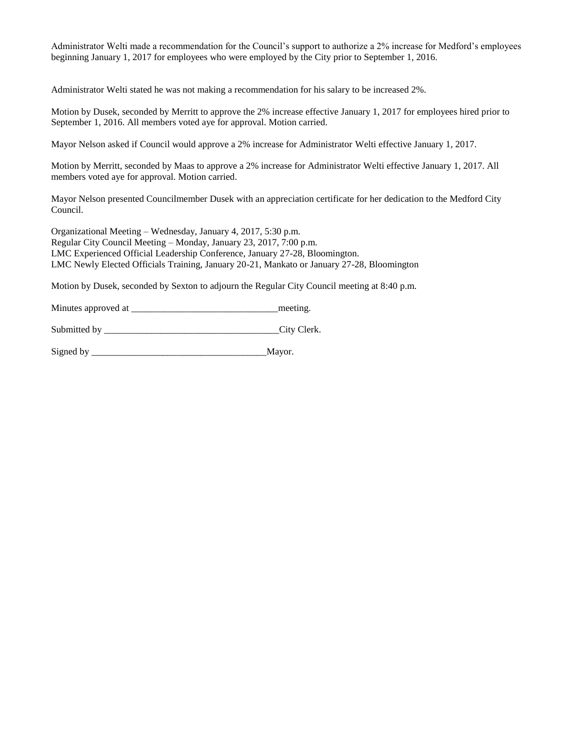Administrator Welti made a recommendation for the Council's support to authorize a 2% increase for Medford's employees beginning January 1, 2017 for employees who were employed by the City prior to September 1, 2016.

Administrator Welti stated he was not making a recommendation for his salary to be increased 2%.

Motion by Dusek, seconded by Merritt to approve the 2% increase effective January 1, 2017 for employees hired prior to September 1, 2016. All members voted aye for approval. Motion carried.

Mayor Nelson asked if Council would approve a 2% increase for Administrator Welti effective January 1, 2017.

Motion by Merritt, seconded by Maas to approve a 2% increase for Administrator Welti effective January 1, 2017. All members voted aye for approval. Motion carried.

Mayor Nelson presented Councilmember Dusek with an appreciation certificate for her dedication to the Medford City Council.

Organizational Meeting – Wednesday, January 4, 2017, 5:30 p.m.
Regular City Council Meeting – Monday, January 23, 2017, 7:00 p.m.
LMC Experienced Official Leadership Conference, January 27-28, Bloomington.
LMC Newly Elected Officials Training, January 20-21, Mankato or January 27-28, Bloomington

Motion by Dusek, seconded by Sexton to adjourn the Regular City Council meeting at 8:40 p.m.

Minutes approved at ______________________________meeting.

Submitted by ____________________________________City Clerk.

Signed by ____________________________________Mayor.